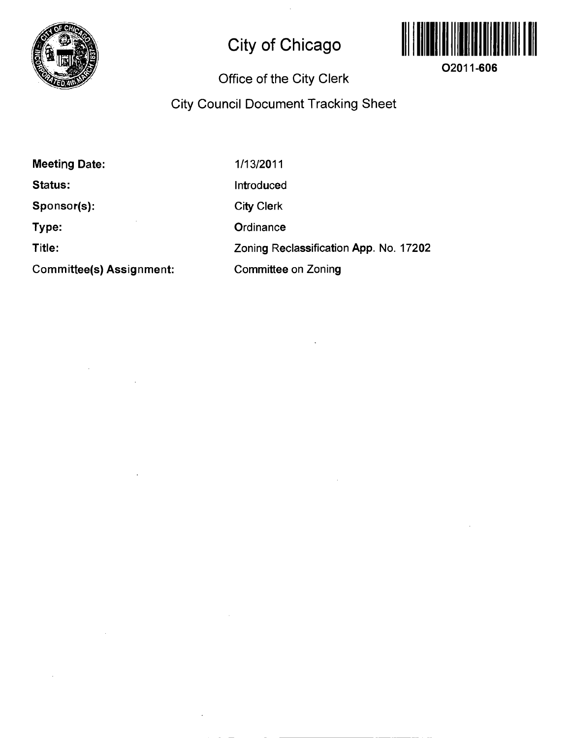# City of Chicago

O2011-606

## Office of the City Clerk

## City Council Document Tracking Sheet

| | |
|---|---|
| **Meeting Date:** | 1/13/2011 |
| **Status:** | Introduced |
| **Sponsor(s):** | City Clerk |
| **Type:** | Ordinance |
| **Title:** | Zoning Reclassification App. No. 17202 |
| **Committee(s) Assignment:** | Committee on Zoning |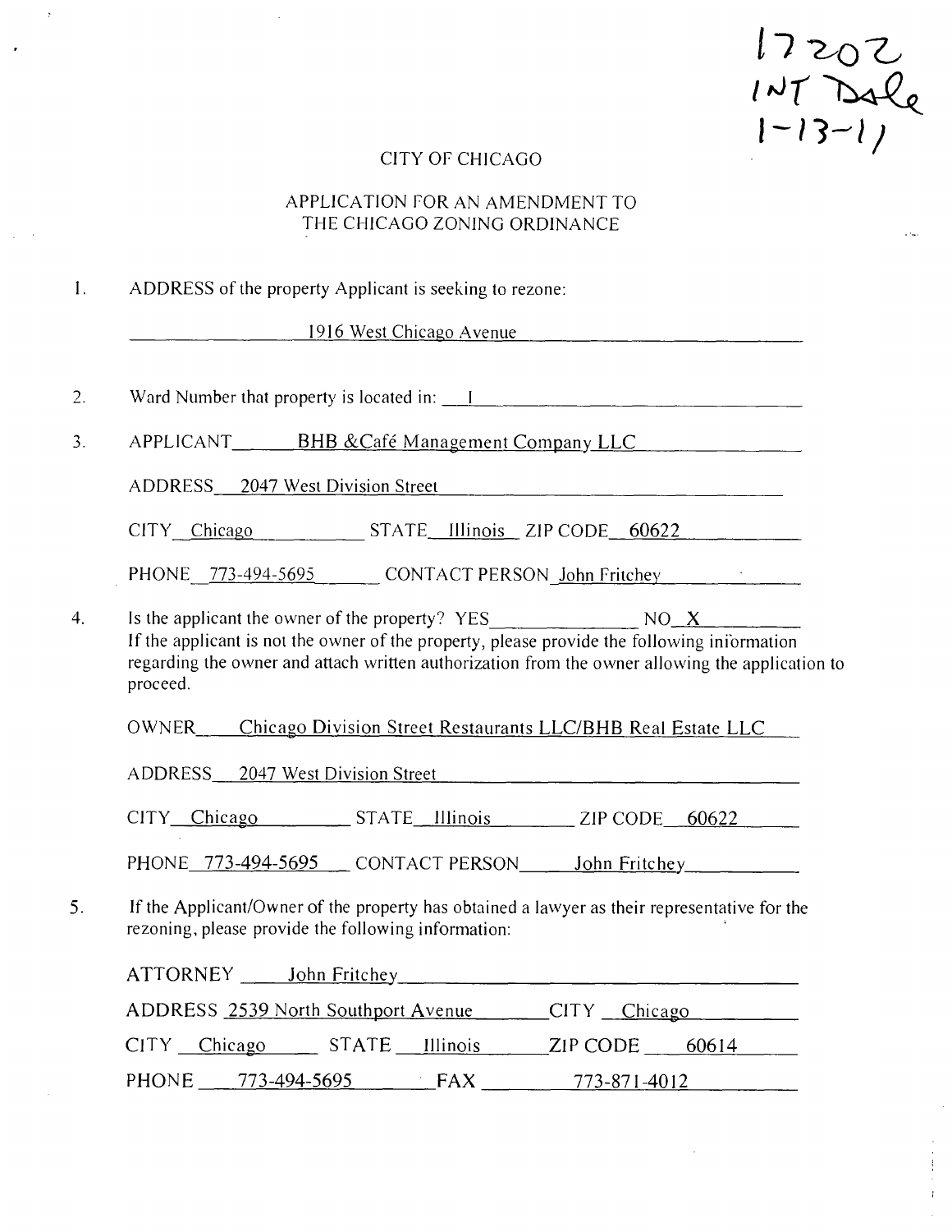17202
INT Dale
1-13-11

# CITY OF CHICAGO

## APPLICATION FOR AN AMENDMENT TO THE CHICAGO ZONING ORDINANCE

1. ADDRESS of the property Applicant is seeking to rezone:

   1916 West Chicago Avenue

2. Ward Number that property is located in: 1

3. APPLICANT BHB &Café Management Company LLC

   ADDRESS 2047 West Division Street

   CITY Chicago STATE Illinois ZIP CODE 60622

   PHONE 773-494-5695 CONTACT PERSON John Fritchey

4. Is the applicant the owner of the property? YES ______ NO X

   If the applicant is not the owner of the property, please provide the following information regarding the owner and attach written authorization from the owner allowing the application to proceed.

   OWNER Chicago Division Street Restaurants LLC/BHB Real Estate LLC

   ADDRESS 2047 West Division Street

   CITY Chicago STATE Illinois ZIP CODE 60622

   PHONE 773-494-5695 CONTACT PERSON John Fritchey

5. If the Applicant/Owner of the property has obtained a lawyer as their representative for the rezoning, please provide the following information:

   ATTORNEY John Fritchey

   ADDRESS 2539 North Southport Avenue CITY Chicago

   CITY Chicago STATE Illinois ZIP CODE 60614

   PHONE 773-494-5695 FAX 773-871-4012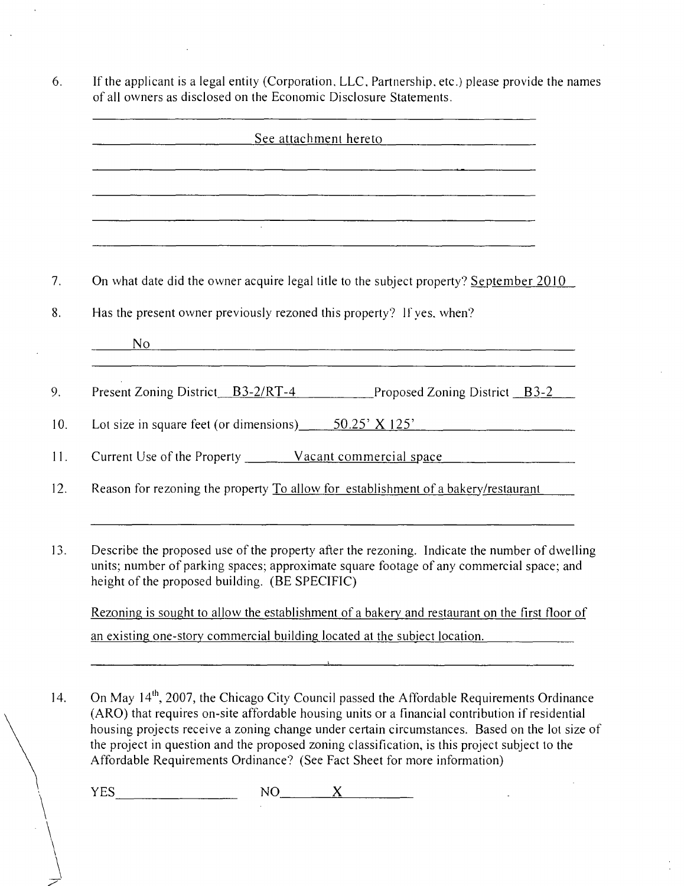6. If the applicant is a legal entity (Corporation, LLC, Partnership, etc.) please provide the names of all owners as disclosed on the Economic Disclosure Statements.

   See attachment hereto

7. On what date did the owner acquire legal title to the subject property? September 2010

8. Has the present owner previously rezoned this property? If yes, when?

   No

9. Present Zoning District B3-2/RT-4 Proposed Zoning District B3-2

10. Lot size in square feet (or dimensions) 50.25' X 125'

11. Current Use of the Property Vacant commercial space

12. Reason for rezoning the property To allow for establishment of a bakery/restaurant

13. Describe the proposed use of the property after the rezoning. Indicate the number of dwelling units; number of parking spaces; approximate square footage of any commercial space; and height of the proposed building. (BE SPECIFIC)

    Rezoning is sought to allow the establishment of a bakery and restaurant on the first floor of an existing one-story commercial building located at the subject location.

14. On May 14th, 2007, the Chicago City Council passed the Affordable Requirements Ordinance (ARO) that requires on-site affordable housing units or a financial contribution if residential housing projects receive a zoning change under certain circumstances. Based on the lot size of the project in question and the proposed zoning classification, is this project subject to the Affordable Requirements Ordinance? (See Fact Sheet for more information)

    YES \_\_\_\_\_\_\_\_ NO X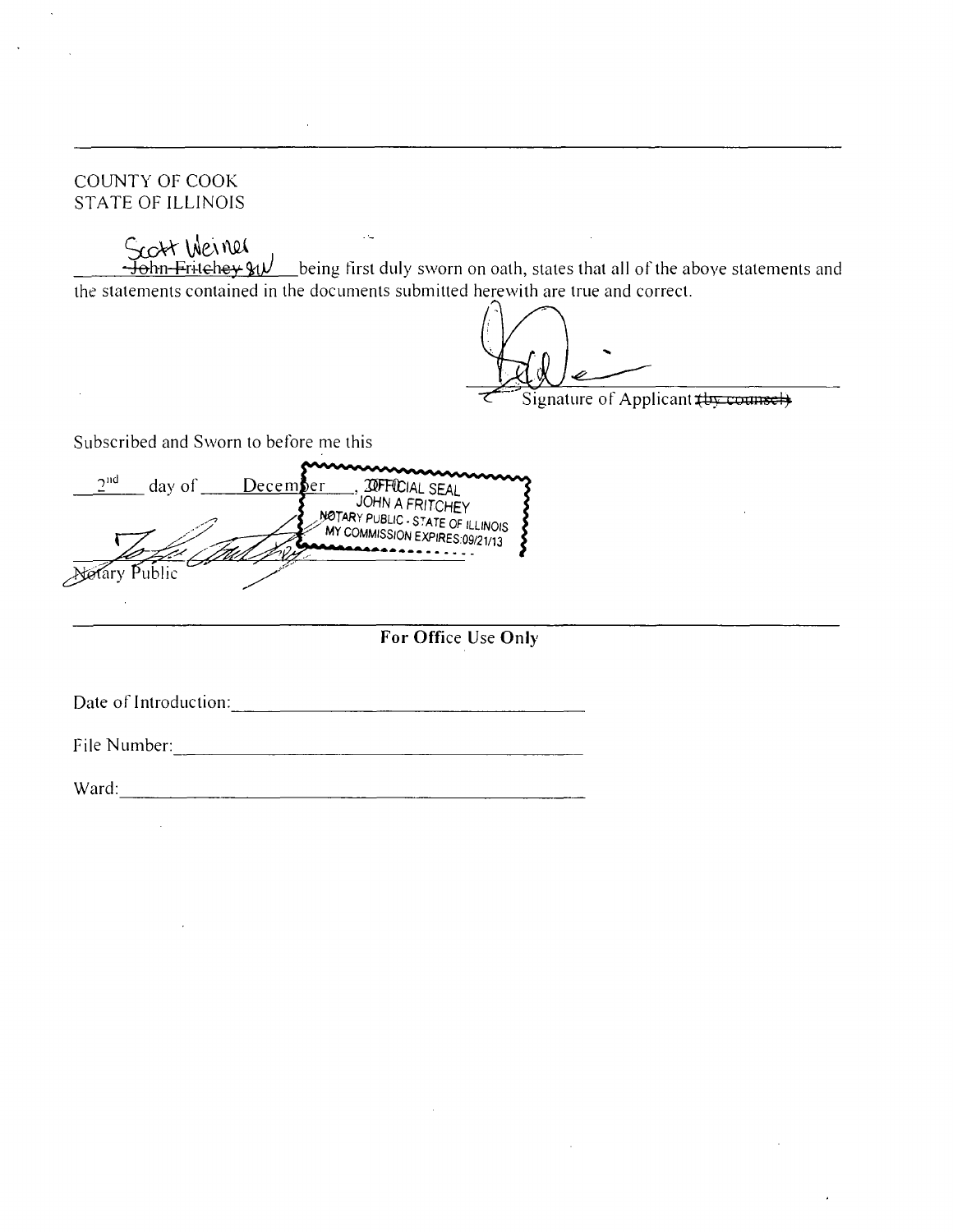COUNTY OF COOK
STATE OF ILLINOIS

Scott Weiner ~~John Fritchey~~ being first duly sworn on oath, states that all of the above statements and the statements contained in the documents submitted herewith are true and correct.

Signature of Applicant ~~(by counsel)~~

Subscribed and Sworn to before me this

2nd day of December, 20__

OFFICIAL SEAL
JOHN A FRITCHEY
NOTARY PUBLIC - STATE OF ILLINOIS
MY COMMISSION EXPIRES:09/21/13

Notary Public

---

**For Office Use Only**

Date of Introduction: ____________________

File Number: ____________________

Ward: ____________________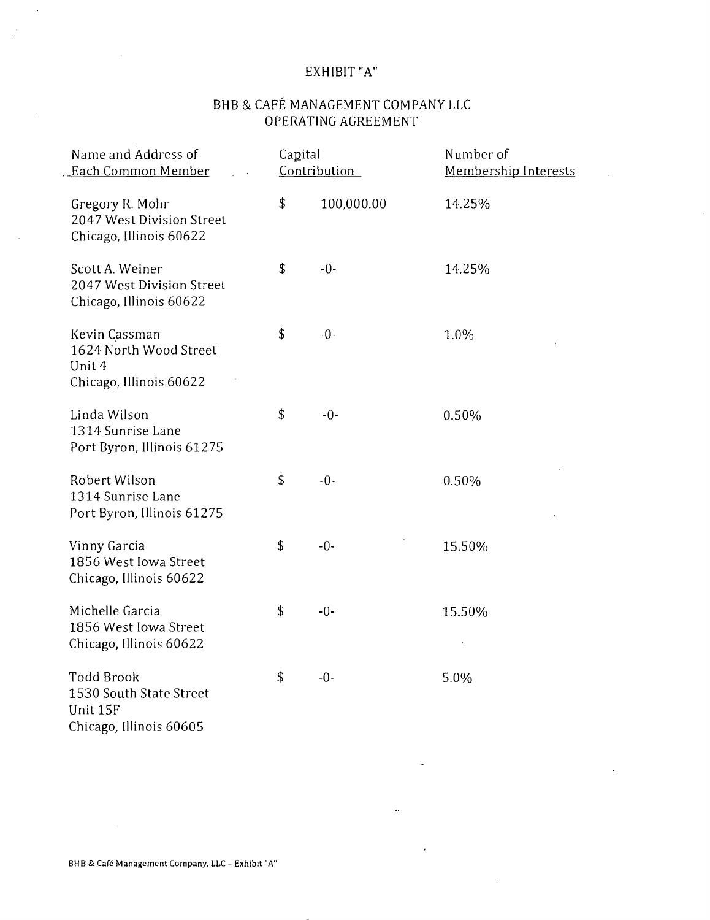# EXHIBIT "A"

## BHB & CAFÉ MANAGEMENT COMPANY LLC
## OPERATING AGREEMENT

| Name and Address of Each Common Member | Capital Contribution | Number of Membership Interests |
|---|---|---|
| Gregory R. Mohr<br>2047 West Division Street<br>Chicago, Illinois 60622 | $ 100,000.00 | 14.25% |
| Scott A. Weiner<br>2047 West Division Street<br>Chicago, Illinois 60622 | $ -0- | 14.25% |
| Kevin Cassman<br>1624 North Wood Street<br>Unit 4<br>Chicago, Illinois 60622 | $ -0- | 1.0% |
| Linda Wilson<br>1314 Sunrise Lane<br>Port Byron, Illinois 61275 | $ -0- | 0.50% |
| Robert Wilson<br>1314 Sunrise Lane<br>Port Byron, Illinois 61275 | $ -0- | 0.50% |
| Vinny Garcia<br>1856 West Iowa Street<br>Chicago, Illinois 60622 | $ -0- | 15.50% |
| Michelle Garcia<br>1856 West Iowa Street<br>Chicago, Illinois 60622 | $ -0- | 15.50% |
| Todd Brook<br>1530 South State Street<br>Unit 15F<br>Chicago, Illinois 60605 | $ -0- | 5.0% |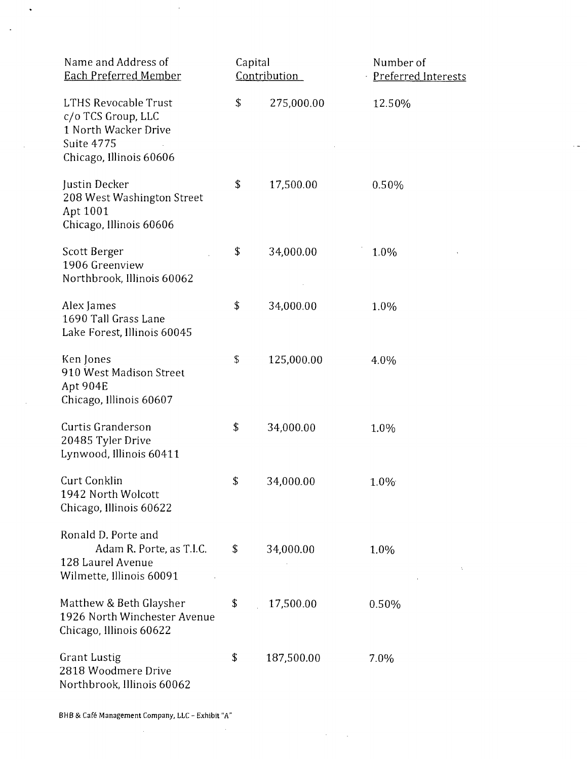| Name and Address of Each Preferred Member | Capital Contribution | Number of Preferred Interests |
|---|---|---|
| LTHS Revocable Trust<br>c/o TCS Group, LLC<br>1 North Wacker Drive<br>Suite 4775<br>Chicago, Illinois 60606 | $ 275,000.00 | 12.50% |
| Justin Decker<br>208 West Washington Street<br>Apt 1001<br>Chicago, Illinois 60606 | $ 17,500.00 | 0.50% |
| Scott Berger<br>1906 Greenview<br>Northbrook, Illinois 60062 | $ 34,000.00 | 1.0% |
| Alex James<br>1690 Tall Grass Lane<br>Lake Forest, Illinois 60045 | $ 34,000.00 | 1.0% |
| Ken Jones<br>910 West Madison Street<br>Apt 904E<br>Chicago, Illinois 60607 | $ 125,000.00 | 4.0% |
| Curtis Granderson<br>20485 Tyler Drive<br>Lynwood, Illinois 60411 | $ 34,000.00 | 1.0% |
| Curt Conklin<br>1942 North Wolcott<br>Chicago, Illinois 60622 | $ 34,000.00 | 1.0% |
| Ronald D. Porte and<br>Adam R. Porte, as T.I.C.<br>128 Laurel Avenue<br>Wilmette, Illinois 60091 | $ 34,000.00 | 1.0% |
| Matthew & Beth Glaysher<br>1926 North Winchester Avenue<br>Chicago, Illinois 60622 | $ 17,500.00 | 0.50% |
| Grant Lustig<br>2818 Woodmere Drive<br>Northbrook, Illinois 60062 | $ 187,500.00 | 7.0% |

BHB & Café Management Company, LLC – Exhibit "A"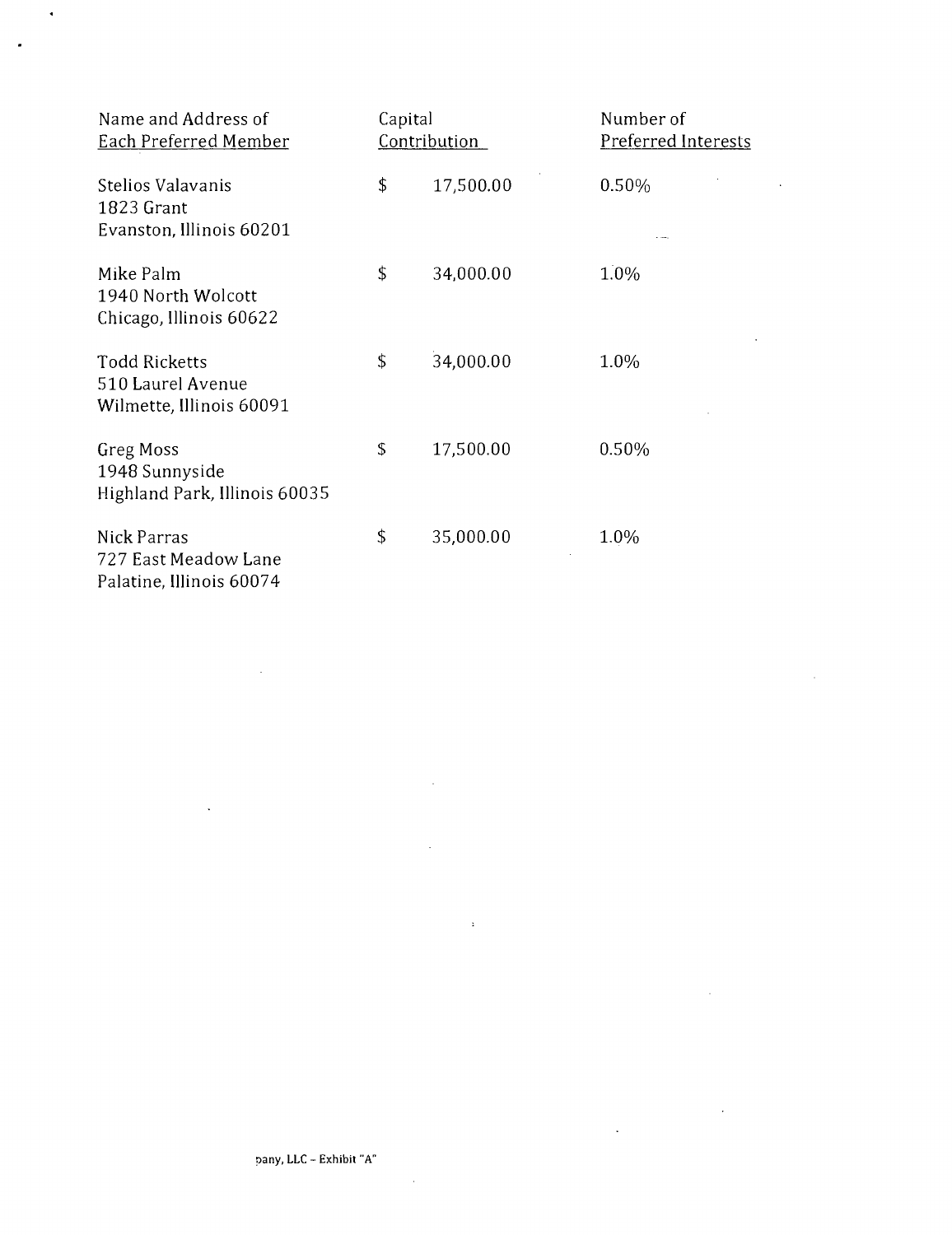| Name and Address of Each Preferred Member | Capital Contribution | Number of Preferred Interests |
| --- | --- | --- |
| Stelios Valavanis<br>1823 Grant<br>Evanston, Illinois 60201 | $ 17,500.00 | 0.50% |
| Mike Palm<br>1940 North Wolcott<br>Chicago, Illinois 60622 | $ 34,000.00 | 1.0% |
| Todd Ricketts<br>510 Laurel Avenue<br>Wilmette, Illinois 60091 | $ 34,000.00 | 1.0% |
| Greg Moss<br>1948 Sunnyside<br>Highland Park, Illinois 60035 | $ 17,500.00 | 0.50% |
| Nick Parras<br>727 East Meadow Lane<br>Palatine, Illinois 60074 | $ 35,000.00 | 1.0% |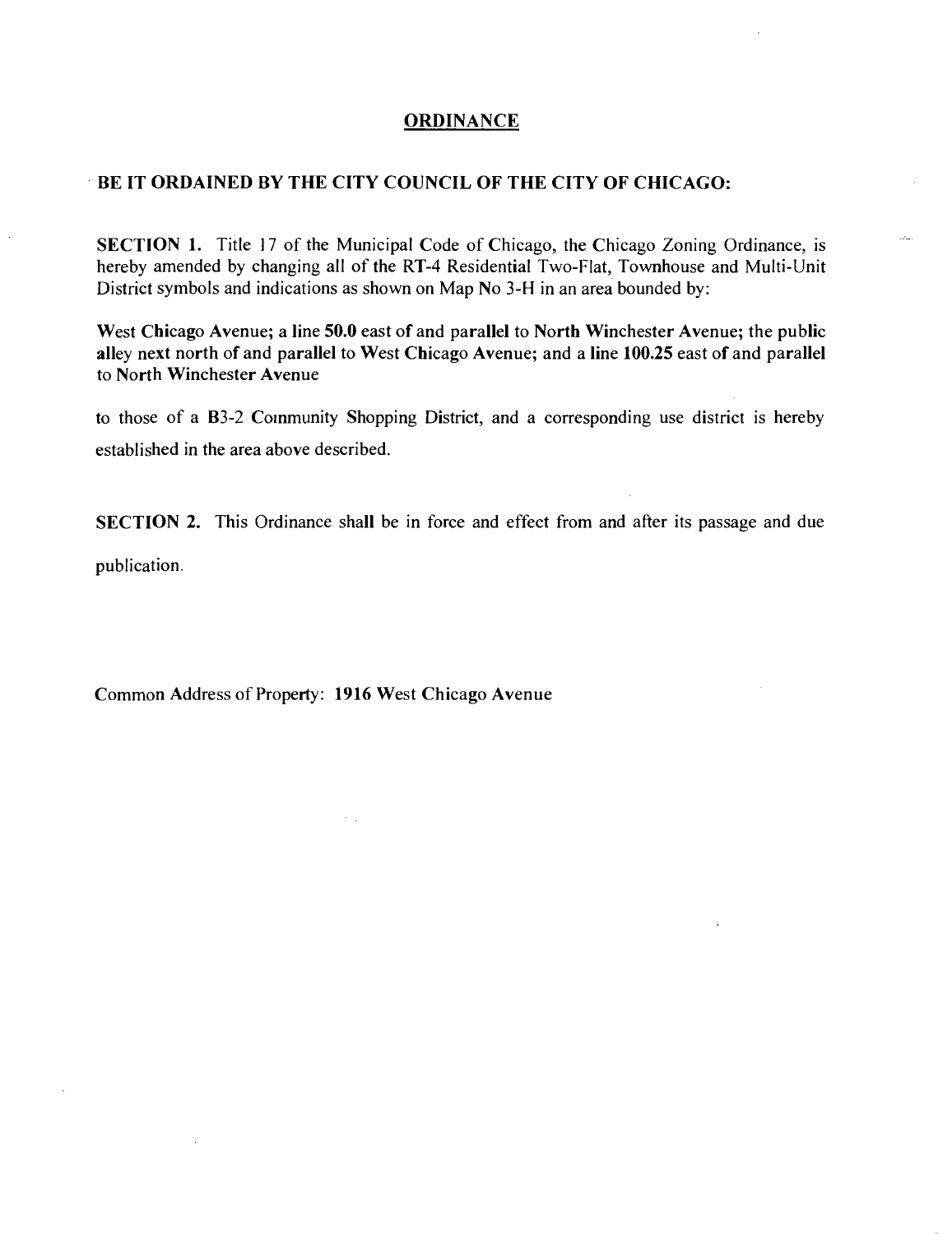# ORDINANCE

**BE IT ORDAINED BY THE CITY COUNCIL OF THE CITY OF CHICAGO:**

**SECTION 1.** Title 17 of the Municipal Code of Chicago, the Chicago Zoning Ordinance, is hereby amended by changing all of the RT-4 Residential Two-Flat, Townhouse and Multi-Unit District symbols and indications as shown on Map No 3-H in an area bounded by:

**West Chicago Avenue; a line 50.0 east of and parallel to North Winchester Avenue; the public alley next north of and parallel to West Chicago Avenue; and a line 100.25 east of and parallel to North Winchester Avenue**

to those of a **B3-2** Community Shopping District, and a corresponding use district is hereby established in the area above described.

**SECTION 2.** This Ordinance shall be in force and effect from and after its passage and due publication.

Common Address of Property: **1916 West Chicago Avenue**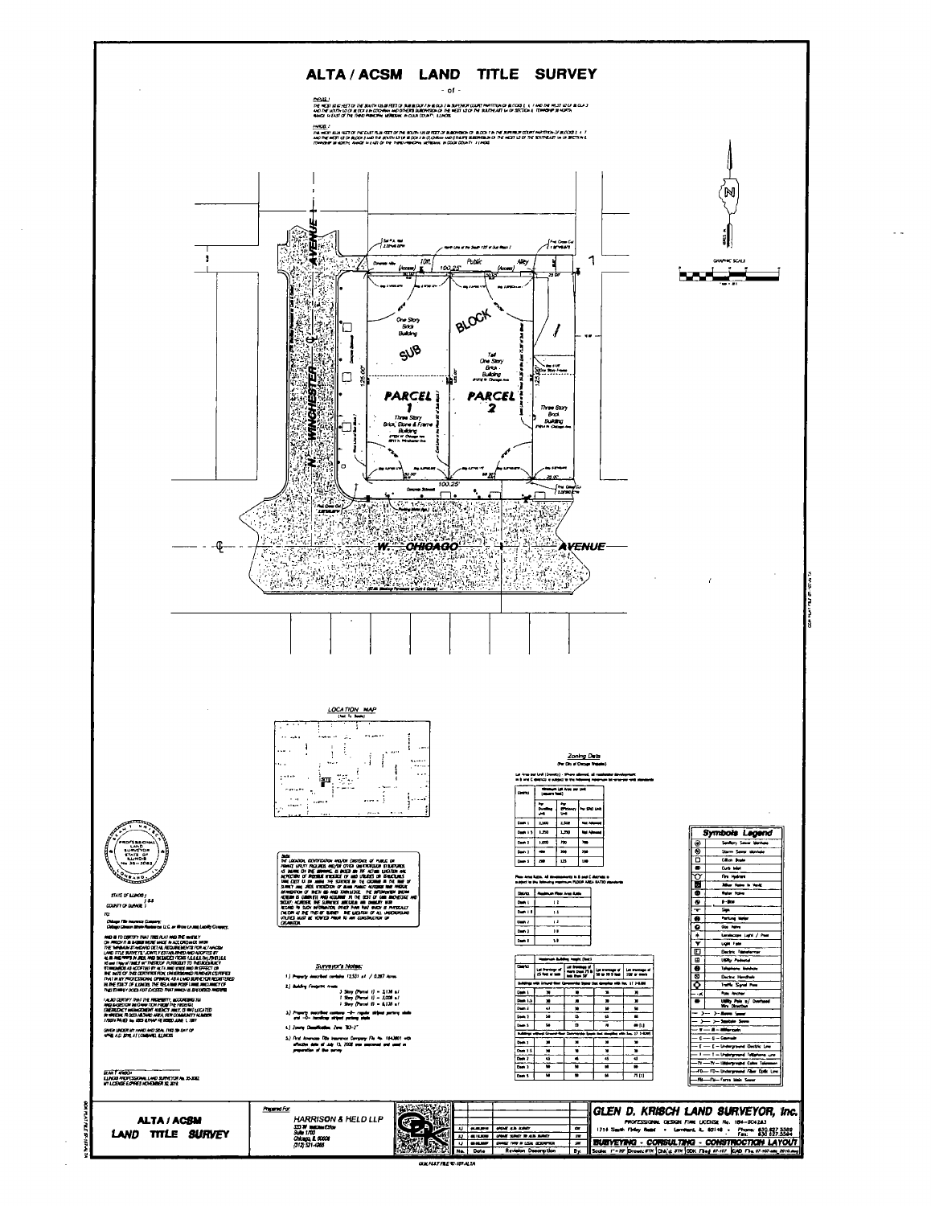# ALTA / ACSM LAND TITLE SURVEY

- of -

PARCEL 1

THE WEST 30.92 FEET OF THE SOUTH 125.00 FEET OF SUB BLOCK 7 IN BLOCK 7 IN SUPERIOR COURT PARTITION OF BLOCKS 3, 4, 7 AND THE WEST 1/2 OF BLOCK 2 AND THE SOUTH 1/2 OF BLOCK 8 IN COCHRAN AND OTHERS SUBDIVISION OF THE WEST 1/2 OF THE SOUTHEAST 1/4 OF SECTION 6, TOWNSHIP 39 NORTH, RANGE 14 EAST OF THE THIRD PRINCIPAL MERIDIAN, IN COOK COUNTY, ILLINOIS.

PARCEL 2

THE WEST 50.25 FEET OF THE EAST PLUS FEET OF THE SOUTH 125.00 FEET OF SUBDIVISION OF BLOCK 7 IN THE SUPERIOR COURT PARTITION OF BLOCKS 3, 4, 7 AND THE WEST 1/2 OF BLOCK 2 AND THE SOUTH 1/2 OF BLOCK 8 IN COCHRAN AND OTHERS SUBDIVISION OF THE WEST 1/2 OF THE SOUTHEAST 1/4 OF SECTION 6, TOWNSHIP 39 NORTH, RANGE 14 EAST OF THE THIRD PRINCIPAL MERIDIAN, IN COOK COUNTY, ILLINOIS.

N. WINCHESTER AVENUE

W. CHICAGO AVENUE

Public Alley — 10ft. — 100.25' — (Access)

SUB BLOCK

PARCEL 1 — Three Story Brick, Stone & Frame Building

PARCEL 2 — Tall One Story Brick Building

One Story Brick Building

Three Story Brick Building

125.00' — 100.25' — 25.00'

GRAPHIC SCALE

### LOCATION MAP
(Not To Scale)

Note:
THE LOCATION, IDENTIFICATION AND/OR EXISTENCE OF PUBLIC OR PRIVATE UTILITY FACILITIES, AND/OR OTHER UNDERGROUND STRUCTURES, AS SHOWN ON THE DRAWING, IS BASED ON THE ACTUAL LOCATION AND INSPECTION OF VISIBLE EVIDENCE OF ANY UTILITIES OR STRUCTURES THAT EXIST AT THE TIME THE SURVEY WAS MADE. THE SURVEYOR DOES NOT GUARANTEE THE INFORMATION HEREIN IS COMPLETE AND ACCURATE TO THE BEST OF OUR KNOWLEDGE AND BELIEF. HOWEVER, THE SURVEYOR ASSUMES NO LIABILITY WITH REGARD TO SUCH INFORMATION. THE LOCATION OF ALL UNDERGROUND UTILITIES MUST BE VERIFIED PRIOR TO ANY CONSTRUCTION OR EXCAVATION.

### Surveyor's Notes:

1.) Property described contains 12,531 s.f. / 0.287 Acres.

2.) Building Footprint Areas:
3 Story (Parcel 1) = 3,136 s.f.
1 Story (Parcel 1) = 3,008 s.f.
1 Story (Parcel 2) = 5,130 s.f.

3.) Property described contains -0- regular striped parking stalls and -0- handicap striped parking stalls.

4.) Zoning Classification: Zone "B3-3"

5.) First American Title Insurance Company File No. 184.3801 with effective date of July 13, 2008 was reviewed and used in preparation of this survey.

### Zoning Data
(Per City of Chicago Website)

| District | Per Dwelling Unit | Per Efficiency Unit | Per SRO Unit |
|---|---|---|---|
| Dash 1 | 2,500 | 2,500 | Not Allowed |
| Dash 1.5 | 1,250 | 1,250 | Not Allowed |
| Dash 2 | 1,000 | 700 | 700 |
| Dash 3 | 400 | 300 | 200 |
| Dash 5 | 200 | 135 | 100 |

| District | Maximum Floor Area Ratio |
|---|---|
| Dash 1 | 1.2 |
| Dash 1.5 | 1.5 |
| Dash 2 | 2.2 |
| Dash 3 | 3.0 |
| Dash 5 | 5.0 |

STATE OF ILLINOIS )
) S.S.
COUNTY OF DUPAGE )

TO:
Chicago Title Insurance Company;
Chicago Chicago Winchester LLC, an Illinois Limited Liability Company;

THIS IS TO CERTIFY THAT THIS PLAT AND THE SURVEY ON WHICH IT IS BASED WERE MADE IN ACCORDANCE WITH THE "MINIMUM STANDARD DETAIL REQUIREMENTS FOR ALTA/ACSM LAND TITLE SURVEYS," JOINTLY ESTABLISHED AND ADOPTED BY ALTA AND NSPS IN 2005, AND INCLUDES ITEMS OF TABLE A THEREOF. PURSUANT TO THE ACCURACY STANDARDS AS ADOPTED BY ALTA AND NSPS AND IN EFFECT ON THE DATE OF THIS CERTIFICATION, UNDERSIGNED FURTHER CERTIFIES THAT IN MY PROFESSIONAL OPINION, AS A LAND SURVEYOR REGISTERED IN THE STATE OF ILLINOIS, THE RELATIVE POSITIONAL ACCURACY OF THIS SURVEY DOES NOT EXCEED THAT WHICH IS SPECIFIED THEREIN.

I ALSO CERTIFY THAT THE PROPERTY, ACCORDING TO AND BASED ON INFORMATION FROM THE FEDERAL EMERGENCY MANAGEMENT AGENCY, IS NOT LOCATED IN SPECIAL FLOOD HAZARD AREA.

GIVEN UNDER MY HAND AND SEAL THIS DAY OF A.D. 2010, AT LOMBARD, ILLINOIS

ILLINOIS PROFESSIONAL LAND SURVEYOR No. 35-3082
MY LICENSE EXPIRES NOVEMBER 30, 2010

### Symbols Legend

- Sanitary Sewer Manhole
- Storm Sewer Manhole
- Catch Basin
- Curb Inlet
- Fire Hydrant
- Buffalo Valve in Vault
- Water Valve
- B-Box
- Sign
- Parking Meter
- Gas Valve
- Landscape Light / Post
- Light Pole
- Electric Transformer
- Utility Pedestal
- Telephone Manhole
- Electric Handhole
- Traffic Signal Pole
- Pole Anchor
- Utility Pole w/ Overhead Wire Direction
- Storm Sewer
- Sanitary Sewer
- Watermain
- Gas main
- Underground Electric Line
- Underground Telephone Line
- Underground Cable Television
- Underground Fiber Optic Line
- Force Main Sewer

**ALTA / ACSM LAND TITLE SURVEY**

Prepared For:
HARRISON & HELD LLP
333 W. Wacker Drive
Suite 1700
Chicago, IL 60606
(312) 521-4365

| No. | Date | Revision Description | By |
|---|---|---|---|
| | | UPDATE SURVEY TO ALTA SURVEY | |
| | | CHANGE TYPE OF LEGAL DESCRIPTION | |

**GLEN D. KRISCH LAND SURVEYOR, Inc.**
PROFESSIONAL DESIGN FIRM LICENSE No. 184-004263
1716 South Finley Road • Lombard, IL 60148 • Phone: 630 627 3300 Fax: 630 627 3304
**SURVEYING - CONSULTING - CONSTRUCTION LAYOUT**

Scale: 1" = 20'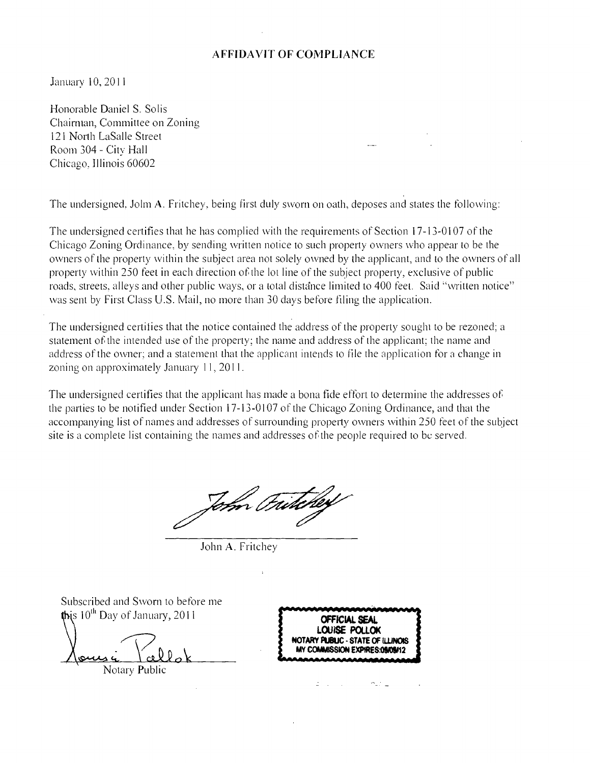# AFFIDAVIT OF COMPLIANCE

January 10, 2011

Honorable Daniel S. Solis
Chairman, Committee on Zoning
121 North LaSalle Street
Room 304 - City Hall
Chicago, Illinois 60602

The undersigned, John A. Fritchey, being first duly sworn on oath, deposes and states the following:

The undersigned certifies that he has complied with the requirements of Section 17-13-0107 of the Chicago Zoning Ordinance, by sending written notice to such property owners who appear to be the owners of the property within the subject area not solely owned by the applicant, and to the owners of all property within 250 feet in each direction of the lot line of the subject property, exclusive of public roads, streets, alleys and other public ways, or a total distance limited to 400 feet. Said "written notice" was sent by First Class U.S. Mail, no more than 30 days before filing the application.

The undersigned certifies that the notice contained the address of the property sought to be rezoned; a statement of the intended use of the property; the name and address of the applicant; the name and address of the owner; and a statement that the applicant intends to file the application for a change in zoning on approximately January 11, 2011.

The undersigned certifies that the applicant has made a bona fide effort to determine the addresses of the parties to be notified under Section 17-13-0107 of the Chicago Zoning Ordinance, and that the accompanying list of names and addresses of surrounding property owners within 250 feet of the subject site is a complete list containing the names and addresses of the people required to be served.

John Fritchey

John A. Fritchey

Subscribed and Sworn to before me
this 10th Day of January, 2011

Louise Pollok
Notary Public

OFFICIAL SEAL
LOUISE POLLOK
NOTARY PUBLIC - STATE OF ILLINOIS
MY COMMISSION EXPIRES:09/09/12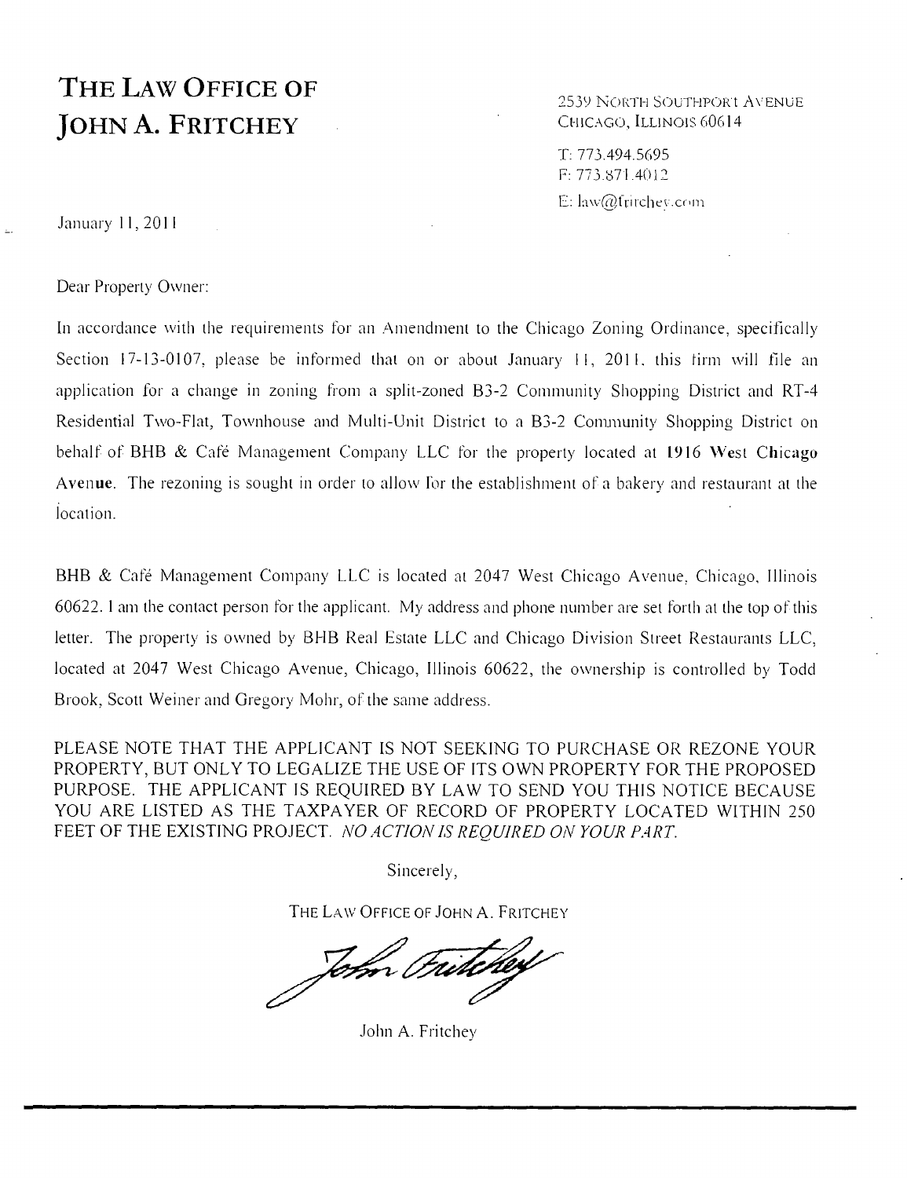# THE LAW OFFICE OF JOHN A. FRITCHEY

2539 NORTH SOUTHPORT AVENUE
CHICAGO, ILLINOIS 60614

T: 773.494.5695
F: 773.871.4012
E: law@fritchey.com

January 11, 2011

Dear Property Owner:

In accordance with the requirements for an Amendment to the Chicago Zoning Ordinance, specifically Section 17-13-0107, please be informed that on or about January 11, 2011, this firm will file an application for a change in zoning from a split-zoned B3-2 Community Shopping District and RT-4 Residential Two-Flat, Townhouse and Multi-Unit District to a B3-2 Community Shopping District on behalf of BHB & Café Management Company LLC for the property located at **1916 West Chicago Avenue**. The rezoning is sought in order to allow for the establishment of a bakery and restaurant at the location.

BHB & Café Management Company LLC is located at 2047 West Chicago Avenue, Chicago, Illinois 60622. I am the contact person for the applicant. My address and phone number are set forth at the top of this letter. The property is owned by BHB Real Estate LLC and Chicago Division Street Restaurants LLC, located at 2047 West Chicago Avenue, Chicago, Illinois 60622, the ownership is controlled by Todd Brook, Scott Weiner and Gregory Mohr, of the same address.

PLEASE NOTE THAT THE APPLICANT IS NOT SEEKING TO PURCHASE OR REZONE YOUR PROPERTY, BUT ONLY TO LEGALIZE THE USE OF ITS OWN PROPERTY FOR THE PROPOSED PURPOSE. THE APPLICANT IS REQUIRED BY LAW TO SEND YOU THIS NOTICE BECAUSE YOU ARE LISTED AS THE TAXPAYER OF RECORD OF PROPERTY LOCATED WITHIN 250 FEET OF THE EXISTING PROJECT. *NO ACTION IS REQUIRED ON YOUR PART.*

Sincerely,

THE LAW OFFICE OF JOHN A. FRITCHEY

John A. Fritchey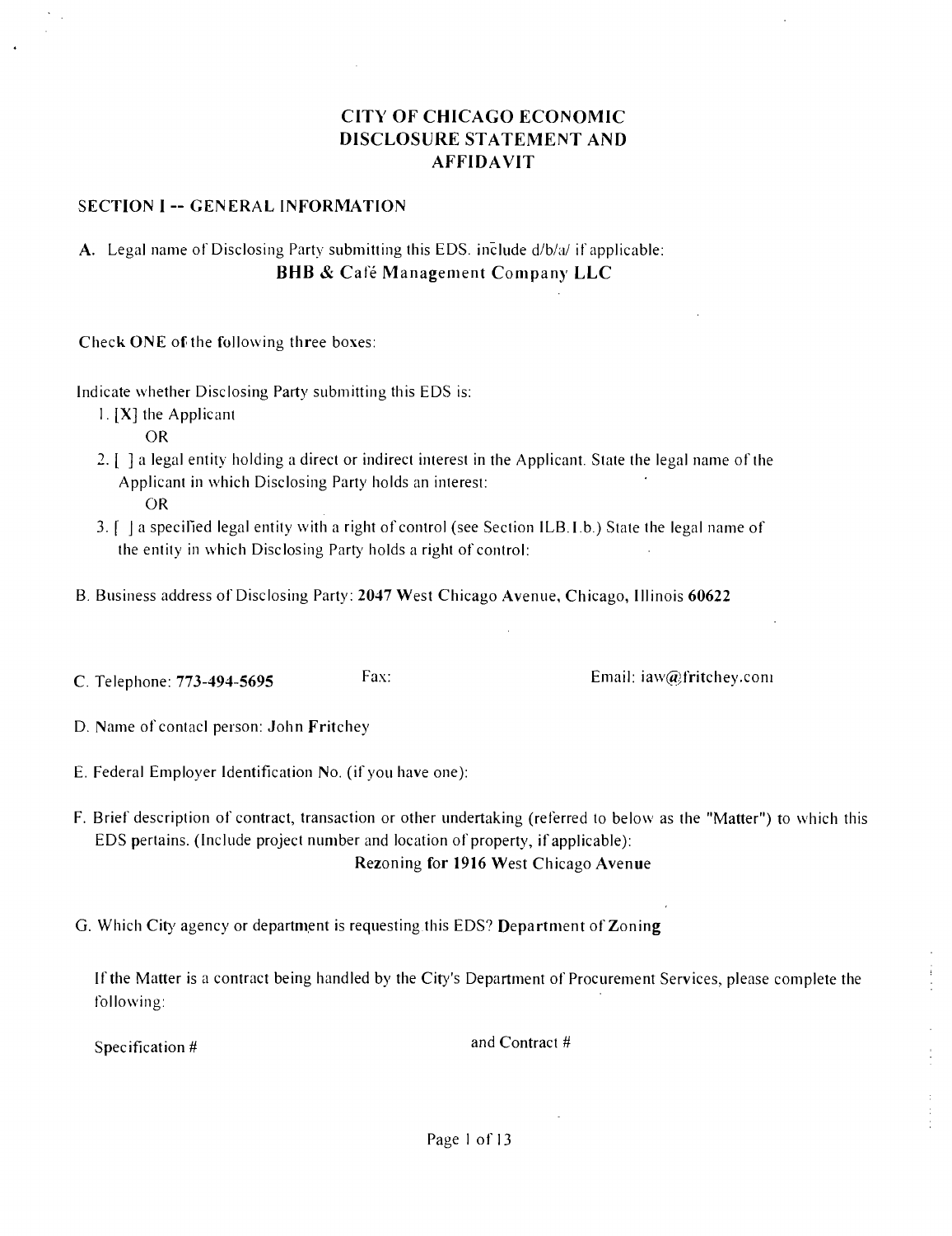# CITY OF CHICAGO ECONOMIC DISCLOSURE STATEMENT AND AFFIDAVIT

## SECTION I -- GENERAL INFORMATION

**A.** Legal name of Disclosing Party submitting this EDS. include d/b/a/ if applicable:
**BHB & Café Management Company LLC**

Check ONE of the following three boxes:

Indicate whether Disclosing Party submitting this EDS is:

1. [X] the Applicant
   OR
2. [ ] a legal entity holding a direct or indirect interest in the Applicant. State the legal name of the Applicant in which Disclosing Party holds an interest:
   OR
3. [ ] a specified legal entity with a right of control (see Section II.B.1.b.) State the legal name of the entity in which Disclosing Party holds a right of control:

B. Business address of Disclosing Party: **2047 West Chicago Avenue, Chicago, Illinois 60622**

C. Telephone: **773-494-5695** Fax: Email: iaw@fritchey.com

D. Name of contact person: **John Fritchey**

E. Federal Employer Identification No. (if you have one):

F. Brief description of contract, transaction or other undertaking (referred to below as the "Matter") to which this EDS pertains. (Include project number and location of property, if applicable):
**Rezoning for 1916 West Chicago Avenue**

G. Which City agency or department is requesting this EDS? **Department of Zoning**

If the Matter is a contract being handled by the City's Department of Procurement Services, please complete the following:

Specification # and Contract #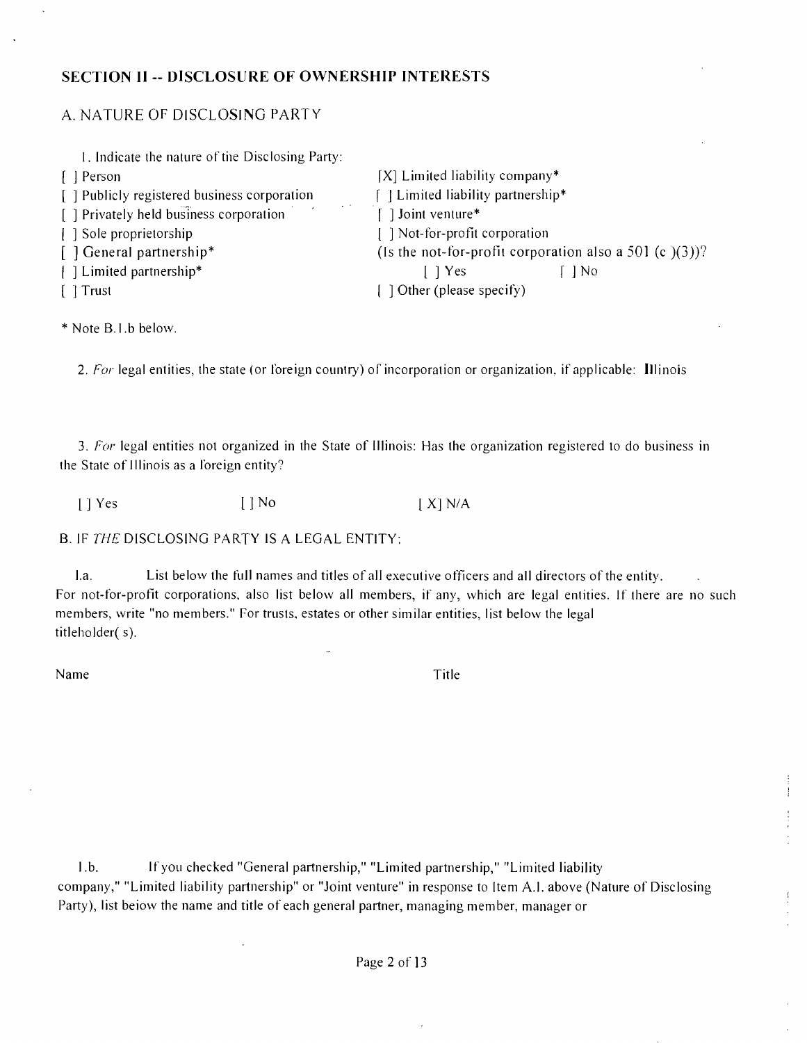## SECTION II -- DISCLOSURE OF OWNERSHIP INTERESTS

### A. NATURE OF DISCLOSING PARTY

1. Indicate the nature of the Disclosing Party:

[ ] Person
[ ] Publicly registered business corporation
[ ] Privately held business corporation
[ ] Sole proprietorship
[ ] General partnership*
[ ] Limited partnership*
[ ] Trust
[X] Limited liability company*
[ ] Limited liability partnership*
[ ] Joint venture*
[ ] Not-for-profit corporation
(Is the not-for-profit corporation also a 501 (c )(3))?
[ ] Yes [ ] No
[ ] Other (please specify)

\* Note B.1.b below.

2. *For* legal entities, the state (or foreign country) of incorporation or organization, if applicable: **Illinois**

3. *For* legal entities not organized in the State of Illinois: Has the organization registered to do business in the State of Illinois as a foreign entity?

[ ] Yes [ ] No [ X] N/A

### B. IF *THE* DISCLOSING PARTY IS A LEGAL ENTITY:

1.a. List below the full names and titles of all executive officers and all directors of the entity. For not-for-profit corporations, also list below all members, if any, which are legal entities. If there are no such members, write "no members." For trusts, estates or other similar entities, list below the legal titleholder( s).

Name Title

1.b. If you checked "General partnership," "Limited partnership," "Limited liability company," "Limited liability partnership" or "Joint venture" in response to Item A.1. above (Nature of Disclosing Party), list below the name and title of each general partner, managing member, manager or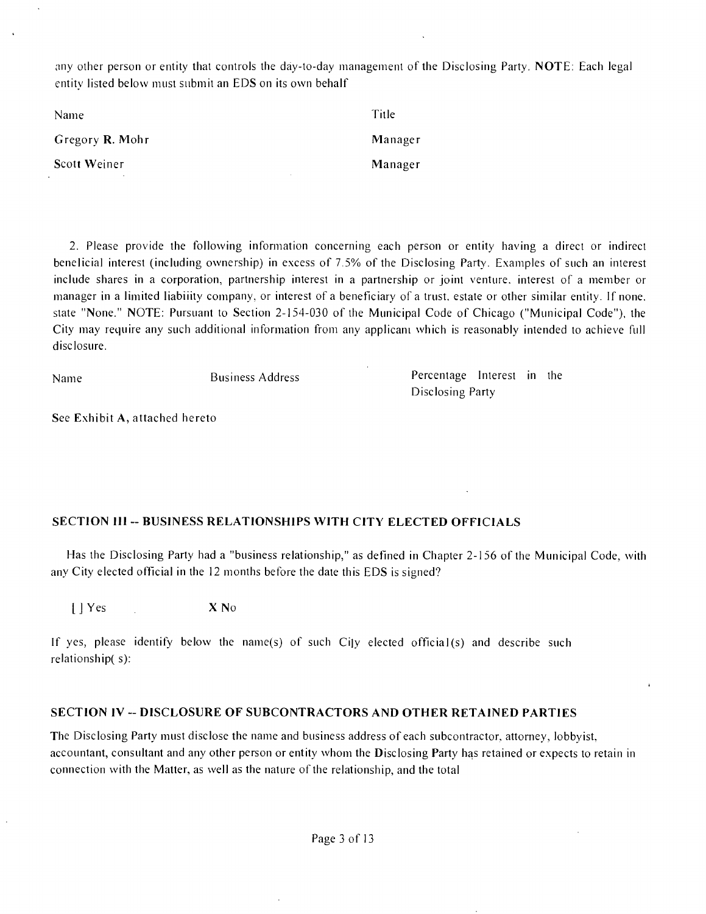any other person or entity that controls the day-to-day management of the Disclosing Party. **NOTE**: Each legal entity listed below must submit an EDS on its own behalf

| Name | Title |
|---|---|
| Gregory R. Mohr | Manager |
| Scott Weiner | Manager |

2. Please provide the following information concerning each person or entity having a direct or indirect beneficial interest (including ownership) in excess of 7.5% of the Disclosing Party. Examples of such an interest include shares in a corporation, partnership interest in a partnership or joint venture, interest of a member or manager in a limited liability company, or interest of a beneficiary of a trust, estate or other similar entity. If none, state "None." NOTE: Pursuant to Section 2-154-030 of the Municipal Code of Chicago ("Municipal Code"), the City may require any such additional information from any applicant which is reasonably intended to achieve full disclosure.

| Name | Business Address | Percentage Interest in the Disclosing Party |
|---|---|---|

See Exhibit A, attached hereto

## SECTION III -- BUSINESS RELATIONSHIPS WITH CITY ELECTED OFFICIALS

Has the Disclosing Party had a "business relationship," as defined in Chapter 2-156 of the Municipal Code, with any City elected official in the 12 months before the date this EDS is signed?

[ ] Yes X No

If yes, please identify below the name(s) of such City elected official(s) and describe such relationship(s):

## SECTION IV -- DISCLOSURE OF SUBCONTRACTORS AND OTHER RETAINED PARTIES

The Disclosing Party must disclose the name and business address of each subcontractor, attorney, lobbyist, accountant, consultant and any other person or entity whom the Disclosing Party has retained or expects to retain in connection with the Matter, as well as the nature of the relationship, and the total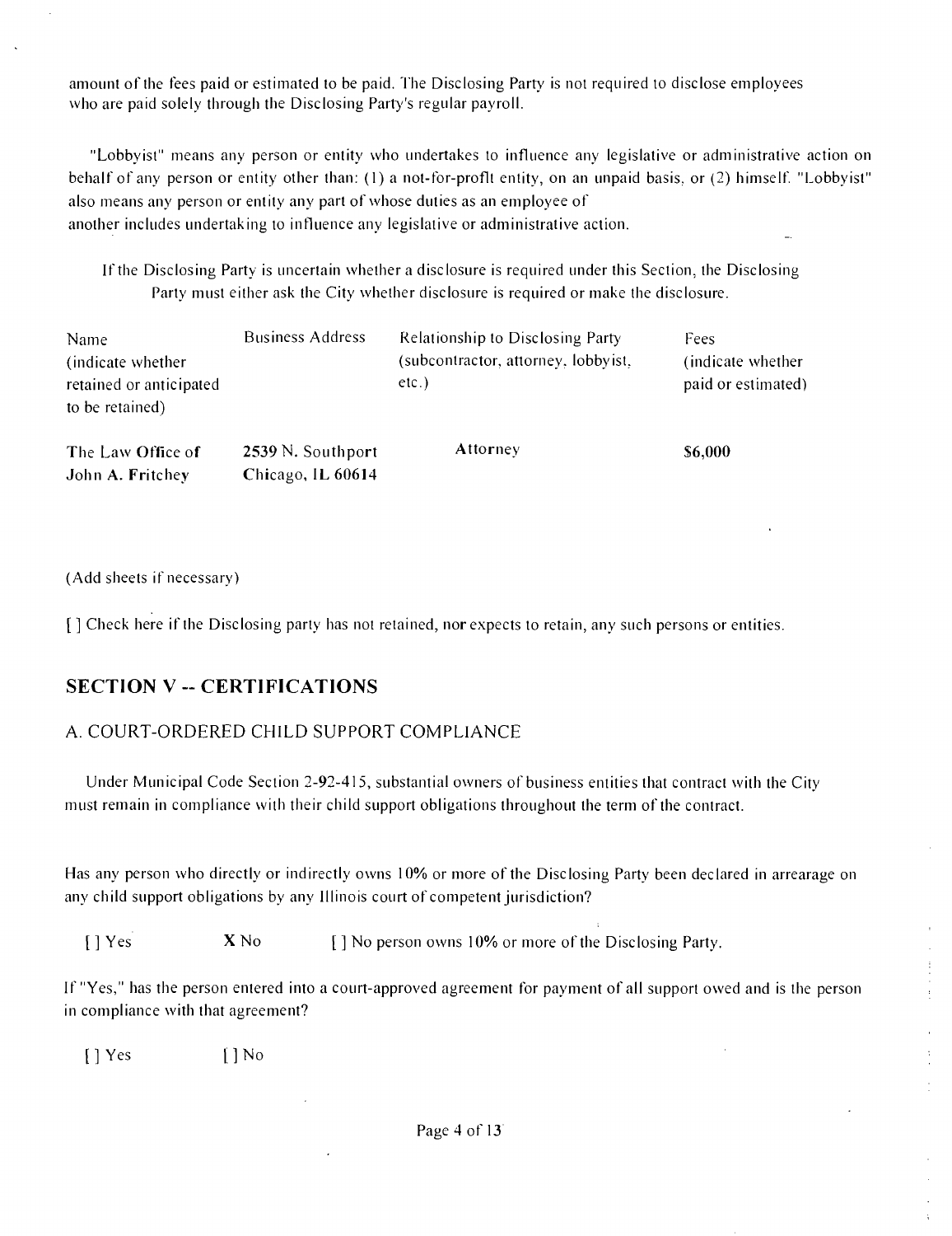amount of the fees paid or estimated to be paid. The Disclosing Party is not required to disclose employees who are paid solely through the Disclosing Party's regular payroll.

"Lobbyist" means any person or entity who undertakes to influence any legislative or administrative action on behalf of any person or entity other than: (1) a not-for-profit entity, on an unpaid basis, or (2) himself. "Lobbyist" also means any person or entity any part of whose duties as an employee of another includes undertaking to influence any legislative or administrative action.

If the Disclosing Party is uncertain whether a disclosure is required under this Section, the Disclosing Party must either ask the City whether disclosure is required or make the disclosure.

| Name (indicate whether retained or anticipated to be retained) | Business Address | Relationship to Disclosing Party (subcontractor, attorney, lobbyist, etc.) | Fees (indicate whether paid or estimated) |
|---|---|---|---|
| **The Law Office of John A. Fritchey** | **2539 N. Southport Chicago, IL 60614** | **Attorney** | **$6,000** |

(Add sheets if necessary)

[ ] Check here if the Disclosing party has not retained, nor expects to retain, any such persons or entities.

## SECTION V -- CERTIFICATIONS

### A. COURT-ORDERED CHILD SUPPORT COMPLIANCE

Under Municipal Code Section 2-92-415, substantial owners of business entities that contract with the City must remain in compliance with their child support obligations throughout the term of the contract.

Has any person who directly or indirectly owns 10% or more of the Disclosing Party been declared in arrearage on any child support obligations by any Illinois court of competent jurisdiction?

[ ] Yes **X** No [ ] No person owns 10% or more of the Disclosing Party.

If "Yes," has the person entered into a court-approved agreement for payment of all support owed and is the person in compliance with that agreement?

[ ] Yes [ ] No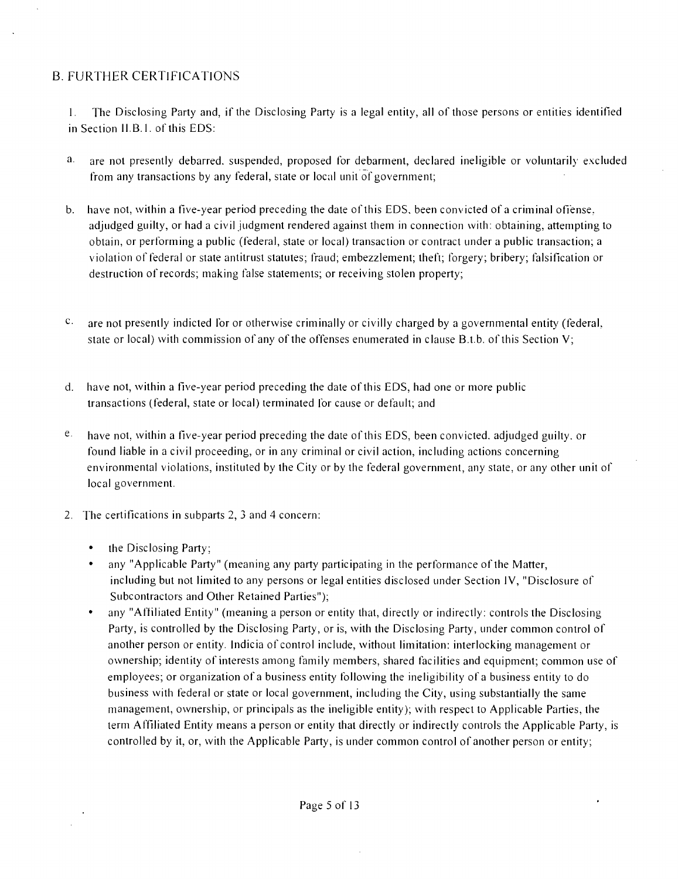## B. FURTHER CERTIFICATIONS

1. The Disclosing Party and, if the Disclosing Party is a legal entity, all of those persons or entities identified in Section II.B.1. of this EDS:

a. are not presently debarred, suspended, proposed for debarment, declared ineligible or voluntarily excluded from any transactions by any federal, state or local unit of government;

b. have not, within a five-year period preceding the date of this EDS, been convicted of a criminal offense, adjudged guilty, or had a civil judgment rendered against them in connection with: obtaining, attempting to obtain, or performing a public (federal, state or local) transaction or contract under a public transaction; a violation of federal or state antitrust statutes; fraud; embezzlement; theft; forgery; bribery; falsification or destruction of records; making false statements; or receiving stolen property;

c. are not presently indicted for or otherwise criminally or civilly charged by a governmental entity (federal, state or local) with commission of any of the offenses enumerated in clause B.1.b. of this Section V;

d. have not, within a five-year period preceding the date of this EDS, had one or more public transactions (federal, state or local) terminated for cause or default; and

e. have not, within a five-year period preceding the date of this EDS, been convicted, adjudged guilty, or found liable in a civil proceeding, or in any criminal or civil action, including actions concerning environmental violations, instituted by the City or by the federal government, any state, or any other unit of local government.

2. The certifications in subparts 2, 3 and 4 concern:

- the Disclosing Party;
- any "Applicable Party" (meaning any party participating in the performance of the Matter, including but not limited to any persons or legal entities disclosed under Section IV, "Disclosure of Subcontractors and Other Retained Parties");
- any "Affiliated Entity" (meaning a person or entity that, directly or indirectly: controls the Disclosing Party, is controlled by the Disclosing Party, or is, with the Disclosing Party, under common control of another person or entity. Indicia of control include, without limitation: interlocking management or ownership; identity of interests among family members, shared facilities and equipment; common use of employees; or organization of a business entity following the ineligibility of a business entity to do business with federal or state or local government, including the City, using substantially the same management, ownership, or principals as the ineligible entity); with respect to Applicable Parties, the term Affiliated Entity means a person or entity that directly or indirectly controls the Applicable Party, is controlled by it, or, with the Applicable Party, is under common control of another person or entity;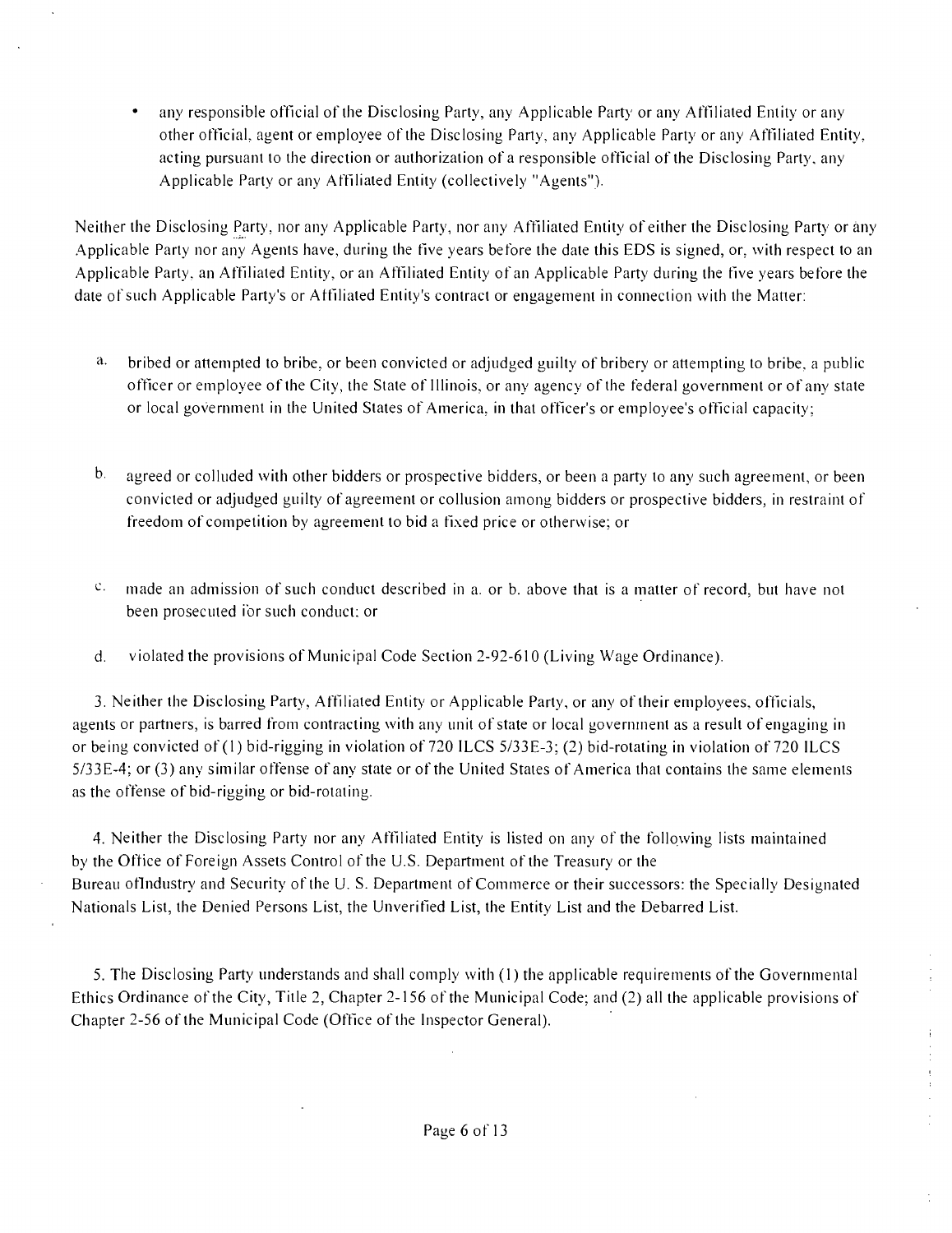- any responsible official of the Disclosing Party, any Applicable Party or any Affiliated Entity or any other official, agent or employee of the Disclosing Party, any Applicable Party or any Affiliated Entity, acting pursuant to the direction or authorization of a responsible official of the Disclosing Party, any Applicable Party or any Affiliated Entity (collectively "Agents").

Neither the Disclosing Party, nor any Applicable Party, nor any Affiliated Entity of either the Disclosing Party or any Applicable Party nor any Agents have, during the five years before the date this EDS is signed, or, with respect to an Applicable Party, an Affiliated Entity, or an Affiliated Entity of an Applicable Party during the five years before the date of such Applicable Party's or Affiliated Entity's contract or engagement in connection with the Matter:

a. bribed or attempted to bribe, or been convicted or adjudged guilty of bribery or attempting to bribe, a public officer or employee of the City, the State of Illinois, or any agency of the federal government or of any state or local government in the United States of America, in that officer's or employee's official capacity;

b. agreed or colluded with other bidders or prospective bidders, or been a party to any such agreement, or been convicted or adjudged guilty of agreement or collusion among bidders or prospective bidders, in restraint of freedom of competition by agreement to bid a fixed price or otherwise; or

c. made an admission of such conduct described in a. or b. above that is a matter of record, but have not been prosecuted for such conduct; or

d. violated the provisions of Municipal Code Section 2-92-610 (Living Wage Ordinance).

3. Neither the Disclosing Party, Affiliated Entity or Applicable Party, or any of their employees, officials, agents or partners, is barred from contracting with any unit of state or local government as a result of engaging in or being convicted of (1) bid-rigging in violation of 720 ILCS 5/33E-3; (2) bid-rotating in violation of 720 ILCS 5/33E-4; or (3) any similar offense of any state or of the United States of America that contains the same elements as the offense of bid-rigging or bid-rotating.

4. Neither the Disclosing Party nor any Affiliated Entity is listed on any of the following lists maintained by the Office of Foreign Assets Control of the U.S. Department of the Treasury or the Bureau oflndustry and Security of the U. S. Department of Commerce or their successors: the Specially Designated Nationals List, the Denied Persons List, the Unverified List, the Entity List and the Debarred List.

5. The Disclosing Party understands and shall comply with (1) the applicable requirements of the Governmental Ethics Ordinance of the City, Title 2, Chapter 2-156 of the Municipal Code; and (2) all the applicable provisions of Chapter 2-56 of the Municipal Code (Office of the Inspector General).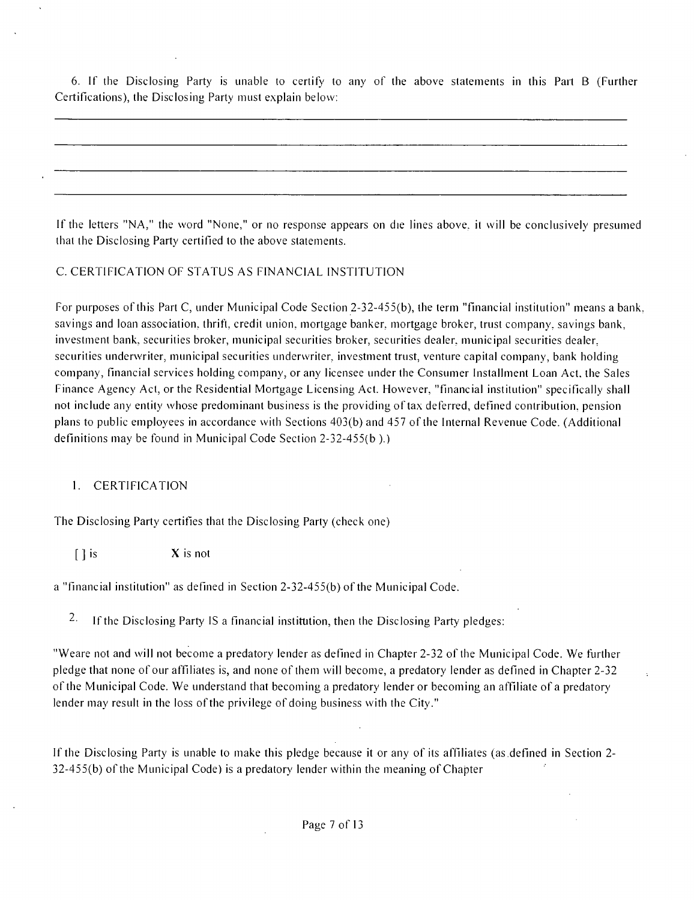6. If the Disclosing Party is unable to certify to any of the above statements in this Part B (Further Certifications), the Disclosing Party must explain below:

If the letters "NA," the word "None," or no response appears on die lines above, it will be conclusively presumed that the Disclosing Party certified to the above statements.

C. CERTIFICATION OF STATUS AS FINANCIAL INSTITUTION

For purposes of this Part C, under Municipal Code Section 2-32-455(b), the term "financial institution" means a bank, savings and loan association, thrift, credit union, mortgage banker, mortgage broker, trust company, savings bank, investment bank, securities broker, municipal securities broker, securities dealer, municipal securities dealer, securities underwriter, municipal securities underwriter, investment trust, venture capital company, bank holding company, financial services holding company, or any licensee under the Consumer Installment Loan Act, the Sales Finance Agency Act, or the Residential Mortgage Licensing Act. However, "financial institution" specifically shall not include any entity whose predominant business is the providing of tax deferred, defined contribution, pension plans to public employees in accordance with Sections 403(b) and 457 of the Internal Revenue Code. (Additional definitions may be found in Municipal Code Section 2-32-455(b ).)

1. CERTIFICATION

The Disclosing Party certifies that the Disclosing Party (check one)

[ ] is **X** is not

a "financial institution" as defined in Section 2-32-455(b) of the Municipal Code.

2. If the Disclosing Party IS a financial institution, then the Disclosing Party pledges:

"Weare not and will not become a predatory lender as defined in Chapter 2-32 of the Municipal Code. We further pledge that none of our affiliates is, and none of them will become, a predatory lender as defined in Chapter 2-32 of the Municipal Code. We understand that becoming a predatory lender or becoming an affiliate of a predatory lender may result in the loss of the privilege of doing business with the City."

If the Disclosing Party is unable to make this pledge because it or any of its affiliates (as defined in Section 2-32-455(b) of the Municipal Code) is a predatory lender within the meaning of Chapter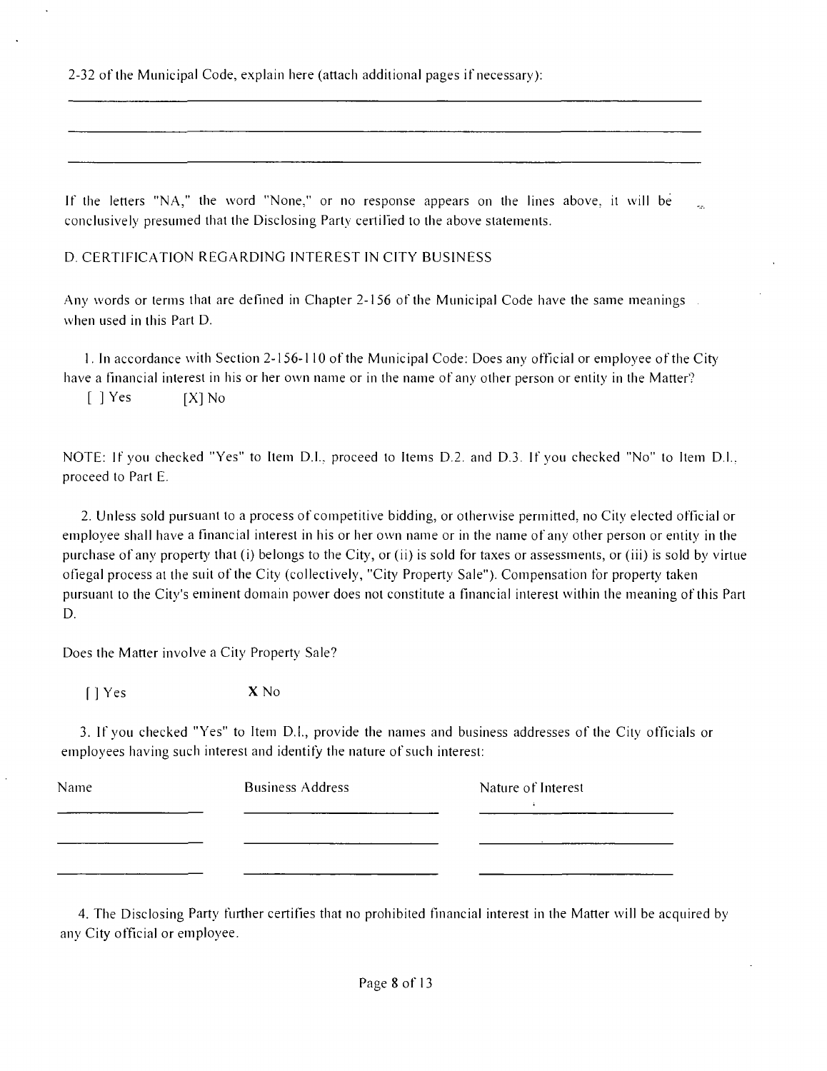2-32 of the Municipal Code, explain here (attach additional pages if necessary):

___________________________________________________________________________

___________________________________________________________________________

___________________________________________________________________________

If the letters "NA," the word "None," or no response appears on the lines above, it will be conclusively presumed that the Disclosing Party certified to the above statements.

D. CERTIFICATION REGARDING INTEREST IN CITY BUSINESS

Any words or terms that are defined in Chapter 2-156 of the Municipal Code have the same meanings when used in this Part D.

1. In accordance with Section 2-156-110 of the Municipal Code: Does any official or employee of the City have a financial interest in his or her own name or in the name of any other person or entity in the Matter?

[ ] Yes [X] No

NOTE: If you checked "Yes" to Item D.I., proceed to Items D.2. and D.3. If you checked "No" to Item D.I., proceed to Part E.

2. Unless sold pursuant to a process of competitive bidding, or otherwise permitted, no City elected official or employee shall have a financial interest in his or her own name or in the name of any other person or entity in the purchase of any property that (i) belongs to the City, or (ii) is sold for taxes or assessments, or (iii) is sold by virtue ofiegal process at the suit of the City (collectively, "City Property Sale"). Compensation for property taken pursuant to the City's eminent domain power does not constitute a financial interest within the meaning of this Part D.

Does the Matter involve a City Property Sale?

[ ] Yes **X** No

3. If you checked "Yes" to Item D.I., provide the names and business addresses of the City officials or employees having such interest and identify the nature of such interest:

| Name | Business Address | Nature of Interest |
|---|---|---|
| | | |
| | | |
| | | |

4. The Disclosing Party further certifies that no prohibited financial interest in the Matter will be acquired by any City official or employee.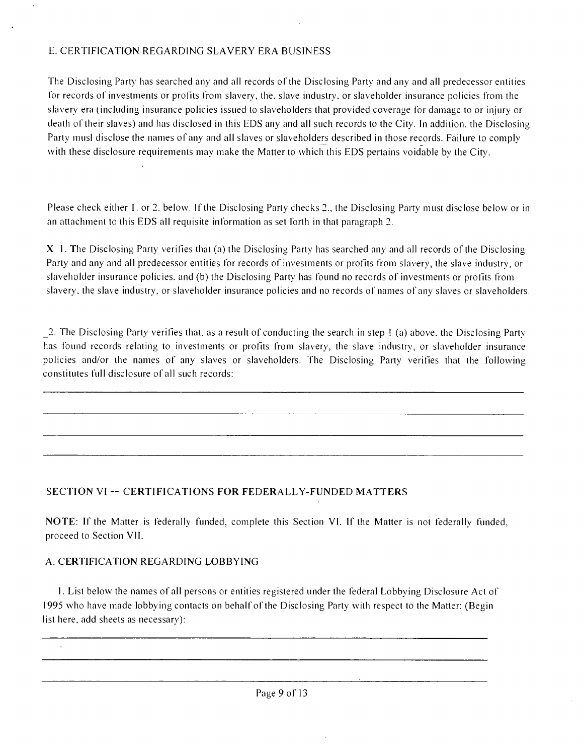### E. CERTIFICATION REGARDING SLAVERY ERA BUSINESS

The Disclosing Party has searched any and all records of the Disclosing Party and any and all predecessor entities for records of investments or profits from slavery, the. slave industry, or slaveholder insurance policies from the slavery era (including insurance policies issued to slaveholders that provided coverage for damage to or injury or death of their slaves) and has disclosed in this EDS any and all such records to the City. In addition, the Disclosing Party musl disclose the names of any and all slaves or slaveholders described in those records. Failure to comply with these disclosure requirements may make the Matter to which this EDS pertains voidable by the City.

Please check either 1. or 2. below. If the Disclosing Party checks 2., the Disclosing Party must disclose below or in an attachment to this EDS all requisite information as set forth in that paragraph 2.

**X** 1. The Disclosing Party verifies that (a) the Disclosing Party has searched any and all records of the Disclosing Party and any and all predecessor entities for records of investments or profits from slavery, the slave industry, or slaveholder insurance policies, and (b) the Disclosing Party has found no records of investments or profits from slavery, the slave industry, or slaveholder insurance policies and no records of names of any slaves or slaveholders.

__2. The Disclosing Party verifies that, as a result of conducting the search in step 1 (a) above, the Disclosing Party has found records relating to investments or profits from slavery, the slave industry, or slaveholder insurance policies and/or the names of any slaves or slaveholders. The Disclosing Party verifies that the following constitutes full disclosure of all such records:

______________________________________________________________________

______________________________________________________________________

______________________________________________________________________

______________________________________________________________________

## SECTION VI -- CERTIFICATIONS FOR FEDERALLY-FUNDED MATTERS

**NOTE**: If the Matter is federally funded, complete this Section VI. If the Matter is not federally funded, proceed to Section VII.

### A. CERTIFICATION REGARDING LOBBYING

1. List below the names of all persons or entities registered under the federal Lobbying Disclosure Act of 1995 who have made lobbying contacts on behalf of the Disclosing Party with respect to the Matter: (Begin list here, add sheets as necessary):

______________________________________________________________________

______________________________________________________________________

______________________________________________________________________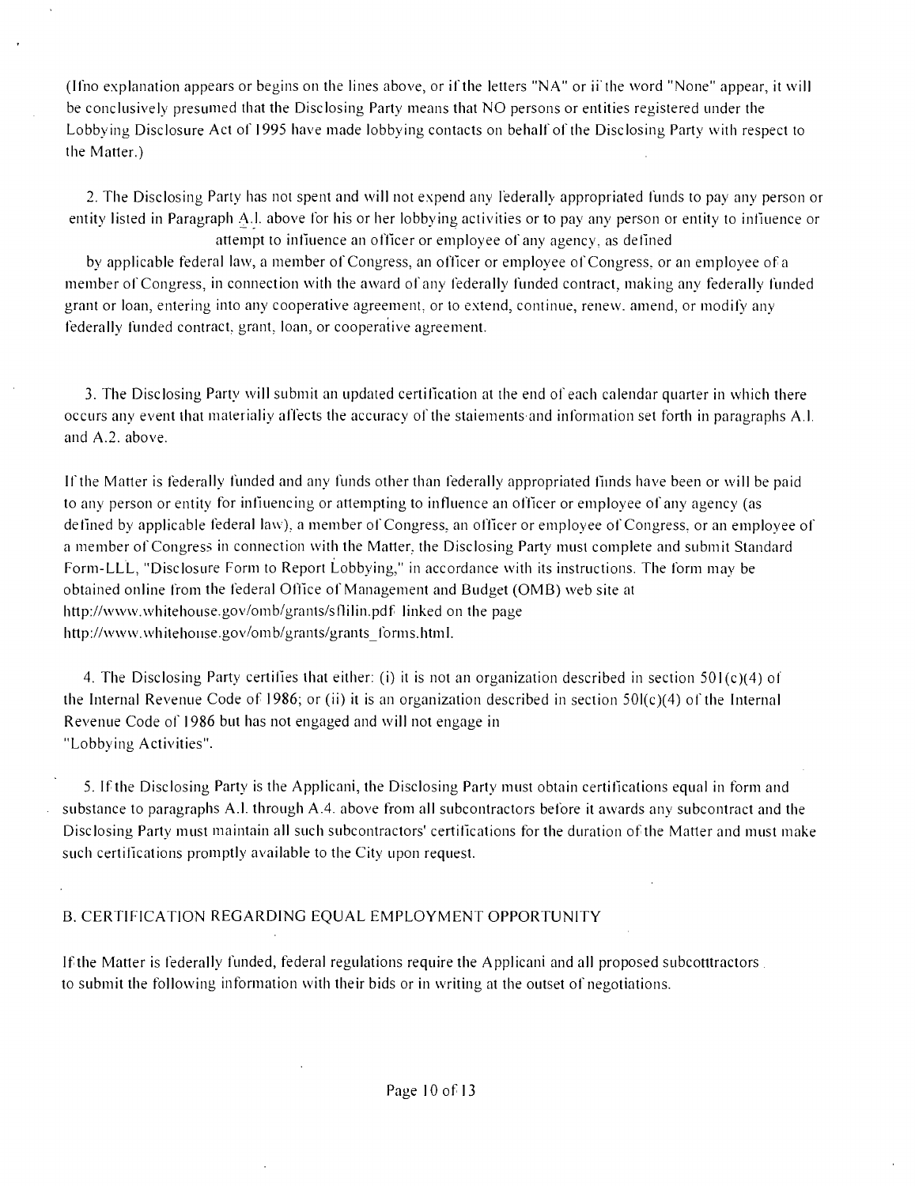(If no explanation appears or begins on the lines above, or if the letters "NA" or if the word "None" appear, it will be conclusively presumed that the Disclosing Party means that NO persons or entities registered under the Lobbying Disclosure Act of 1995 have made lobbying contacts on behalf of the Disclosing Party with respect to the Matter.)

2. The Disclosing Party has not spent and will not expend any federally appropriated funds to pay any person or entity listed in Paragraph A.l. above for his or her lobbying activities or to pay any person or entity to influence or attempt to influence an officer or employee of any agency, as defined by applicable federal law, a member of Congress, an officer or employee of Congress, or an employee of a member of Congress, in connection with the award of any federally funded contract, making any federally funded grant or loan, entering into any cooperative agreement, or to extend, continue, renew, amend, or modify any federally funded contract, grant, loan, or cooperative agreement.

3. The Disclosing Party will submit an updated certification at the end of each calendar quarter in which there occurs any event that materially affects the accuracy of the statements and information set forth in paragraphs A.l. and A.2. above.

If the Matter is federally funded and any funds other than federally appropriated funds have been or will be paid to any person or entity for influencing or attempting to influence an officer or employee of any agency (as defined by applicable federal law), a member of Congress, an officer or employee of Congress, or an employee of a member of Congress in connection with the Matter, the Disclosing Party must complete and submit Standard Form-LLL, "Disclosure Form to Report Lobbying," in accordance with its instructions. The form may be obtained online from the federal Office of Management and Budget (OMB) web site at http://www.whitehouse.gov/omb/grants/sflllin.pdf linked on the page http://www.whitehouse.gov/omb/grants/grants_forms.html.

4. The Disclosing Party certifies that either: (i) it is not an organization described in section 501(c)(4) of the Internal Revenue Code of 1986; or (ii) it is an organization described in section 501(c)(4) of the Internal Revenue Code of 1986 but has not engaged and will not engage in "Lobbying Activities".

5. If the Disclosing Party is the Applicant, the Disclosing Party must obtain certifications equal in form and substance to paragraphs A.l. through A.4. above from all subcontractors before it awards any subcontract and the Disclosing Party must maintain all such subcontractors' certifications for the duration of the Matter and must make such certifications promptly available to the City upon request.

## B. CERTIFICATION REGARDING EQUAL EMPLOYMENT OPPORTUNITY

If the Matter is federally funded, federal regulations require the Applicant and all proposed subcontractors to submit the following information with their bids or in writing at the outset of negotiations.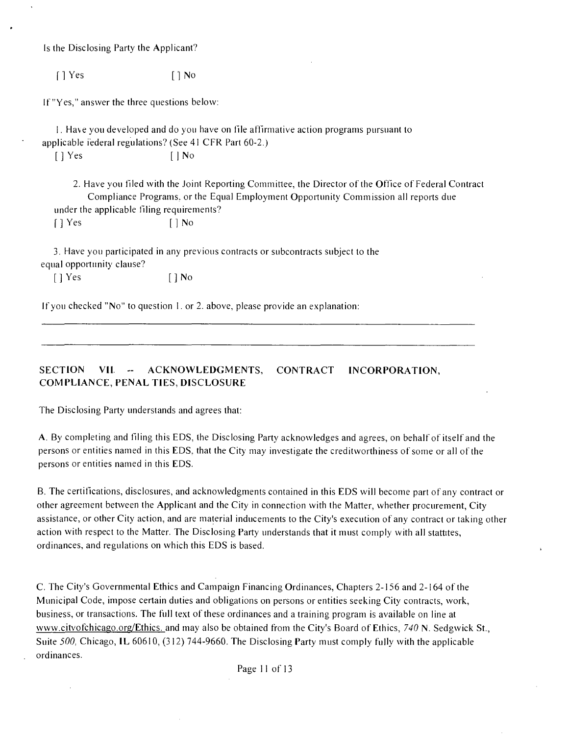Is the Disclosing Party the Applicant?

[ ] Yes [ ] No

If "Yes," answer the three questions below:

1. Have you developed and do you have on file affirmative action programs pursuant to applicable federal regulations? (See 41 CFR Part 60-2.)

[ ] Yes [ ] No

2. Have you filed with the Joint Reporting Committee, the Director of the Office of Federal Contract Compliance Programs, or the Equal Employment Opportunity Commission all reports due under the applicable filing requirements?

[ ] Yes [ ] No

3. Have you participated in any previous contracts or subcontracts subject to the equal opportunity clause?

[ ] Yes [ ] No

If you checked "No" to question 1. or 2. above, please provide an explanation:

---

---

## SECTION VII. -- ACKNOWLEDGMENTS, CONTRACT INCORPORATION, COMPLIANCE, PENALTIES, DISCLOSURE

The Disclosing Party understands and agrees that:

A. By completing and filing this EDS, the Disclosing Party acknowledges and agrees, on behalf of itself and the persons or entities named in this EDS, that the City may investigate the creditworthiness of some or all of the persons or entities named in this EDS.

B. The certifications, disclosures, and acknowledgments contained in this EDS will become part of any contract or other agreement between the Applicant and the City in connection with the Matter, whether procurement, City assistance, or other City action, and are material inducements to the City's execution of any contract or taking other action with respect to the Matter. The Disclosing Party understands that it must comply with all statutes, ordinances, and regulations on which this EDS is based.

C. The City's Governmental Ethics and Campaign Financing Ordinances, Chapters 2-156 and 2-164 of the Municipal Code, impose certain duties and obligations on persons or entities seeking City contracts, work, business, or transactions. The full text of these ordinances and a training program is available on line at www.cityofchicago.org/Ethics, and may also be obtained from the City's Board of Ethics, 740 N. Sedgwick St., Suite 500, Chicago, IL 60610, (312) 744-9660. The Disclosing Party must comply fully with the applicable ordinances.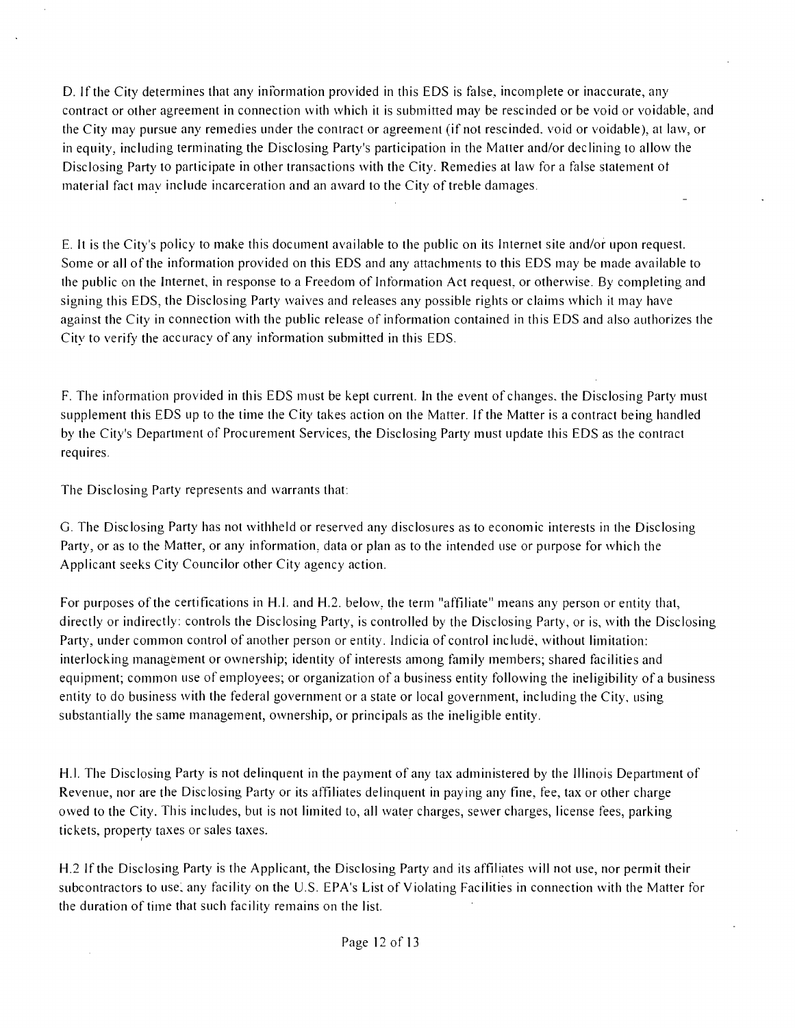D. If the City determines that any information provided in this EDS is false, incomplete or inaccurate, any contract or other agreement in connection with which it is submitted may be rescinded or be void or voidable, and the City may pursue any remedies under the contract or agreement (if not rescinded. void or voidable), at law, or in equity, including terminating the Disclosing Party's participation in the Matter and/or declining to allow the Disclosing Party to participate in other transactions with the City. Remedies at law for a false statement of material fact may include incarceration and an award to the City of treble damages.

E. It is the City's policy to make this document available to the public on its Internet site and/or upon request. Some or all of the information provided on this EDS and any attachments to this EDS may be made available to the public on the Internet, in response to a Freedom of Information Act request, or otherwise. By completing and signing this EDS, the Disclosing Party waives and releases any possible rights or claims which it may have against the City in connection with the public release of information contained in this EDS and also authorizes the City to verify the accuracy of any information submitted in this EDS.

F. The information provided in this EDS must be kept current. In the event of changes, the Disclosing Party must supplement this EDS up to the time the City takes action on the Matter. If the Matter is a contract being handled by the City's Department of Procurement Services, the Disclosing Party must update this EDS as the contract requires.

The Disclosing Party represents and warrants that:

G. The Disclosing Party has not withheld or reserved any disclosures as to economic interests in the Disclosing Party, or as to the Matter, or any information, data or plan as to the intended use or purpose for which the Applicant seeks City Councilor other City agency action.

For purposes of the certifications in H.1. and H.2. below, the term "affiliate" means any person or entity that, directly or indirectly: controls the Disclosing Party, is controlled by the Disclosing Party, or is, with the Disclosing Party, under common control of another person or entity. Indicia of control include, without limitation: interlocking management or ownership; identity of interests among family members; shared facilities and equipment; common use of employees; or organization of a business entity following the ineligibility of a business entity to do business with the federal government or a state or local government, including the City, using substantially the same management, ownership, or principals as the ineligible entity.

H.1. The Disclosing Party is not delinquent in the payment of any tax administered by the Illinois Department of Revenue, nor are the Disclosing Party or its affiliates delinquent in paying any fine, fee, tax or other charge owed to the City. This includes, but is not limited to, all water charges, sewer charges, license fees, parking tickets, property taxes or sales taxes.

H.2 If the Disclosing Party is the Applicant, the Disclosing Party and its affiliates will not use, nor permit their subcontractors to use, any facility on the U.S. EPA's List of Violating Facilities in connection with the Matter for the duration of time that such facility remains on the list.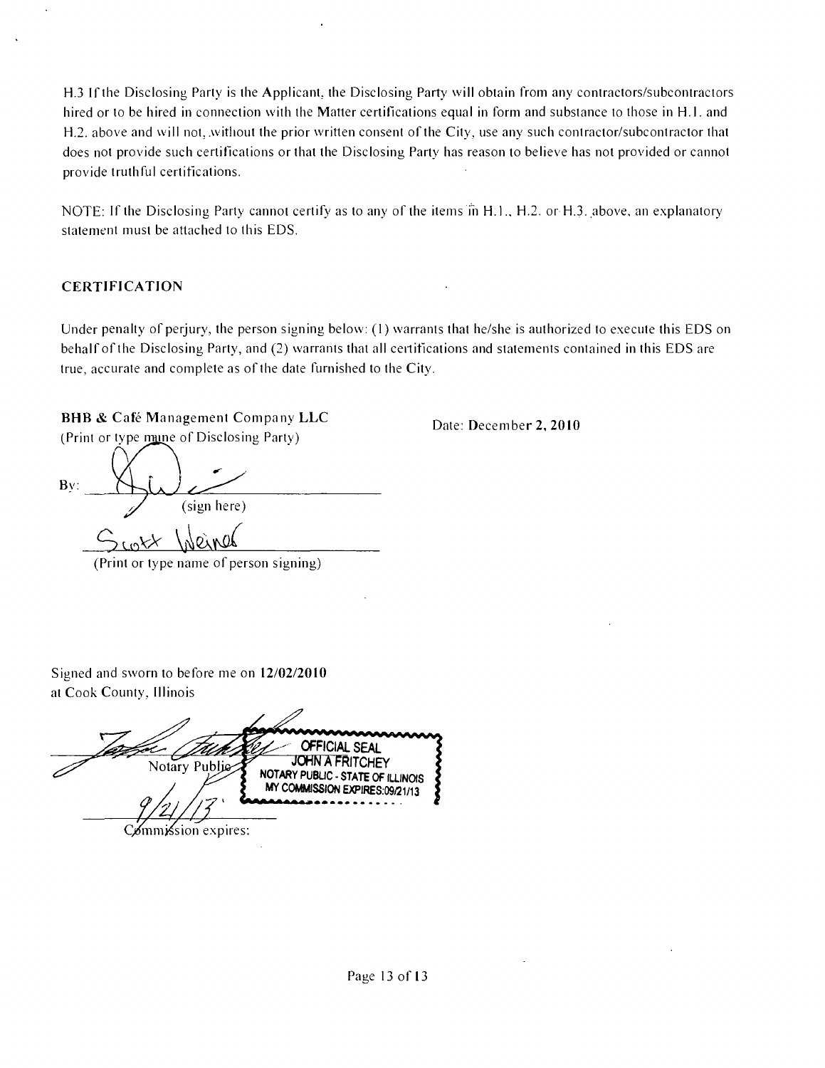H.3 If the Disclosing Party is the Applicant, the Disclosing Party will obtain from any contractors/subcontractors hired or to be hired in connection with the Matter certifications equal in form and substance to those in H.1. and H.2. above and will not, without the prior written consent of the City, use any such contractor/subcontractor that does not provide such certifications or that the Disclosing Party has reason to believe has not provided or cannot provide truthful certifications.

NOTE: If the Disclosing Party cannot certify as to any of the items in H.1., H.2. or H.3. above, an explanatory statement must be attached to this EDS.

### CERTIFICATION

Under penalty of perjury, the person signing below: (1) warrants that he/she is authorized to execute this EDS on behalf of the Disclosing Party, and (2) warrants that all certifications and statements contained in this EDS are true, accurate and complete as of the date furnished to the City.

**BHB & Café Management Company LLC**
(Print or type name of Disclosing Party)

Date: **December 2, 2010**

By: ______________________
(sign here)

Scott Weiner
(Print or type name of person signing)

Signed and sworn to before me on **12/02/2010**
at Cook County, Illinois

______________________ Notary Public

OFFICIAL SEAL
JOHN A FRITCHEY
NOTARY PUBLIC - STATE OF ILLINOIS
MY COMMISSION EXPIRES:09/21/13

9/21/13
Commission expires: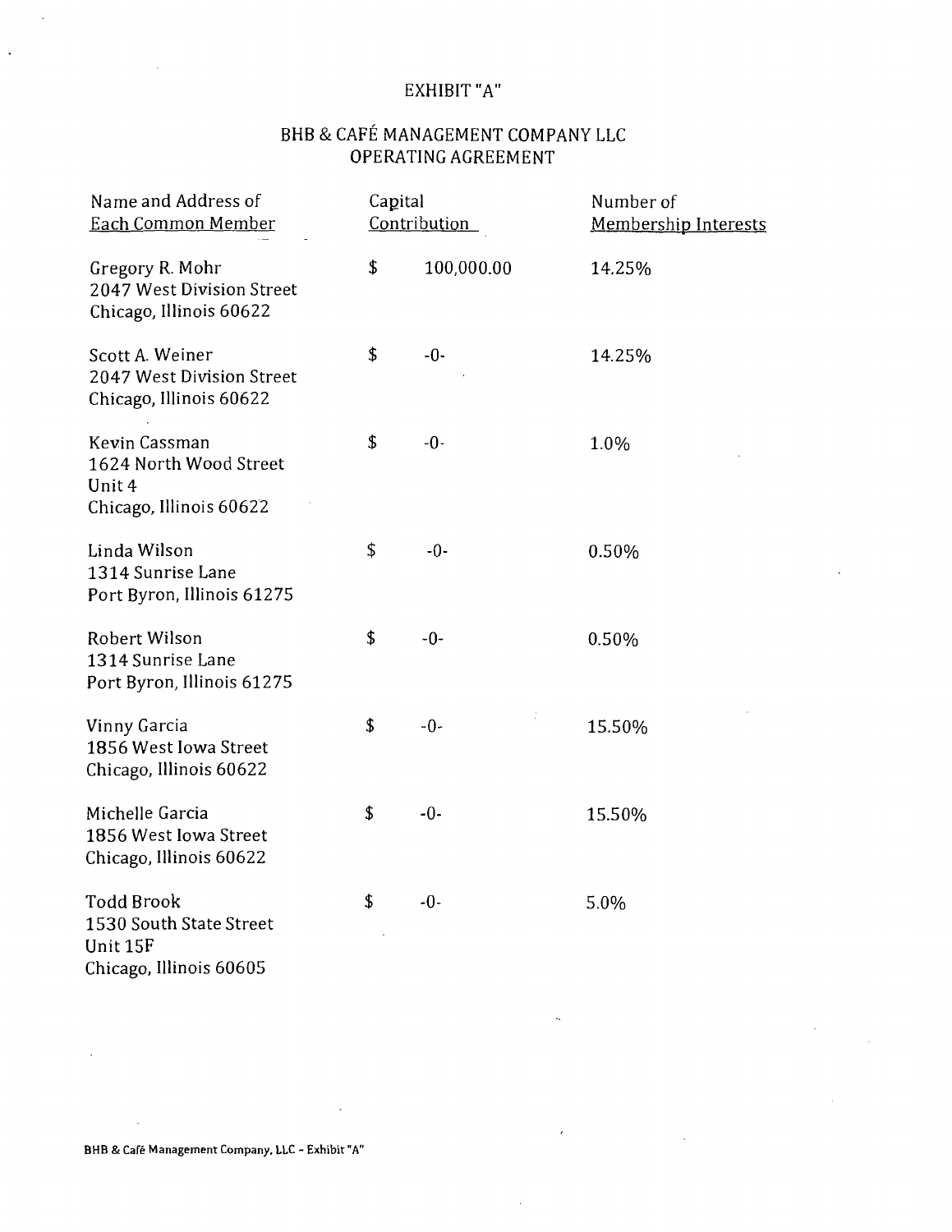# EXHIBIT "A"

## BHB & CAFÉ MANAGEMENT COMPANY LLC OPERATING AGREEMENT

| Name and Address of Each Common Member | Capital Contribution | Number of Membership Interests |
|---|---|---|
| Gregory R. Mohr<br>2047 West Division Street<br>Chicago, Illinois 60622 | $ 100,000.00 | 14.25% |
| Scott A. Weiner<br>2047 West Division Street<br>Chicago, Illinois 60622 | $ -0- | 14.25% |
| Kevin Cassman<br>1624 North Wood Street<br>Unit 4<br>Chicago, Illinois 60622 | $ -0- | 1.0% |
| Linda Wilson<br>1314 Sunrise Lane<br>Port Byron, Illinois 61275 | $ -0- | 0.50% |
| Robert Wilson<br>1314 Sunrise Lane<br>Port Byron, Illinois 61275 | $ -0- | 0.50% |
| Vinny Garcia<br>1856 West Iowa Street<br>Chicago, Illinois 60622 | $ -0- | 15.50% |
| Michelle Garcia<br>1856 West Iowa Street<br>Chicago, Illinois 60622 | $ -0- | 15.50% |
| Todd Brook<br>1530 South State Street<br>Unit 15F<br>Chicago, Illinois 60605 | $ -0- | 5.0% |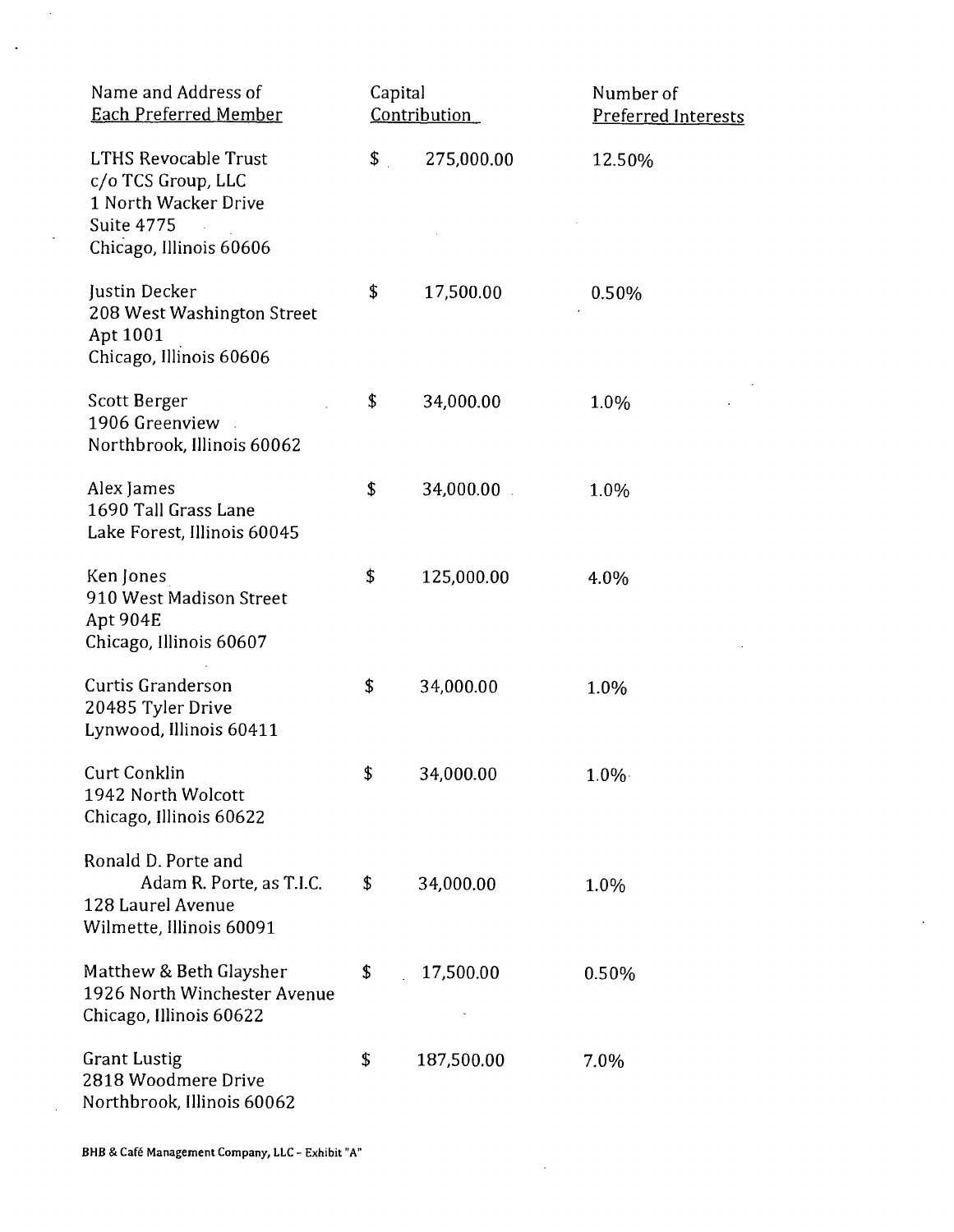| Name and Address of Each Preferred Member | Capital Contribution | Number of Preferred Interests |
|---|---|---|
| LTHS Revocable Trust<br>c/o TCS Group, LLC<br>1 North Wacker Drive<br>Suite 4775<br>Chicago, Illinois 60606 | $ 275,000.00 | 12.50% |
| Justin Decker<br>208 West Washington Street<br>Apt 1001<br>Chicago, Illinois 60606 | $ 17,500.00 | 0.50% |
| Scott Berger<br>1906 Greenview<br>Northbrook, Illinois 60062 | $ 34,000.00 | 1.0% |
| Alex James<br>1690 Tall Grass Lane<br>Lake Forest, Illinois 60045 | $ 34,000.00 | 1.0% |
| Ken Jones<br>910 West Madison Street<br>Apt 904E<br>Chicago, Illinois 60607 | $ 125,000.00 | 4.0% |
| Curtis Granderson<br>20485 Tyler Drive<br>Lynwood, Illinois 60411 | $ 34,000.00 | 1.0% |
| Curt Conklin<br>1942 North Wolcott<br>Chicago, Illinois 60622 | $ 34,000.00 | 1.0% |
| Ronald D. Porte and Adam R. Porte, as T.I.C.<br>128 Laurel Avenue<br>Wilmette, Illinois 60091 | $ 34,000.00 | 1.0% |
| Matthew & Beth Glaysher<br>1926 North Winchester Avenue<br>Chicago, Illinois 60622 | $ 17,500.00 | 0.50% |
| Grant Lustig<br>2818 Woodmere Drive<br>Northbrook, Illinois 60062 | $ 187,500.00 | 7.0% |

BHB & Café Management Company, LLC – Exhibit "A"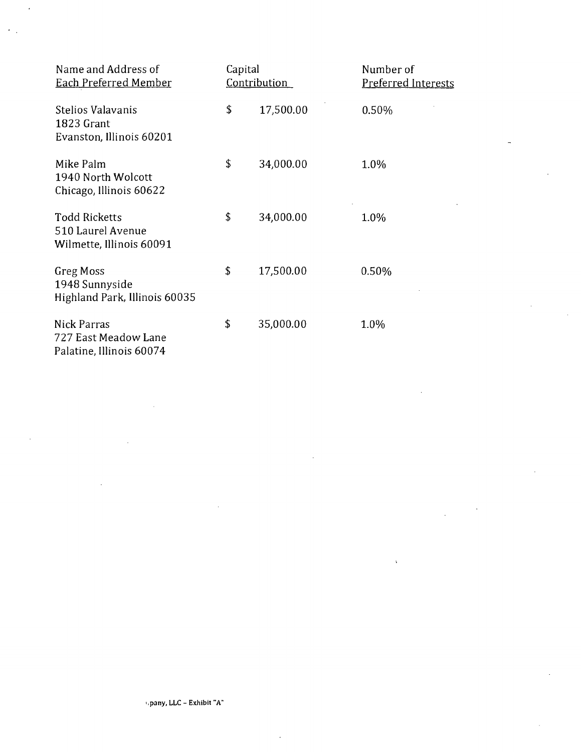| Name and Address of Each Preferred Member | Capital Contribution | Number of Preferred Interests |
|---|---|---|
| Stelios Valavanis<br>1823 Grant<br>Evanston, Illinois 60201 | $ 17,500.00 | 0.50% |
| Mike Palm<br>1940 North Wolcott<br>Chicago, Illinois 60622 | $ 34,000.00 | 1.0% |
| Todd Ricketts<br>510 Laurel Avenue<br>Wilmette, Illinois 60091 | $ 34,000.00 | 1.0% |
| Greg Moss<br>1948 Sunnyside<br>Highland Park, Illinois 60035 | $ 17,500.00 | 0.50% |
| Nick Parras<br>727 East Meadow Lane<br>Palatine, Illinois 60074 | $ 35,000.00 | 1.0% |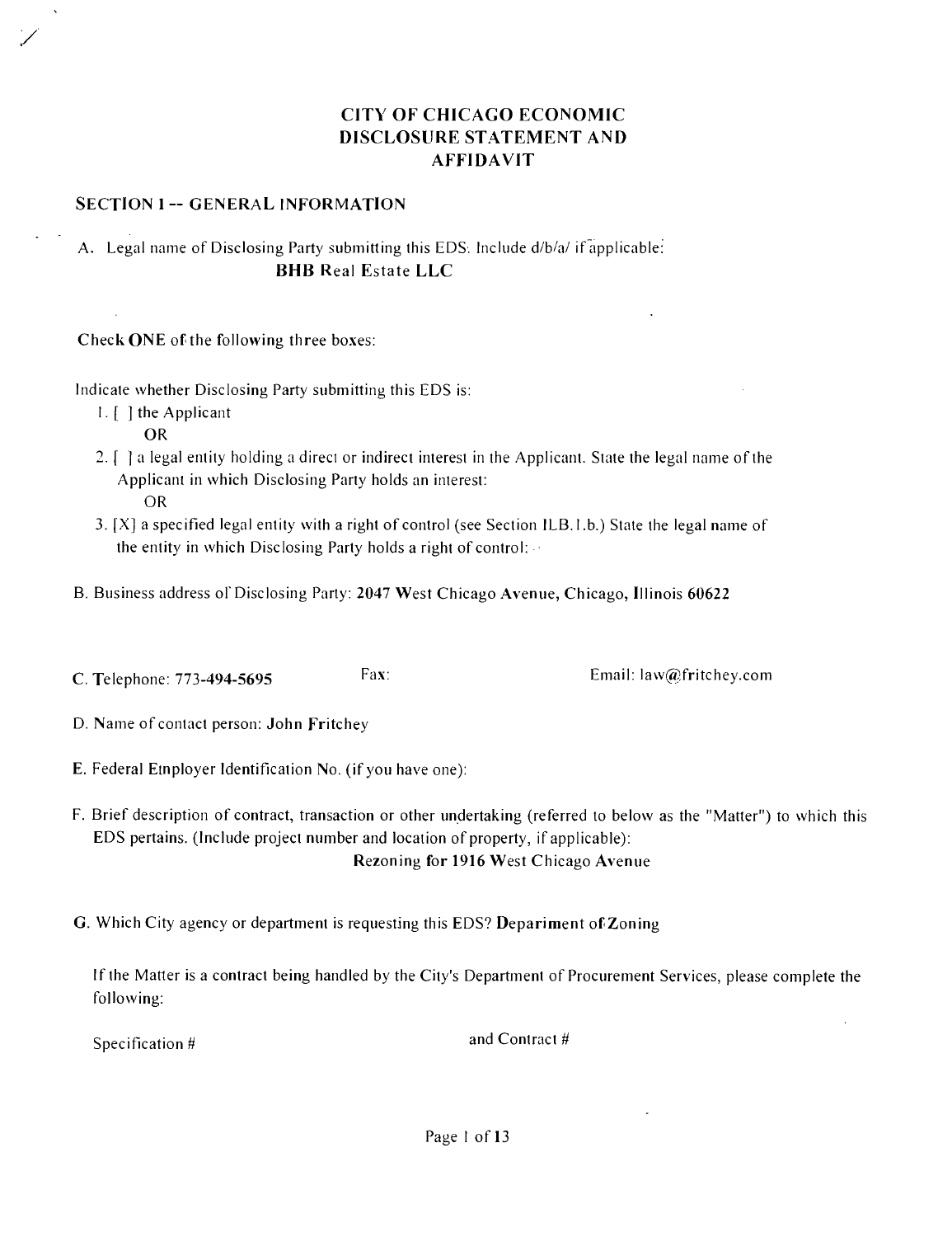# CITY OF CHICAGO ECONOMIC DISCLOSURE STATEMENT AND AFFIDAVIT

## SECTION I -- GENERAL INFORMATION

A. Legal name of Disclosing Party submitting this EDS. Include d/b/a/ if applicable:

**BHB Real Estate LLC**

Check **ONE** of the following three boxes:

Indicate whether Disclosing Party submitting this EDS is:

1. [ ] the Applicant

   OR

2. [ ] a legal entity holding a direct or indirect interest in the Applicant. State the legal name of the Applicant in which Disclosing Party holds an interest:

   OR

3. [X] a specified legal entity with a right of control (see Section II.B.1.b.) State the legal name of the entity in which Disclosing Party holds a right of control:

B. Business address of Disclosing Party: **2047 West Chicago Avenue, Chicago, Illinois 60622**

C. Telephone: **773-494-5695** Fax: Email: law@fritchey.com

D. Name of contact person: **John Fritchey**

E. Federal Employer Identification No. (if you have one):

F. Brief description of contract, transaction or other undertaking (referred to below as the "Matter") to which this EDS pertains. (Include project number and location of property, if applicable):

**Rezoning for 1916 West Chicago Avenue**

G. Which City agency or department is requesting this EDS? **Depariment of Zoning**

If the Matter is a contract being handled by the City's Department of Procurement Services, please complete the following:

Specification # and Contract #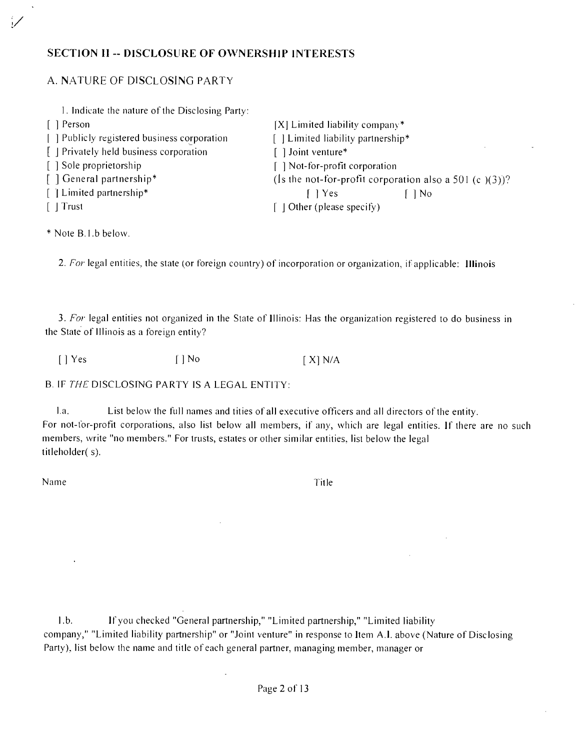## SECTION II -- DISCLOSURE OF OWNERSHIP INTERESTS

### A. NATURE OF DISCLOSING PARTY

1. Indicate the nature of the Disclosing Party:

[ ] Person
[ ] Publicly registered business corporation
[ ] Privately held business corporation
[ ] Sole proprietorship
[ ] General partnership*
[ ] Limited partnership*
[ ] Trust
[X] Limited liability company*
[ ] Limited liability partnership*
[ ] Joint venture*
[ ] Not-for-profit corporation
(Is the not-for-profit corporation also a 501 (c )(3))?
[ ] Yes [ ] No
[ ] Other (please specify)

* Note B.1.b below.

2. *For* legal entities, the state (or foreign country) of incorporation or organization, if applicable: **Illinois**

3. *For* legal entities not organized in the State of Illinois: Has the organization registered to do business in the State of Illinois as a foreign entity?

[ ] Yes [ ] No [ X] N/A

### B. IF *THE* DISCLOSING PARTY IS A LEGAL ENTITY:

1.a. List below the full names and titles of all executive officers and all directors of the entity. For not-for-profit corporations, also list below all members, if any, which are legal entities. If there are no such members, write "no members." For trusts, estates or other similar entities, list below the legal titleholder(s).

Name Title

1.b. If you checked "General partnership," "Limited partnership," "Limited liability company," "Limited liability partnership" or "Joint venture" in response to Item A.1. above (Nature of Disclosing Party), list below the name and title of each general partner, managing member, manager or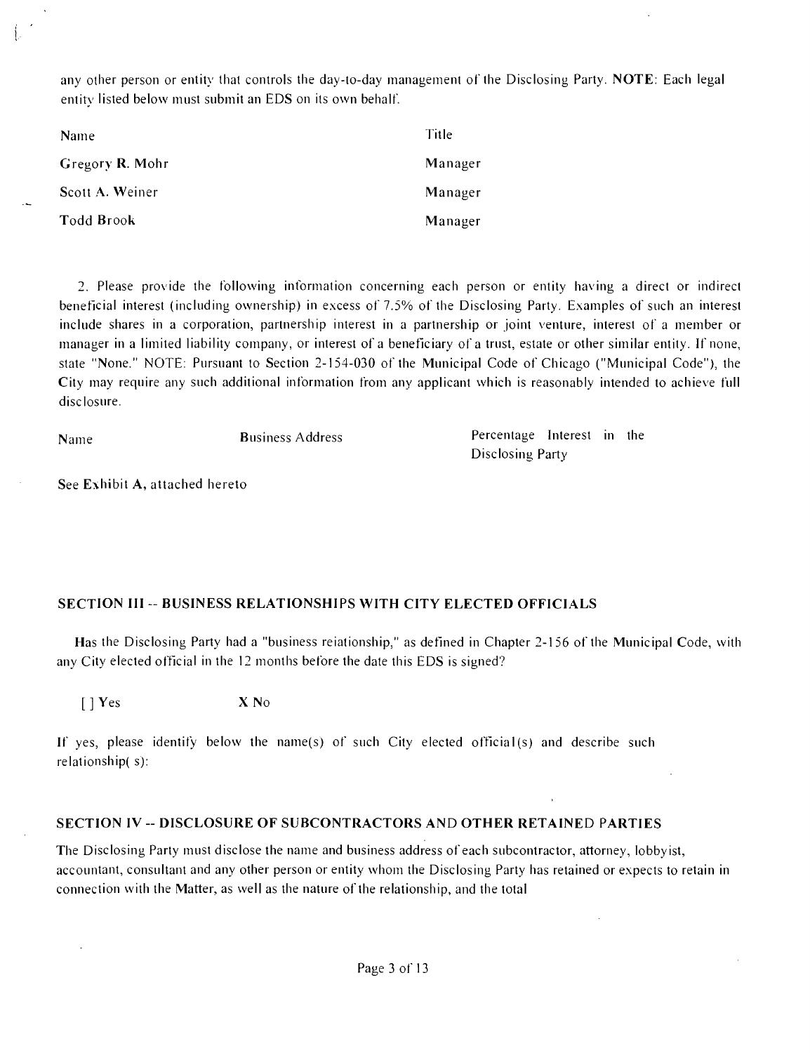any other person or entity that controls the day-to-day management of the Disclosing Party. **NOTE**: Each legal entity listed below must submit an EDS on its own behalf.

| Name | Title |
| --- | --- |
| Gregory R. Mohr | Manager |
| Scott A. Weiner | Manager |
| Todd Brook | Manager |

2. Please provide the following information concerning each person or entity having a direct or indirect beneficial interest (including ownership) in excess of 7.5% of the Disclosing Party. Examples of such an interest include shares in a corporation, partnership interest in a partnership or joint venture, interest of a member or manager in a limited liability company, or interest of a beneficiary of a trust, estate or other similar entity. If none, state "None." NOTE: Pursuant to Section 2-154-030 of the Municipal Code of Chicago ("Municipal Code"), the City may require any such additional information from any applicant which is reasonably intended to achieve full disclosure.

| Name | Business Address | Percentage Interest in the Disclosing Party |
| --- | --- | --- |

See Exhibit A, attached hereto

## SECTION III -- BUSINESS RELATIONSHIPS WITH CITY ELECTED OFFICIALS

Has the Disclosing Party had a "business reiationship," as defined in Chapter 2-156 of the Municipal Code, with any City elected official in the 12 months before the date this EDS is signed?

[ ] Yes X No

If yes, please identify below the name(s) of such City elected official(s) and describe such relationship( s):

## SECTION IV -- DISCLOSURE OF SUBCONTRACTORS AND OTHER RETAINED PARTIES

The Disclosing Party must disclose the name and business address of each subcontractor, attorney, lobbyist, accountant, consultant and any other person or entity whom the Disclosing Party has retained or expects to retain in connection with the Matter, as well as the nature of the relationship, and the total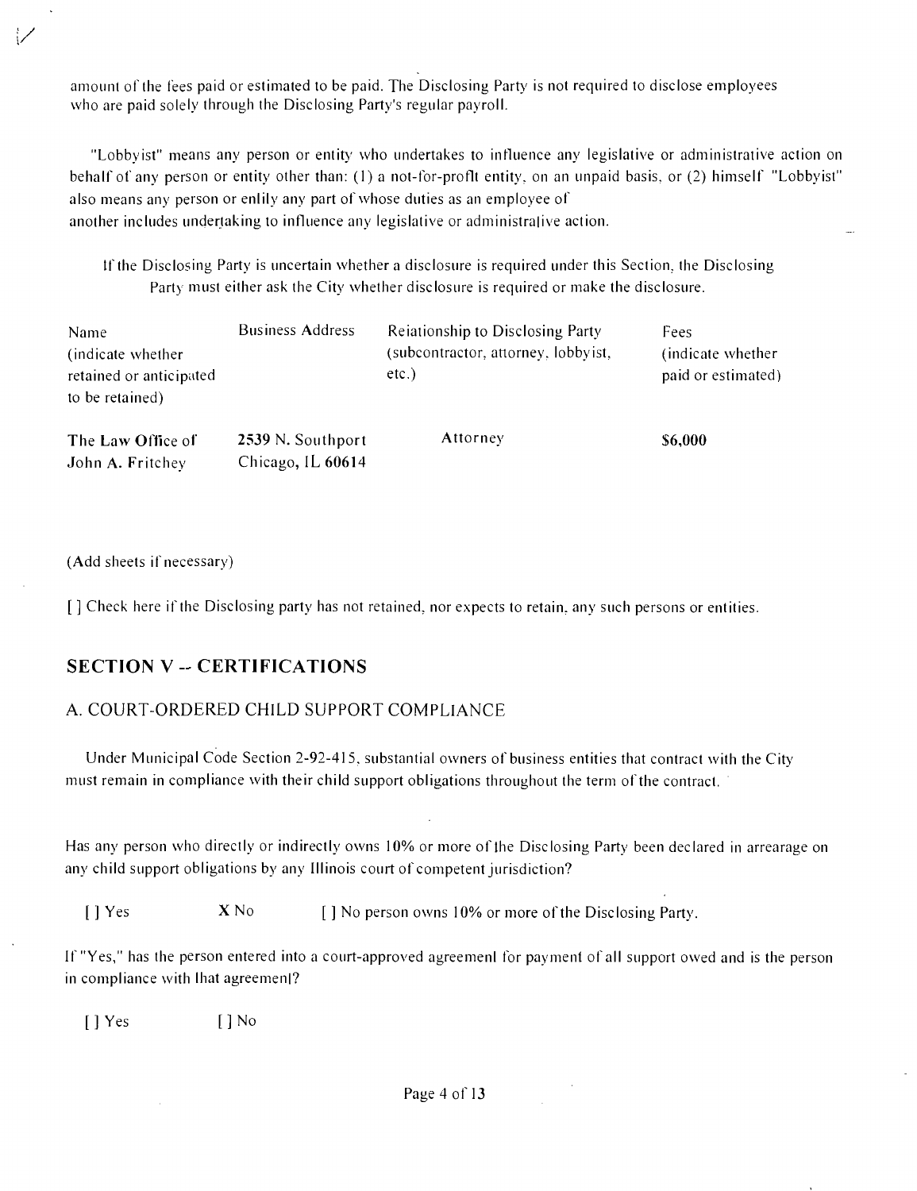amount of the fees paid or estimated to be paid. The Disclosing Party is not required to disclose employees who are paid solely through the Disclosing Party's regular payroll.

"Lobbyist" means any person or entity who undertakes to influence any legislative or administrative action on behalf of any person or entity other than: (1) a not-for-profit entity, on an unpaid basis, or (2) himself "Lobbyist" also means any person or entity any part of whose duties as an employee of another includes undertaking to influence any legislative or administrative action.

If the Disclosing Party is uncertain whether a disclosure is required under this Section, the Disclosing Party must either ask the City whether disclosure is required or make the disclosure.

| Name (indicate whether retained or anticipated to be retained) | Business Address | Relationship to Disclosing Party (subcontractor, attorney, lobbyist, etc.) | Fees (indicate whether paid or estimated) |
| --- | --- | --- | --- |
| The Law Office of John A. Fritchey | 2539 N. Southport Chicago, IL 60614 | Attorney | $6,000 |

(Add sheets if necessary)

[ ] Check here if the Disclosing party has not retained, nor expects to retain, any such persons or entities.

## SECTION V -- CERTIFICATIONS

### A. COURT-ORDERED CHILD SUPPORT COMPLIANCE

Under Municipal Code Section 2-92-415, substantial owners of business entities that contract with the City must remain in compliance with their child support obligations throughout the term of the contract.

Has any person who directly or indirectly owns 10% or more of the Disclosing Party been declared in arrearage on any child support obligations by any Illinois court of competent jurisdiction?

[ ] Yes X No [ ] No person owns 10% or more of the Disclosing Party.

If "Yes," has the person entered into a court-approved agreement for payment of all support owed and is the person in compliance with that agreement?

[ ] Yes [ ] No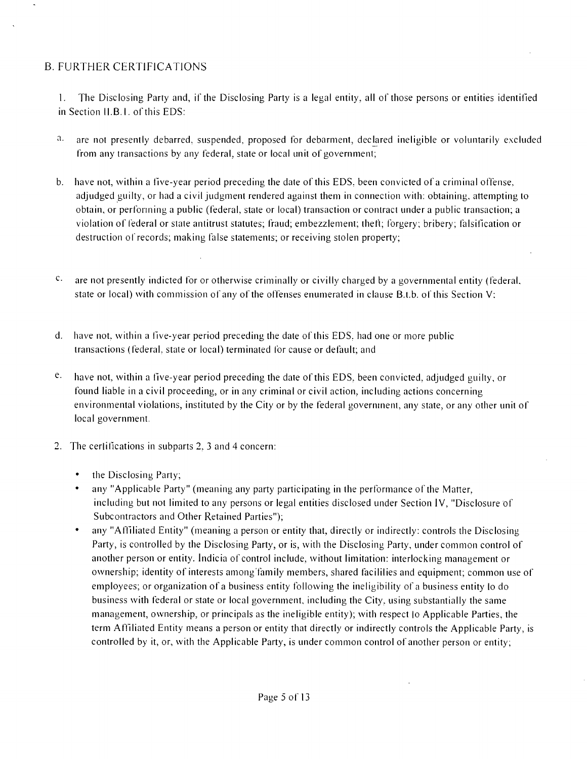## B. FURTHER CERTIFICATIONS

1. The Disclosing Party and, if the Disclosing Party is a legal entity, all of those persons or entities identified in Section II.B.1. of this EDS:

a. are not presently debarred, suspended, proposed for debarment, declared ineligible or voluntarily excluded from any transactions by any federal, state or local unit of government;

b. have not, within a five-year period preceding the date of this EDS, been convicted of a criminal offense, adjudged guilty, or had a civil judgment rendered against them in connection with: obtaining, attempting to obtain, or performing a public (federal, state or local) transaction or contract under a public transaction; a violation of federal or state antitrust statutes; fraud; embezzlement; theft; forgery; bribery; falsification or destruction of records; making false statements; or receiving stolen property;

c. are not presently indicted for or otherwise criminally or civilly charged by a governmental entity (federal, state or local) with commission of any of the offenses enumerated in clause B.1.b. of this Section V;

d. have not, within a five-year period preceding the date of this EDS, had one or more public transactions (federal, state or local) terminated for cause or default; and

e. have not, within a five-year period preceding the date of this EDS, been convicted, adjudged guilty, or found liable in a civil proceeding, or in any criminal or civil action, including actions concerning environmental violations, instituted by the City or by the federal government, any state, or any other unit of local government.

2. The certifications in subparts 2, 3 and 4 concern:

- the Disclosing Party;
- any "Applicable Party" (meaning any party participating in the performance of the Matter, including but not limited to any persons or legal entities disclosed under Section IV, "Disclosure of Subcontractors and Other Retained Parties");
- any "Affiliated Entity" (meaning a person or entity that, directly or indirectly: controls the Disclosing Party, is controlled by the Disclosing Party, or is, with the Disclosing Party, under common control of another person or entity. Indicia of control include, without limitation: interlocking management or ownership; identity of interests among family members, shared facilities and equipment; common use of employees; or organization of a business entity following the ineligibility of a business entity to do business with federal or state or local government, including the City, using substantially the same management, ownership, or principals as the ineligible entity); with respect to Applicable Parties, the term Affiliated Entity means a person or entity that directly or indirectly controls the Applicable Party, is controlled by it, or, with the Applicable Party, is under common control of another person or entity;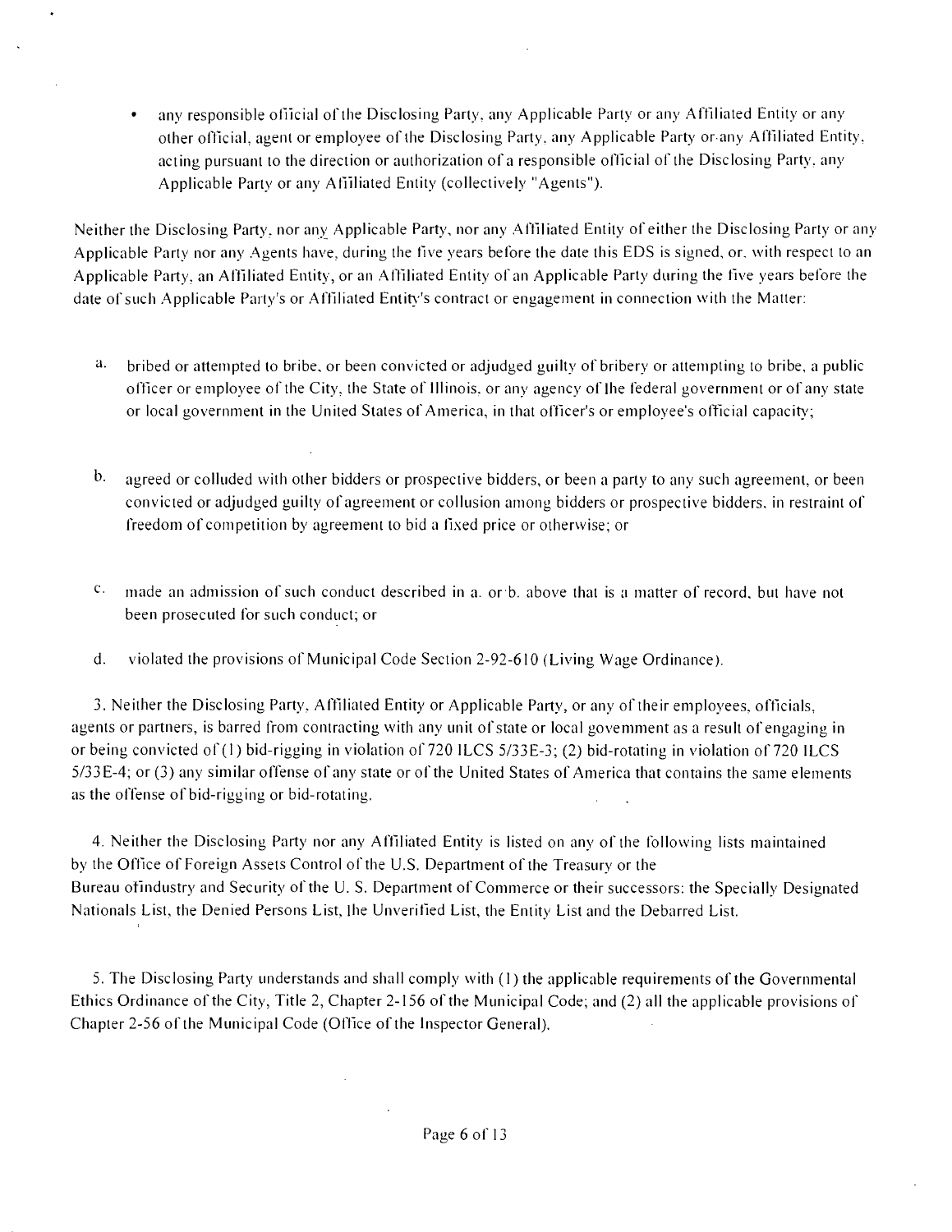- any responsible official of the Disclosing Party, any Applicable Party or any Affiliated Entity or any other official, agent or employee of the Disclosing Party, any Applicable Party or any Affiliated Entity, acting pursuant to the direction or authorization of a responsible official of the Disclosing Party, any Applicable Party or any Affiliated Entity (collectively "Agents").

Neither the Disclosing Party, nor any Applicable Party, nor any Affiliated Entity of either the Disclosing Party or any Applicable Party nor any Agents have, during the five years before the date this EDS is signed, or, with respect to an Applicable Party, an Affiliated Entity, or an Affiliated Entity of an Applicable Party during the five years before the date of such Applicable Party's or Affiliated Entity's contract or engagement in connection with the Matter:

a. bribed or attempted to bribe, or been convicted or adjudged guilty of bribery or attempting to bribe, a public officer or employee of the City, the State of Illinois, or any agency of the federal government or of any state or local government in the United States of America, in that officer's or employee's official capacity;

b. agreed or colluded with other bidders or prospective bidders, or been a party to any such agreement, or been convicted or adjudged guilty of agreement or collusion among bidders or prospective bidders, in restraint of freedom of competition by agreement to bid a fixed price or otherwise; or

c. made an admission of such conduct described in a. or b. above that is a matter of record, but have not been prosecuted for such conduct; or

d. violated the provisions of Municipal Code Section 2-92-610 (Living Wage Ordinance).

3. Neither the Disclosing Party, Affiliated Entity or Applicable Party, or any of their employees, officials, agents or partners, is barred from contracting with any unit of state or local government as a result of engaging in or being convicted of (1) bid-rigging in violation of 720 ILCS 5/33E-3; (2) bid-rotating in violation of 720 ILCS 5/33E-4; or (3) any similar offense of any state or of the United States of America that contains the same elements as the offense of bid-rigging or bid-rotating.

4. Neither the Disclosing Party nor any Affiliated Entity is listed on any of the following lists maintained by the Office of Foreign Assets Control of the U.S. Department of the Treasury or the Bureau of Industry and Security of the U. S. Department of Commerce or their successors: the Specially Designated Nationals List, the Denied Persons List, the Unverified List, the Entity List and the Debarred List.

5. The Disclosing Party understands and shall comply with (1) the applicable requirements of the Governmental Ethics Ordinance of the City, Title 2, Chapter 2-156 of the Municipal Code; and (2) all the applicable provisions of Chapter 2-56 of the Municipal Code (Office of the Inspector General).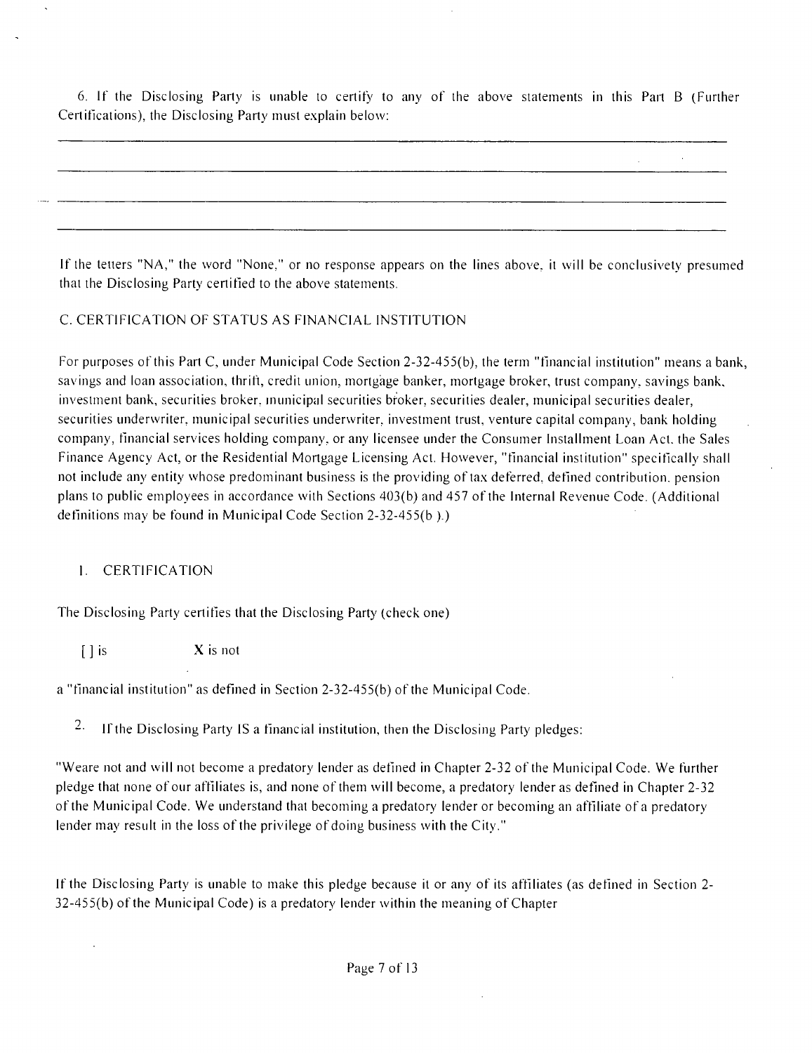6. If the Disclosing Party is unable to certify to any of the above statements in this Part B (Further Certifications), the Disclosing Party must explain below:

___________________________________________________________________________

___________________________________________________________________________

___________________________________________________________________________

___________________________________________________________________________

If the letters "NA," the word "None," or no response appears on the lines above, it will be conclusively presumed that the Disclosing Party certified to the above statements.

C. CERTIFICATION OF STATUS AS FINANCIAL INSTITUTION

For purposes of this Part C, under Municipal Code Section 2-32-455(b), the term "financial institution" means a bank, savings and loan association, thrift, credit union, mortgage banker, mortgage broker, trust company, savings bank, investment bank, securities broker, municipal securities broker, securities dealer, municipal securities dealer, securities underwriter, municipal securities underwriter, investment trust, venture capital company, bank holding company, financial services holding company, or any licensee under the Consumer Installment Loan Act, the Sales Finance Agency Act, or the Residential Mortgage Licensing Act. However, "financial institution" specifically shall not include any entity whose predominant business is the providing of tax deferred, defined contribution, pension plans to public employees in accordance with Sections 403(b) and 457 of the Internal Revenue Code. (Additional definitions may be found in Municipal Code Section 2-32-455(b ).)

1. CERTIFICATION

The Disclosing Party certifies that the Disclosing Party (check one)

[ ] is X is not

a "financial institution" as defined in Section 2-32-455(b) of the Municipal Code.

2. If the Disclosing Party IS a financial institution, then the Disclosing Party pledges:

"Weare not and will not become a predatory lender as defined in Chapter 2-32 of the Municipal Code. We further pledge that none of our affiliates is, and none of them will become, a predatory lender as defined in Chapter 2-32 of the Municipal Code. We understand that becoming a predatory lender or becoming an affiliate of a predatory lender may result in the loss of the privilege of doing business with the City."

If the Disclosing Party is unable to make this pledge because it or any of its affiliates (as defined in Section 2-32-455(b) of the Municipal Code) is a predatory lender within the meaning of Chapter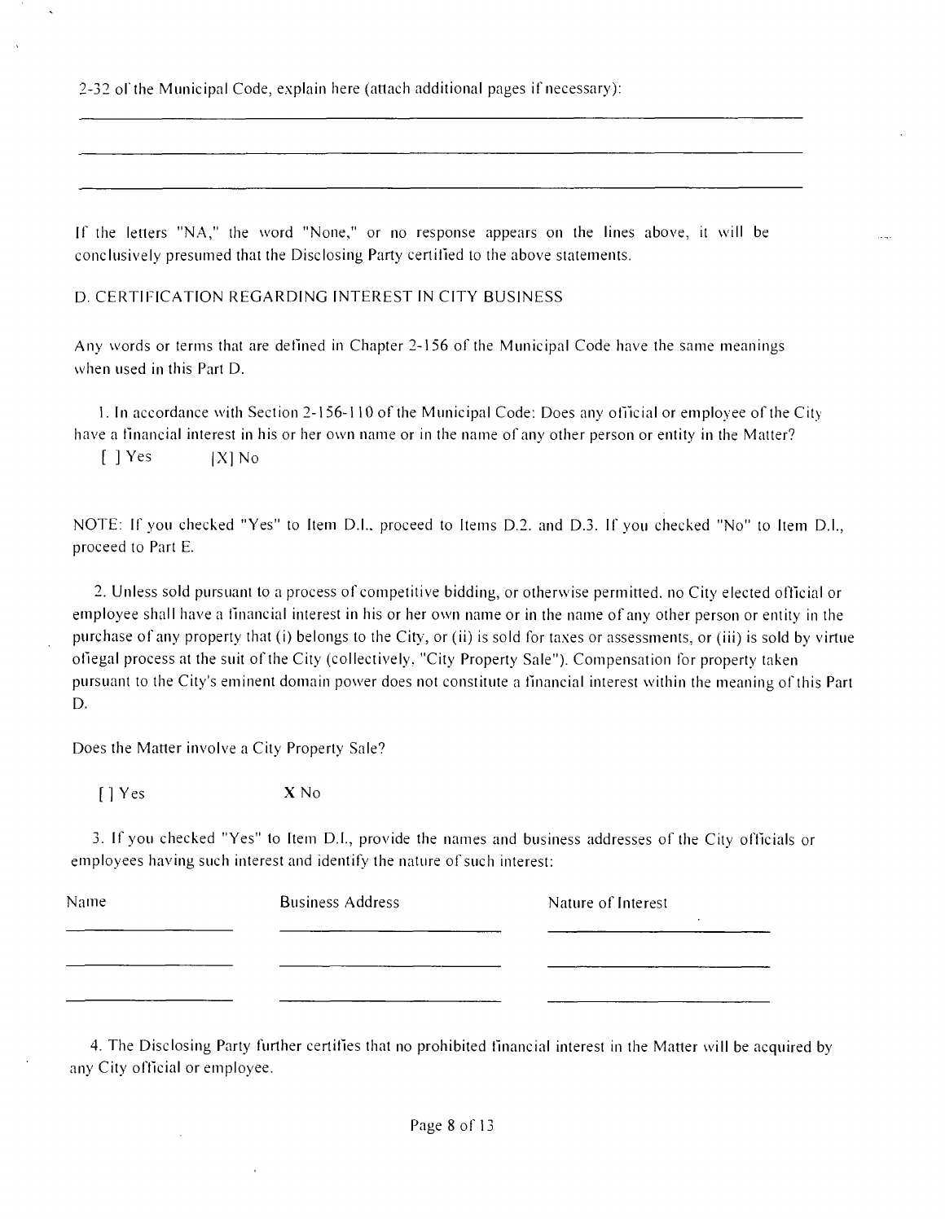2-32 of the Municipal Code, explain here (attach additional pages if necessary):

___

___

___

If the letters "NA," the word "None," or no response appears on the lines above, it will be conclusively presumed that the Disclosing Party certified to the above statements.

D. CERTIFICATION REGARDING INTEREST IN CITY BUSINESS

Any words or terms that are defined in Chapter 2-156 of the Municipal Code have the same meanings when used in this Part D.

1. In accordance with Section 2-156-110 of the Municipal Code: Does any official or employee of the City have a financial interest in his or her own name or in the name of any other person or entity in the Matter?

[ ] Yes [X] No

NOTE: If you checked "Yes" to Item D.I., proceed to Items D.2. and D.3. If you checked "No" to Item D.I., proceed to Part E.

2. Unless sold pursuant to a process of competitive bidding, or otherwise permitted, no City elected official or employee shall have a financial interest in his or her own name or in the name of any other person or entity in the purchase of any property that (i) belongs to the City, or (ii) is sold for taxes or assessments, or (iii) is sold by virtue of legal process at the suit of the City (collectively, "City Property Sale"). Compensation for property taken pursuant to the City's eminent domain power does not constitute a financial interest within the meaning of this Part D.

Does the Matter involve a City Property Sale?

[ ] Yes **X** No

3. If you checked "Yes" to Item D.I., provide the names and business addresses of the City officials or employees having such interest and identify the nature of such interest:

| Name | Business Address | Nature of Interest |
|---|---|---|
| | | |
| | | |
| | | |

4. The Disclosing Party further certifies that no prohibited financial interest in the Matter will be acquired by any City official or employee.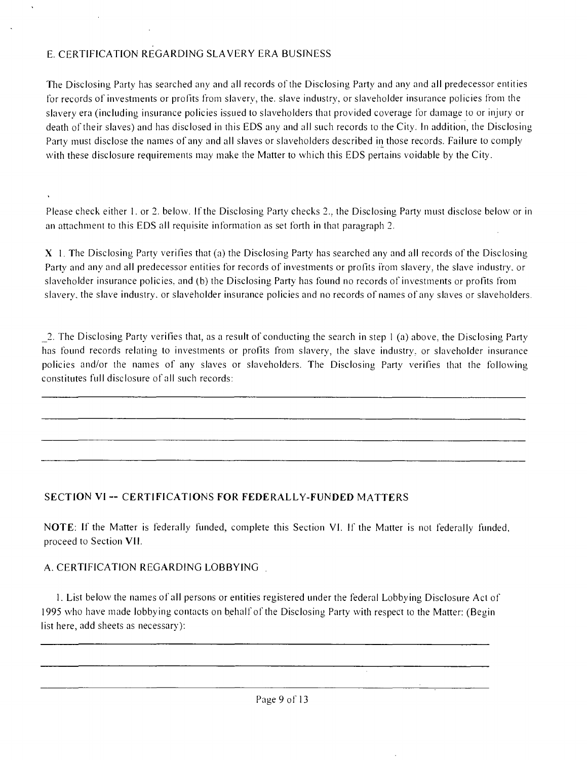## E. CERTIFICATION REGARDING SLAVERY ERA BUSINESS

The Disclosing Party has searched any and all records of the Disclosing Party and any and all predecessor entities for records of investments or profits from slavery, the. slave industry, or slaveholder insurance policies from the slavery era (including insurance policies issued to slaveholders that provided coverage for damage to or injury or death of their slaves) and has disclosed in this EDS any and all such records to the City. In addition, the Disclosing Party must disclose the names of any and all slaves or slaveholders described in those records. Failure to comply with these disclosure requirements may make the Matter to which this EDS pertains voidable by the City.

Please check either 1. or 2. below. If the Disclosing Party checks 2., the Disclosing Party must disclose below or in an attachment to this EDS all requisite information as set forth in that paragraph 2.

**X** 1. The Disclosing Party verifies that (a) the Disclosing Party has searched any and all records of the Disclosing Party and any and all predecessor entities for records of investments or profits from slavery, the slave industry, or slaveholder insurance policies, and (b) the Disclosing Party has found no records of investments or profits from slavery, the slave industry, or slaveholder insurance policies and no records of names of any slaves or slaveholders.

_2. The Disclosing Party verifies that, as a result of conducting the search in step 1 (a) above, the Disclosing Party has found records relating to investments or profits from slavery, the slave industry, or slaveholder insurance policies and/or the names of any slaves or slaveholders. The Disclosing Party verifies that the following constitutes full disclosure of all such records:

______________________________________________________________________________

______________________________________________________________________________

______________________________________________________________________________

______________________________________________________________________________

## SECTION VI -- CERTIFICATIONS FOR FEDERALLY-FUNDED MATTERS

**NOTE**: If the Matter is federally funded, complete this Section VI. If the Matter is not federally funded, proceed to Section VII.

### A. CERTIFICATION REGARDING LOBBYING

1. List below the names of all persons or entities registered under the federal Lobbying Disclosure Act of 1995 who have made lobbying contacts on behalf of the Disclosing Party with respect to the Matter: (Begin list here, add sheets as necessary):

______________________________________________________________________________

______________________________________________________________________________

______________________________________________________________________________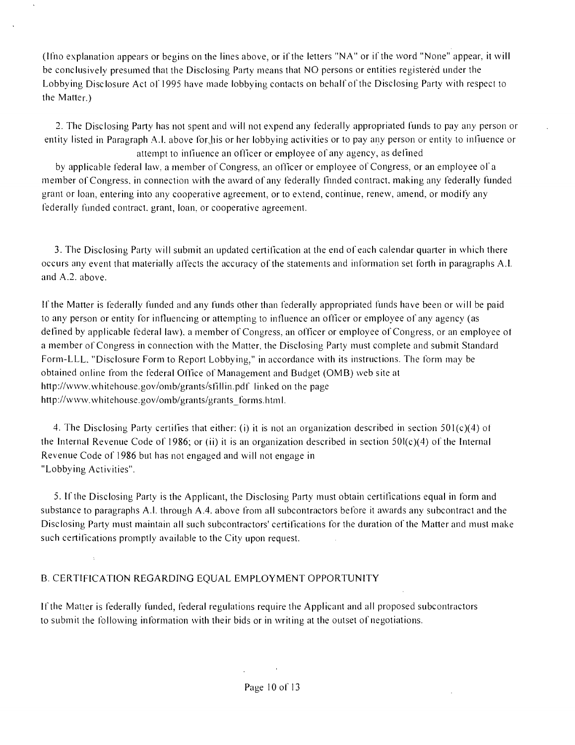(If no explanation appears or begins on the lines above, or if the letters "NA" or if the word "None" appear, it will be conclusively presumed that the Disclosing Party means that NO persons or entities registered under the Lobbying Disclosure Act of 1995 have made lobbying contacts on behalf of the Disclosing Party with respect to the Matter.)

2. The Disclosing Party has not spent and will not expend any federally appropriated funds to pay any person or entity listed in Paragraph A.l. above for his or her lobbying activities or to pay any person or entity to influence or attempt to influence an officer or employee of any agency, as defined by applicable federal law, a member of Congress, an officer or employee of Congress, or an employee of a member of Congress, in connection with the award of any federally funded contract, making any federally funded grant or loan, entering into any cooperative agreement, or to extend, continue, renew, amend, or modify any federally funded contract, grant, loan, or cooperative agreement.

3. The Disclosing Party will submit an updated certification at the end of each calendar quarter in which there occurs any event that materially affects the accuracy of the statements and information set forth in paragraphs A.l. and A.2. above.

If the Matter is federally funded and any funds other than federally appropriated funds have been or will be paid to any person or entity for influencing or attempting to influence an officer or employee of any agency (as defined by applicable federal law), a member of Congress, an officer or employee of Congress, or an employee of a member of Congress in connection with the Matter, the Disclosing Party must complete and submit Standard Form-LLL, "Disclosure Form to Report Lobbying," in accordance with its instructions. The form may be obtained online from the federal Office of Management and Budget (OMB) web site at http://www.whitehouse.gov/omb/grants/sflllin.pdf linked on the page http://www.whitehouse.gov/omb/grants/grants_forms.html.

4. The Disclosing Party certifies that either: (i) it is not an organization described in section 501(c)(4) of the Internal Revenue Code of 1986; or (ii) it is an organization described in section 501(c)(4) of the Internal Revenue Code of 1986 but has not engaged and will not engage in "Lobbying Activities".

5. If the Disclosing Party is the Applicant, the Disclosing Party must obtain certifications equal in form and substance to paragraphs A.l. through A.4. above from all subcontractors before it awards any subcontract and the Disclosing Party must maintain all such subcontractors' certifications for the duration of the Matter and must make such certifications promptly available to the City upon request.

B. CERTIFICATION REGARDING EQUAL EMPLOYMENT OPPORTUNITY

If the Matter is federally funded, federal regulations require the Applicant and all proposed subcontractors to submit the following information with their bids or in writing at the outset of negotiations.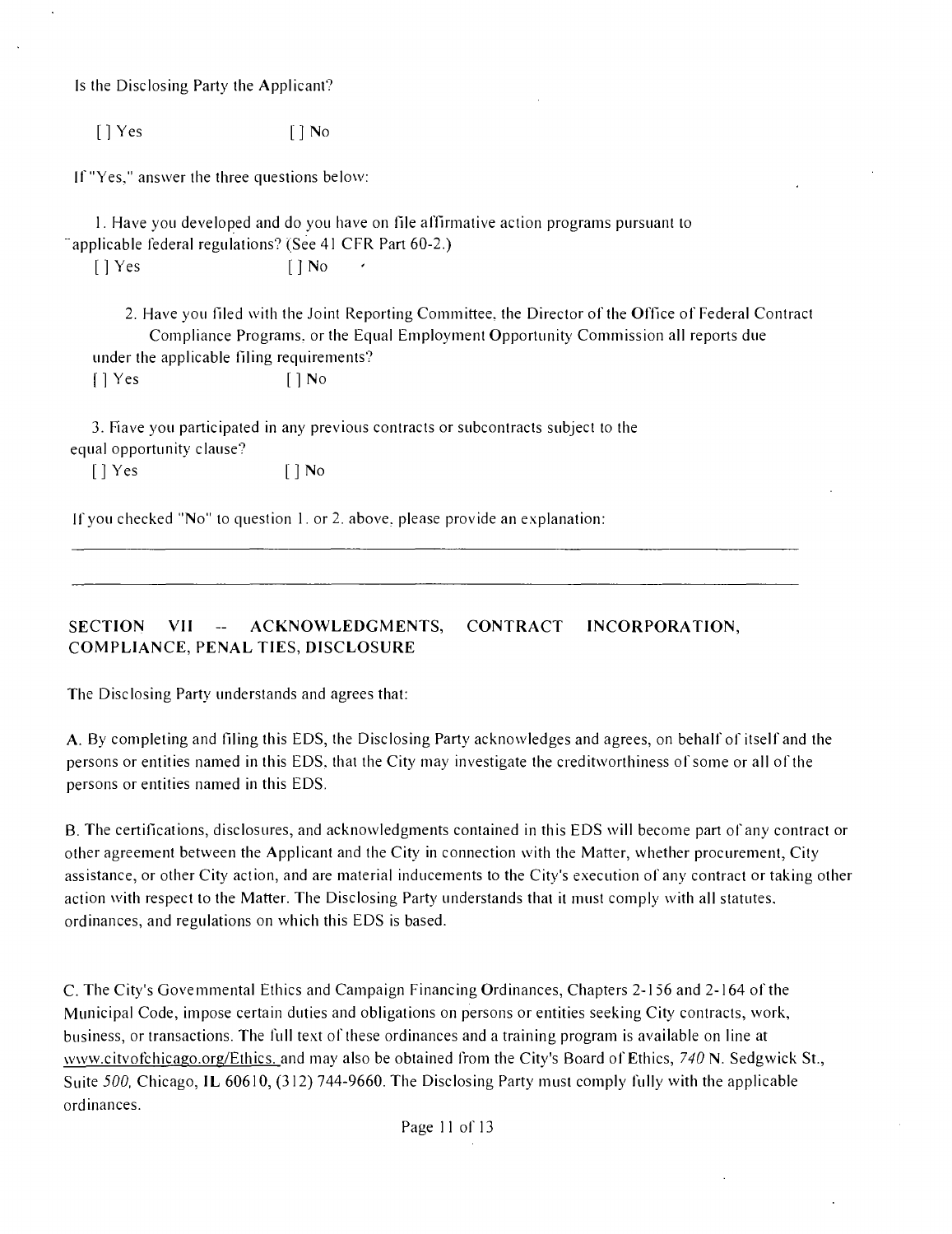Is the Disclosing Party the Applicant?

[ ] Yes [ ] No

If "Yes," answer the three questions below:

1. Have you developed and do you have on file affirmative action programs pursuant to applicable federal regulations? (See 41 CFR Part 60-2.)

[ ] Yes [ ] No

2. Have you filed with the Joint Reporting Committee, the Director of the Office of Federal Contract Compliance Programs, or the Equal Employment Opportunity Commission all reports due under the applicable filing requirements?

[ ] Yes [ ] No

3. Have you participated in any previous contracts or subcontracts subject to the equal opportunity clause?

[ ] Yes [ ] No

If you checked "No" to question 1. or 2. above, please provide an explanation:

---

---

## SECTION VII -- ACKNOWLEDGMENTS, CONTRACT INCORPORATION, COMPLIANCE, PENALTIES, DISCLOSURE

The Disclosing Party understands and agrees that:

A. By completing and filing this EDS, the Disclosing Party acknowledges and agrees, on behalf of itself and the persons or entities named in this EDS, that the City may investigate the creditworthiness of some or all of the persons or entities named in this EDS.

B. The certifications, disclosures, and acknowledgments contained in this EDS will become part of any contract or other agreement between the Applicant and the City in connection with the Matter, whether procurement, City assistance, or other City action, and are material inducements to the City's execution of any contract or taking other action with respect to the Matter. The Disclosing Party understands that it must comply with all statutes, ordinances, and regulations on which this EDS is based.

C. The City's Governmental Ethics and Campaign Financing Ordinances, Chapters 2-156 and 2-164 of the Municipal Code, impose certain duties and obligations on persons or entities seeking City contracts, work, business, or transactions. The full text of these ordinances and a training program is available on line at www.cityofchicago.org/Ethics, and may also be obtained from the City's Board of Ethics, 740 N. Sedgwick St., Suite 500, Chicago, IL 60610, (312) 744-9660. The Disclosing Party must comply fully with the applicable ordinances.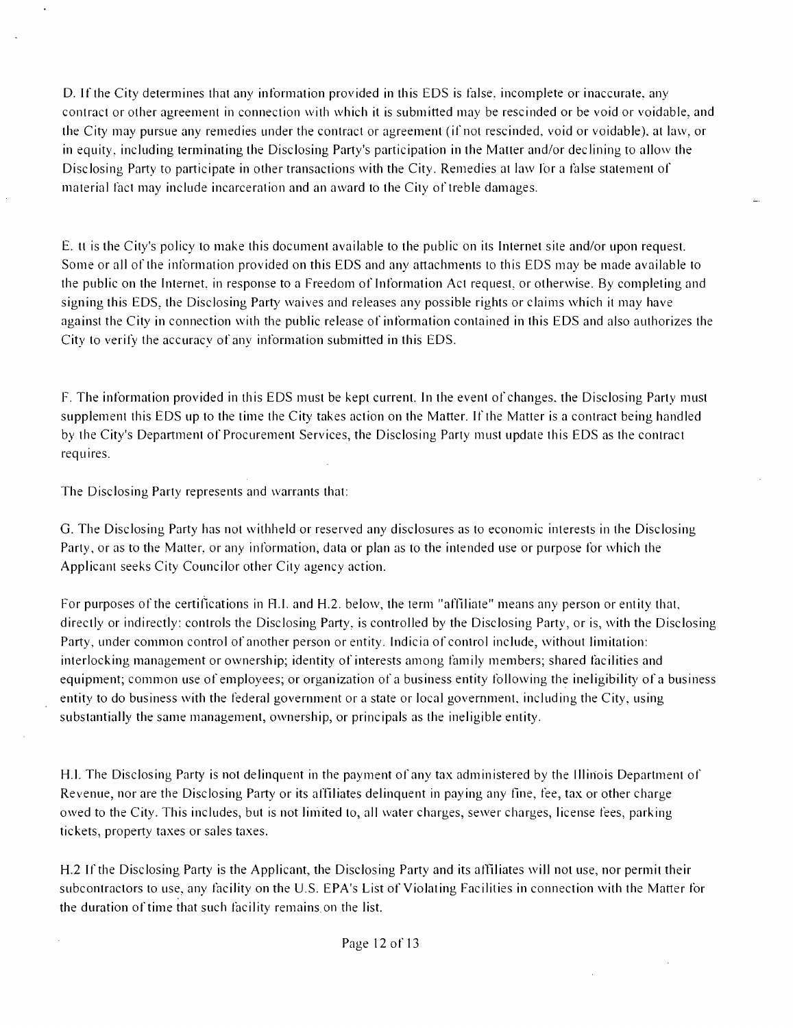D. If the City determines that any information provided in this EDS is false, incomplete or inaccurate, any contract or other agreement in connection with which it is submitted may be rescinded or be void or voidable, and the City may pursue any remedies under the contract or agreement (if not rescinded, void or voidable), at law, or in equity, including terminating the Disclosing Party's participation in the Matter and/or declining to allow the Disclosing Party to participate in other transactions with the City. Remedies at law for a false statement of material fact may include incarceration and an award to the City of treble damages.

E. It is the City's policy to make this document available to the public on its Internet site and/or upon request. Some or all of the information provided on this EDS and any attachments to this EDS may be made available to the public on the Internet, in response to a Freedom of Information Act request, or otherwise. By completing and signing this EDS, the Disclosing Party waives and releases any possible rights or claims which it may have against the City in connection with the public release of information contained in this EDS and also authorizes the City to verify the accuracy of any information submitted in this EDS.

F. The information provided in this EDS must be kept current. In the event of changes, the Disclosing Party must supplement this EDS up to the time the City takes action on the Matter. If the Matter is a contract being handled by the City's Department of Procurement Services, the Disclosing Party must update this EDS as the contract requires.

The Disclosing Party represents and warrants that:

G. The Disclosing Party has not withheld or reserved any disclosures as to economic interests in the Disclosing Party, or as to the Matter, or any information, data or plan as to the intended use or purpose for which the Applicant seeks City Councilor other City agency action.

For purposes of the certifications in H.1. and H.2. below, the term "affiliate" means any person or entity that, directly or indirectly: controls the Disclosing Party, is controlled by the Disclosing Party, or is, with the Disclosing Party, under common control of another person or entity. Indicia of control include, without limitation: interlocking management or ownership; identity of interests among family members; shared facilities and equipment; common use of employees; or organization of a business entity following the ineligibility of a business entity to do business with the federal government or a state or local government, including the City, using substantially the same management, ownership, or principals as the ineligible entity.

H.1. The Disclosing Party is not delinquent in the payment of any tax administered by the Illinois Department of Revenue, nor are the Disclosing Party or its affiliates delinquent in paying any fine, fee, tax or other charge owed to the City. This includes, but is not limited to, all water charges, sewer charges, license fees, parking tickets, property taxes or sales taxes.

H.2 If the Disclosing Party is the Applicant, the Disclosing Party and its affiliates will not use, nor permit their subcontractors to use, any facility on the U.S. EPA's List of Violating Facilities in connection with the Matter for the duration of time that such facility remains on the list.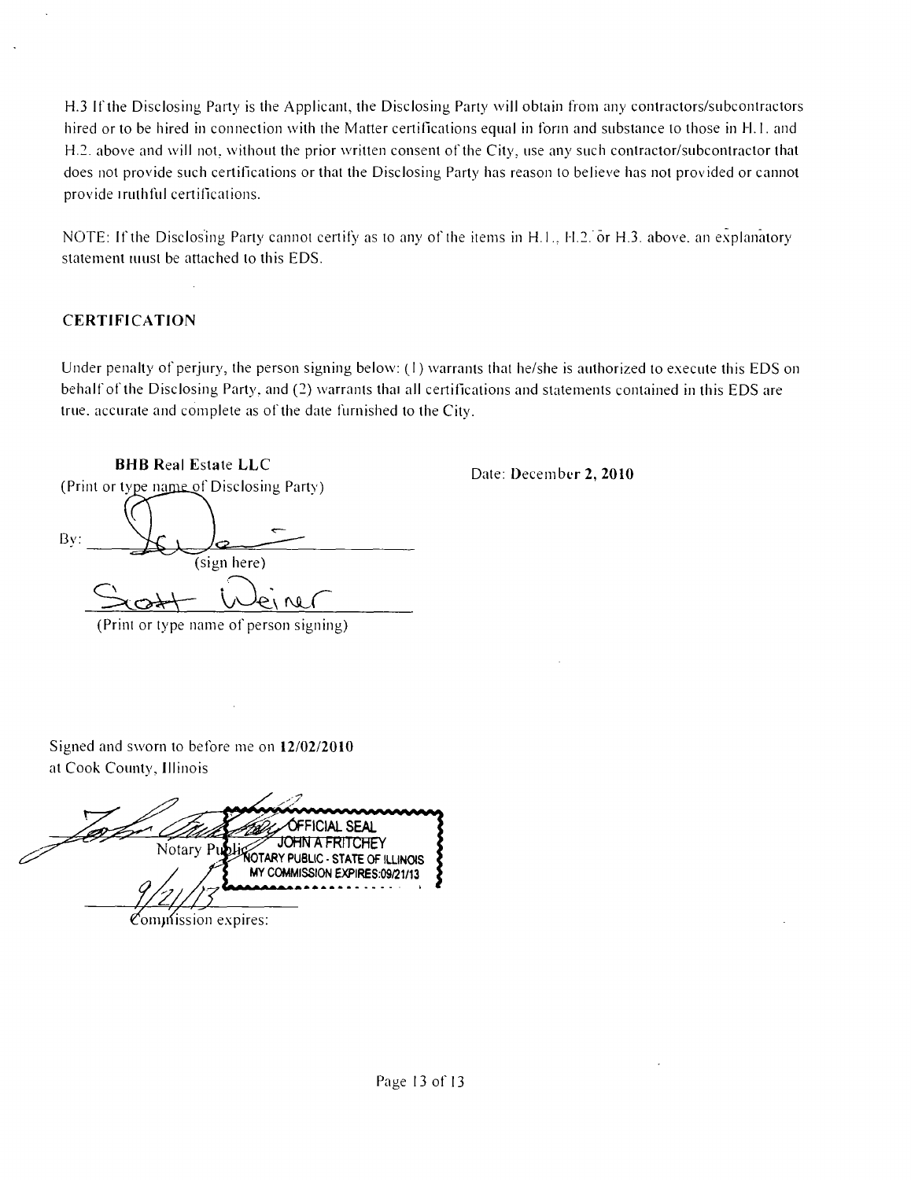H.3 If the Disclosing Party is the Applicant, the Disclosing Party will obtain from any contractors/subcontractors hired or to be hired in connection with the Matter certifications equal in form and substance to those in H.1. and H.2. above and will not, without the prior written consent of the City, use any such contractor/subcontractor that does not provide such certifications or that the Disclosing Party has reason to believe has not provided or cannot provide truthful certifications.

NOTE: If the Disclosing Party cannot certify as to any of the items in H.1., H.2. or H.3. above, an explanatory statement must be attached to this EDS.

### CERTIFICATION

Under penalty of perjury, the person signing below: (1) warrants that he/she is authorized to execute this EDS on behalf of the Disclosing Party, and (2) warrants that all certifications and statements contained in this EDS are true, accurate and complete as of the date furnished to the City.

**BHB Real Estate LLC**
(Print or type name of Disclosing Party)

Date: **December 2, 2010**

By: ______________________
(sign here)

Scott Weiner
(Print or type name of person signing)

Signed and sworn to before me on **12/02/2010**
at Cook County, Illinois

Notary Public

OFFICIAL SEAL
JOHN A FRITCHEY
NOTARY PUBLIC - STATE OF ILLINOIS
MY COMMISSION EXPIRES:09/21/13

9/21/13
Commission expires: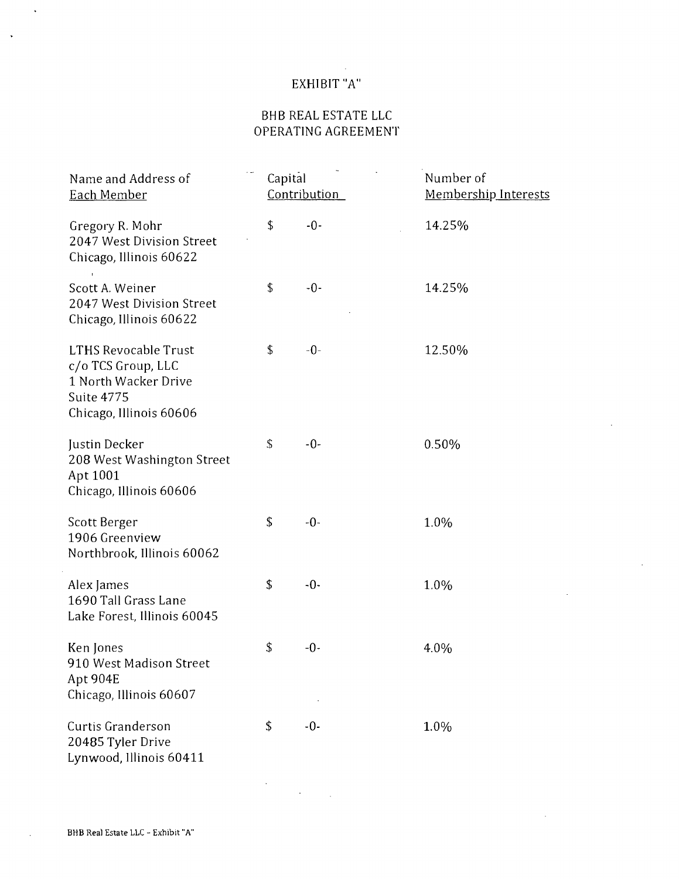# EXHIBIT "A"

## BHB REAL ESTATE LLC
## OPERATING AGREEMENT

| Name and Address of Each Member | Capital Contribution | Number of Membership Interests |
|---|---|---|
| Gregory R. Mohr<br>2047 West Division Street<br>Chicago, Illinois 60622 | $ -0- | 14.25% |
| Scott A. Weiner<br>2047 West Division Street<br>Chicago, Illinois 60622 | $ -0- | 14.25% |
| LTHS Revocable Trust<br>c/o TCS Group, LLC<br>1 North Wacker Drive<br>Suite 4775<br>Chicago, Illinois 60606 | $ -0- | 12.50% |
| Justin Decker<br>208 West Washington Street<br>Apt 1001<br>Chicago, Illinois 60606 | $ -0- | 0.50% |
| Scott Berger<br>1906 Greenview<br>Northbrook, Illinois 60062 | $ -0- | 1.0% |
| Alex James<br>1690 Tall Grass Lane<br>Lake Forest, Illinois 60045 | $ -0- | 1.0% |
| Ken Jones<br>910 West Madison Street<br>Apt 904E<br>Chicago, Illinois 60607 | $ -0- | 4.0% |
| Curtis Granderson<br>20485 Tyler Drive<br>Lynwood, Illinois 60411 | $ -0- | 1.0% |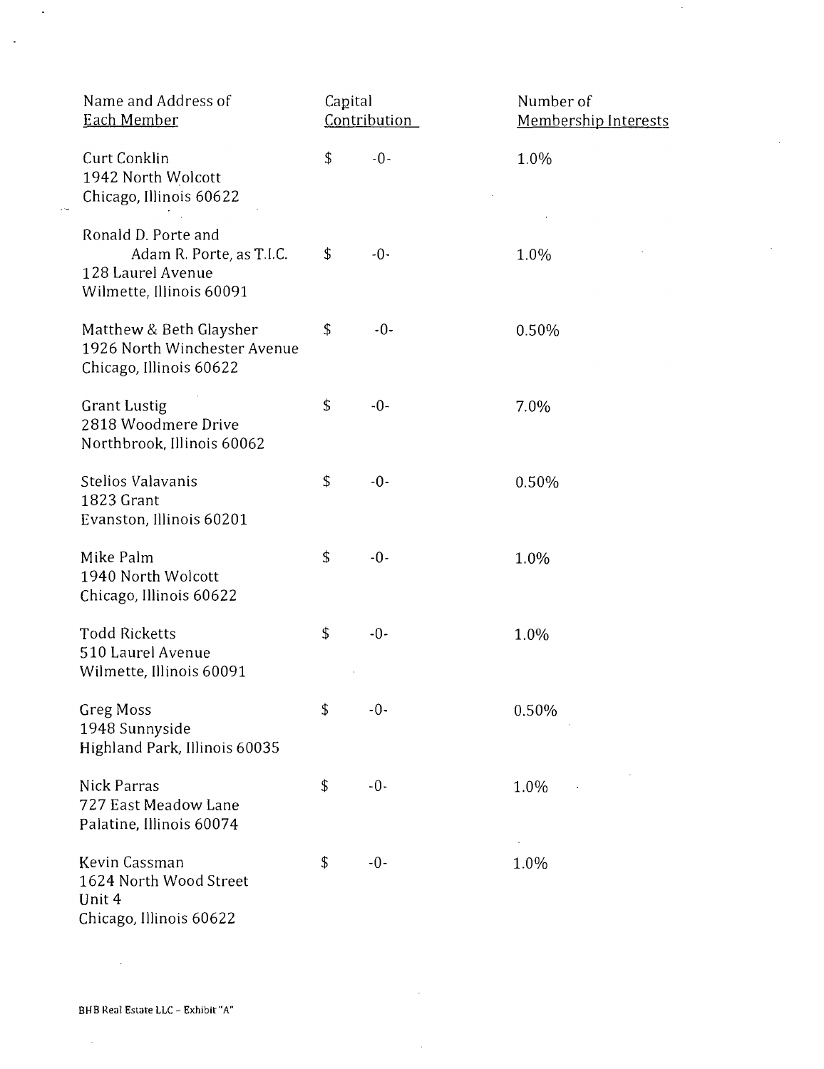| Name and Address of Each Member | Capital Contribution | Number of Membership Interests |
|---|---|---|
| Curt Conklin<br>1942 North Wolcott<br>Chicago, Illinois 60622 | $ -0- | 1.0% |
| Ronald D. Porte and<br>Adam R. Porte, as T.I.C.<br>128 Laurel Avenue<br>Wilmette, Illinois 60091 | $ -0- | 1.0% |
| Matthew & Beth Glaysher<br>1926 North Winchester Avenue<br>Chicago, Illinois 60622 | $ -0- | 0.50% |
| Grant Lustig<br>2818 Woodmere Drive<br>Northbrook, Illinois 60062 | $ -0- | 7.0% |
| Stelios Valavanis<br>1823 Grant<br>Evanston, Illinois 60201 | $ -0- | 0.50% |
| Mike Palm<br>1940 North Wolcott<br>Chicago, Illinois 60622 | $ -0- | 1.0% |
| Todd Ricketts<br>510 Laurel Avenue<br>Wilmette, Illinois 60091 | $ -0- | 1.0% |
| Greg Moss<br>1948 Sunnyside<br>Highland Park, Illinois 60035 | $ -0- | 0.50% |
| Nick Parras<br>727 East Meadow Lane<br>Palatine, Illinois 60074 | $ -0- | 1.0% |
| Kevin Cassman<br>1624 North Wood Street<br>Unit 4<br>Chicago, Illinois 60622 | $ -0- | 1.0% |

BHB Real Estate LLC – Exhibit "A"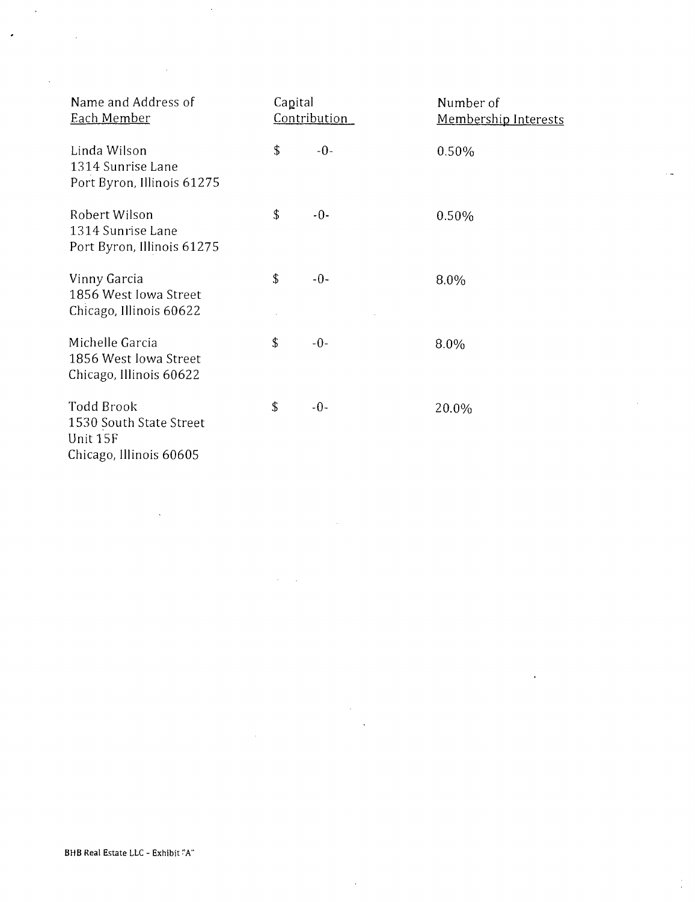| Name and Address of Each Member | Capital Contribution | Number of Membership Interests |
|---|---|---|
| Linda Wilson<br>1314 Sunrise Lane<br>Port Byron, Illinois 61275 | $ -0- | 0.50% |
| Robert Wilson<br>1314 Sunrise Lane<br>Port Byron, Illinois 61275 | $ -0- | 0.50% |
| Vinny Garcia<br>1856 West Iowa Street<br>Chicago, Illinois 60622 | $ -0- | 8.0% |
| Michelle Garcia<br>1856 West Iowa Street<br>Chicago, Illinois 60622 | $ -0- | 8.0% |
| Todd Brook<br>1530 South State Street<br>Unit 15F<br>Chicago, Illinois 60605 | $ -0- | 20.0% |

BHB Real Estate LLC - Exhibit "A"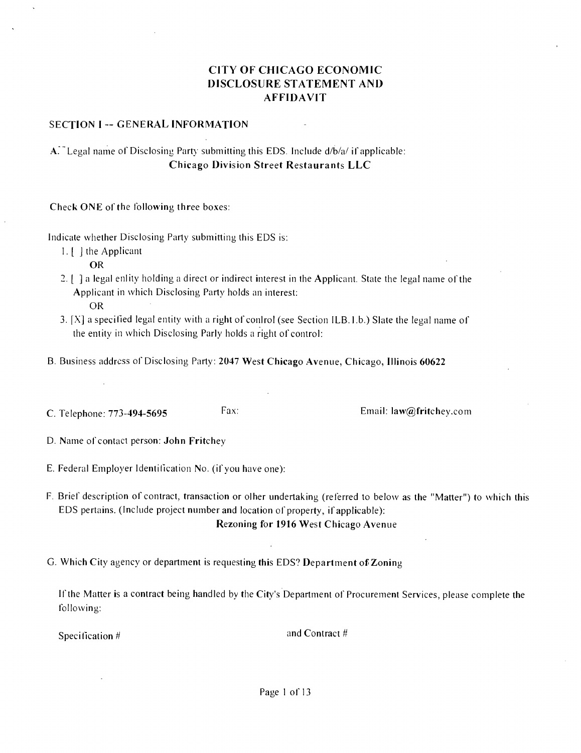# CITY OF CHICAGO ECONOMIC DISCLOSURE STATEMENT AND AFFIDAVIT

## SECTION I -- GENERAL INFORMATION

A. Legal name of Disclosing Party submitting this EDS. Include d/b/a/ if applicable:
**Chicago Division Street Restaurants LLC**

Check ONE of the following three boxes:

Indicate whether Disclosing Party submitting this EDS is:

1. [ ] the Applicant
   **OR**
2. [ ] a legal entity holding a direct or indirect interest in the Applicant. State the legal name of the Applicant in which Disclosing Party holds an interest:
   OR
3. [X] a specified legal entity with a right of control (see Section II.B.1.b.) State the legal name of the entity in which Disclosing Party holds a right of control:

B. Business address of Disclosing Party: **2047 West Chicago Avenue, Chicago, Illinois 60622**

C. Telephone: **773-494-5695** Fax: Email: **law@fritchey.com**

D. Name of contact person: **John Fritchey**

E. Federal Employer Identification No. (if you have one):

F. Brief description of contract, transaction or other undertaking (referred to below as the "Matter") to which this EDS pertains. (Include project number and location of property, if applicable):
**Rezoning for 1916 West Chicago Avenue**

G. Which City agency or department is requesting this EDS? **Department of Zoning**

If the Matter is a contract being handled by the City's Department of Procurement Services, please complete the following:

Specification # and Contract #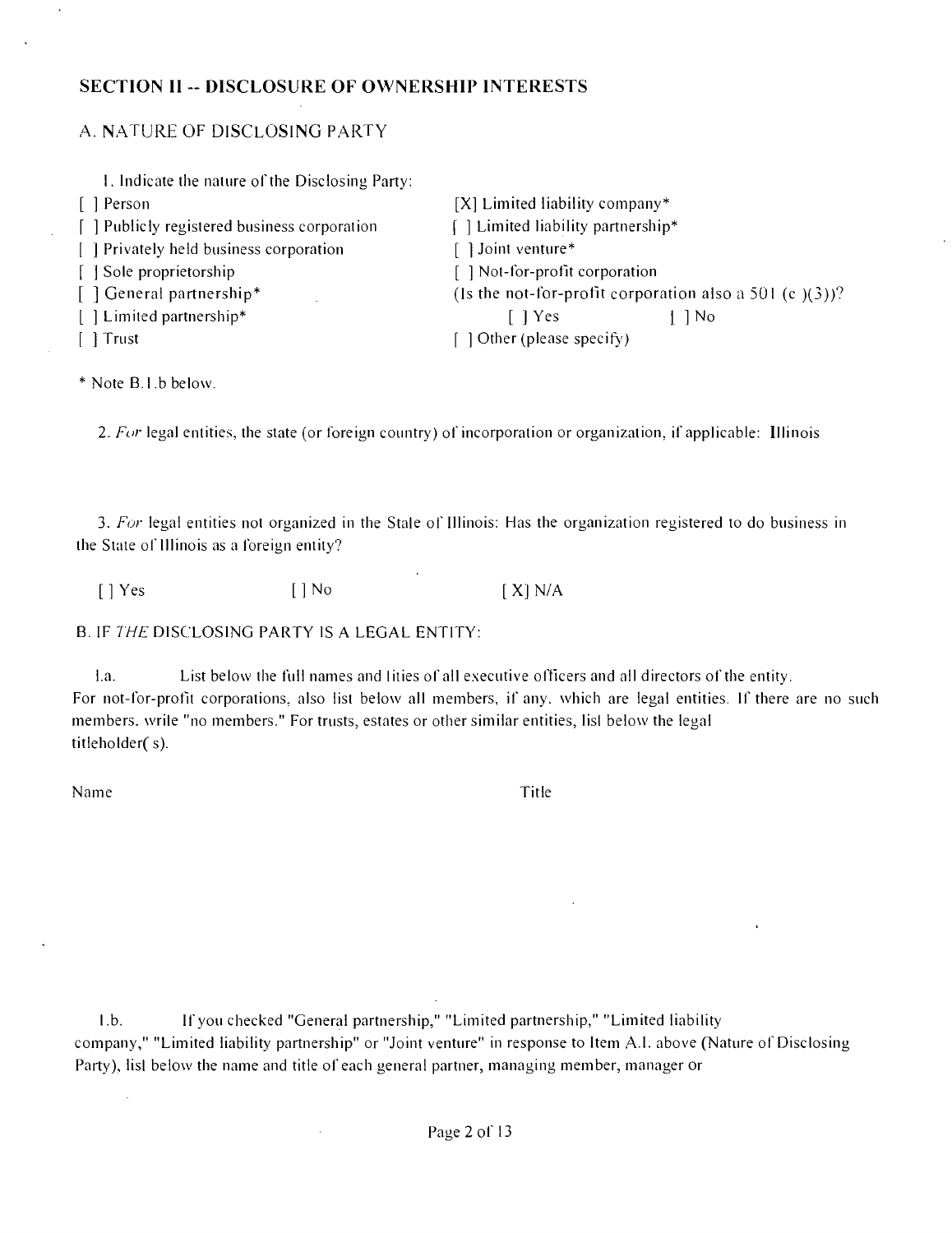## SECTION II -- DISCLOSURE OF OWNERSHIP INTERESTS

### A. NATURE OF DISCLOSING PARTY

1. Indicate the nature of the Disclosing Party:

[ ] Person
[ ] Publicly registered business corporation
[ ] Privately held business corporation
[ ] Sole proprietorship
[ ] General partnership*
[ ] Limited partnership*
[ ] Trust
[X] Limited liability company*
[ ] Limited liability partnership*
[ ] Joint venture*
[ ] Not-for-profit corporation
(Is the not-for-profit corporation also a 501 (c )(3))?
[ ] Yes [ ] No
[ ] Other (please specify)

\* Note B.1.b below.

2. *For* legal entities, the state (or foreign country) of incorporation or organization, if applicable: Illinois

3. *For* legal entities not organized in the State of Illinois: Has the organization registered to do business in the State of Illinois as a foreign entity?

[ ] Yes [ ] No [X] N/A

### B. IF *THE* DISCLOSING PARTY IS A LEGAL ENTITY:

1.a. List below the full names and titles of all executive officers and all directors of the entity. For not-for-profit corporations, also list below all members, if any, which are legal entities. If there are no such members, write "no members." For trusts, estates or other similar entities, list below the legal titleholder(s).

| Name | Title |
|---|---|
| | |

1.b. If you checked "General partnership," "Limited partnership," "Limited liability company," "Limited liability partnership" or "Joint venture" in response to Item A.1. above (Nature of Disclosing Party), list below the name and title of each general partner, managing member, manager or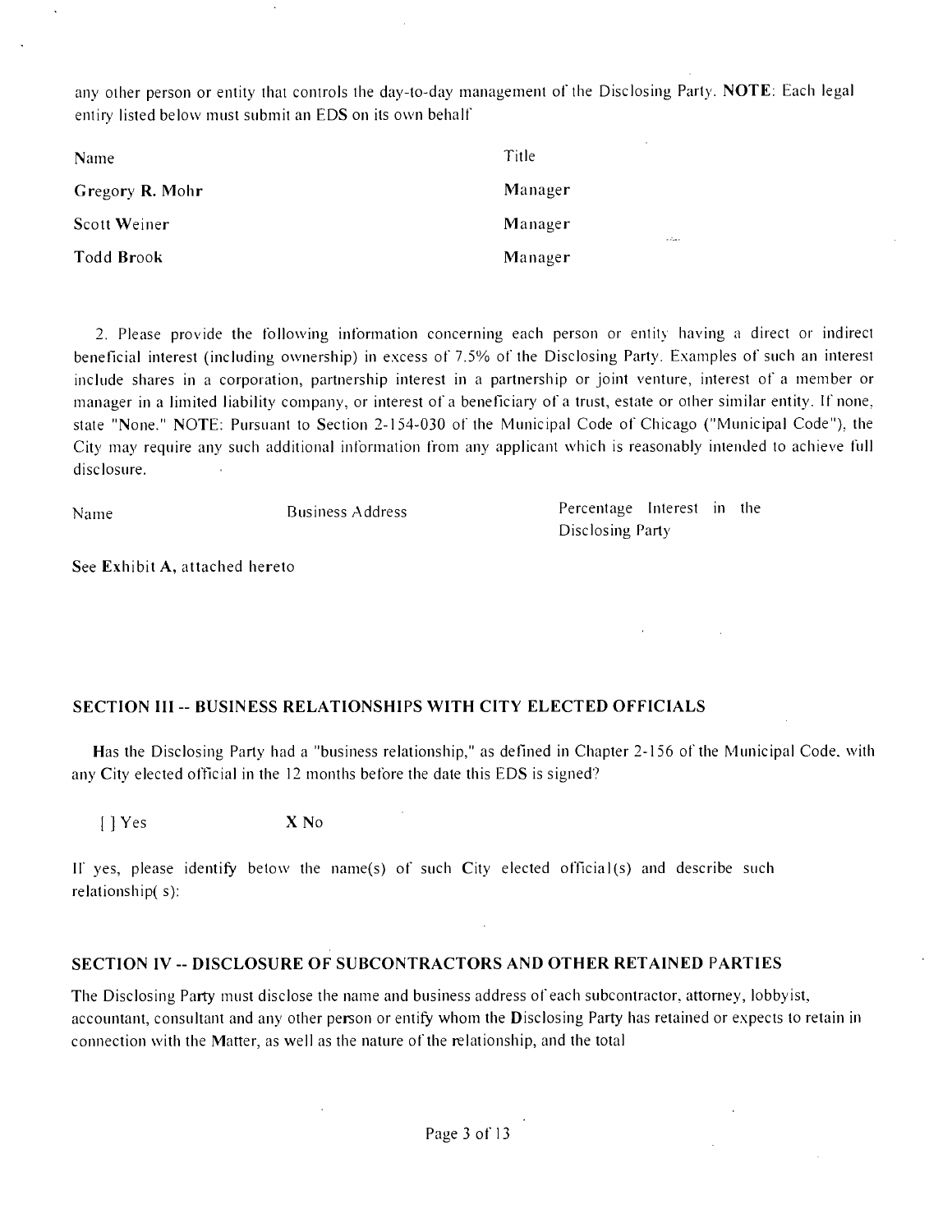any other person or entity that controls the day-to-day management of the Disclosing Party. **NOTE**: Each legal entiry listed below must submit an EDS on its own behalf

| Name | Title |
|---|---|
| Gregory R. Mohr | Manager |
| Scott Weiner | Manager |
| Todd Brook | Manager |

2. Please provide the following information concerning each person or entity having a direct or indirect beneficial interest (including ownership) in excess of 7.5% of the Disclosing Party. Examples of such an interest include shares in a corporation, partnership interest in a partnership or joint venture, interest of a member or manager in a limited liability company, or interest of a beneficiary of a trust, estate or other similar entity. If none, state "None." NOTE: Pursuant to Section 2-154-030 of the Municipal Code of Chicago ("Municipal Code"), the City may require any such additional information from any applicant which is reasonably intended to achieve full disclosure.

| Name | Business Address | Percentage Interest in the Disclosing Party |
|---|---|---|

See Exhibit A, attached hereto

## SECTION III -- BUSINESS RELATIONSHIPS WITH CITY ELECTED OFFICIALS

Has the Disclosing Party had a "business relationship," as defined in Chapter 2-156 of the Municipal Code, with any City elected official in the 12 months before the date this EDS is signed?

[ ] Yes X No

If yes, please identify below the name(s) of such City elected official(s) and describe such relationship( s):

## SECTION IV -- DISCLOSURE OF SUBCONTRACTORS AND OTHER RETAINED PARTIES

The Disclosing Party must disclose the name and business address of each subcontractor, attorney, lobbyist, accountant, consultant and any other person or entify whom the Disclosing Party has retained or expects to retain in connection with the Matter, as well as the nature of the relationship, and the total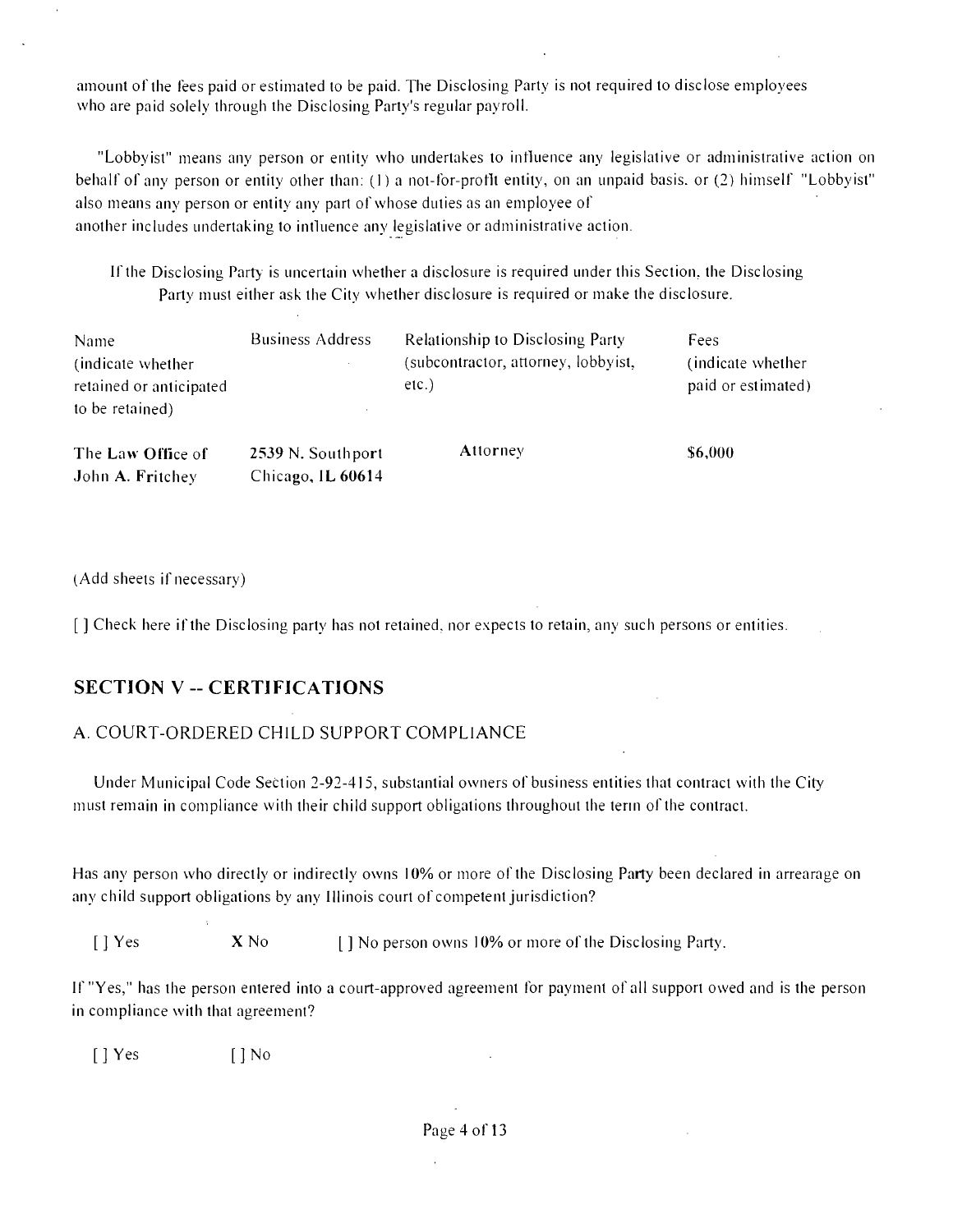amount of the fees paid or estimated to be paid. The Disclosing Party is not required to disclose employees who are paid solely through the Disclosing Party's regular payroll.

"Lobbyist" means any person or entity who undertakes to influence any legislative or administrative action on behalf of any person or entity other than: (1) a not-for-profit entity, on an unpaid basis, or (2) himself "Lobbyist" also means any person or entity any part of whose duties as an employee of another includes undertaking to influence any legislative or administrative action.

If the Disclosing Party is uncertain whether a disclosure is required under this Section, the Disclosing Party must either ask the City whether disclosure is required or make the disclosure.

| Name (indicate whether retained or anticipated to be retained) | Business Address | Relationship to Disclosing Party (subcontractor, attorney, lobbyist, etc.) | Fees (indicate whether paid or estimated) |
|---|---|---|---|
| The Law Office of John A. Fritchey | 2539 N. Southport Chicago, IL 60614 | Attorney | $6,000 |

(Add sheets if necessary)

[ ] Check here if the Disclosing party has not retained, nor expects to retain, any such persons or entities.

## SECTION V -- CERTIFICATIONS

### A. COURT-ORDERED CHILD SUPPORT COMPLIANCE

Under Municipal Code Section 2-92-415, substantial owners of business entities that contract with the City must remain in compliance with their child support obligations throughout the term of the contract.

Has any person who directly or indirectly owns 10% or more of the Disclosing Party been declared in arrearage on any child support obligations by any Illinois court of competent jurisdiction?

[ ] Yes    X No    [ ] No person owns 10% or more of the Disclosing Party.

If "Yes," has the person entered into a court-approved agreement for payment of all support owed and is the person in compliance with that agreement?

[ ] Yes    [ ] No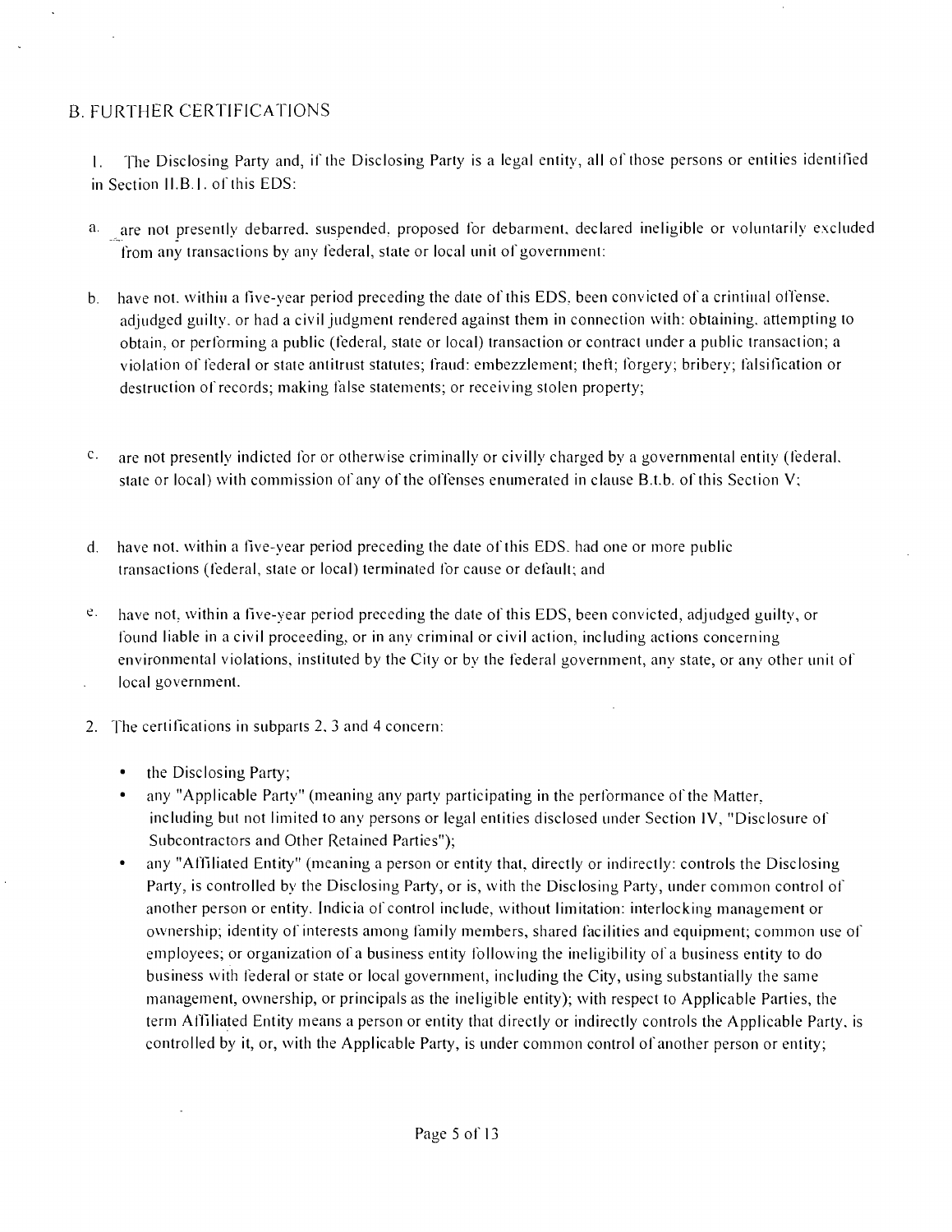## B. FURTHER CERTIFICATIONS

1. The Disclosing Party and, if the Disclosing Party is a legal entity, all of those persons or entities identified in Section II.B.1. of this EDS:

a. are not presently debarred, suspended, proposed for debarment, declared ineligible or voluntarily excluded from any transactions by any federal, state or local unit of government:

b. have not, within a five-year period preceding the date of this EDS, been convicted of a criminal offense, adjudged guilty, or had a civil judgment rendered against them in connection with: obtaining, attempting to obtain, or performing a public (federal, state or local) transaction or contract under a public transaction; a violation of federal or state antitrust statutes; fraud; embezzlement; theft; forgery; bribery; falsification or destruction of records; making false statements; or receiving stolen property;

c. are not presently indicted for or otherwise criminally or civilly charged by a governmental entity (federal, state or local) with commission of any of the offenses enumerated in clause B.1.b. of this Section V;

d. have not, within a five-year period preceding the date of this EDS, had one or more public transactions (federal, state or local) terminated for cause or default; and

e. have not, within a five-year period preceding the date of this EDS, been convicted, adjudged guilty, or found liable in a civil proceeding, or in any criminal or civil action, including actions concerning environmental violations, instituted by the City or by the federal government, any state, or any other unit of local government.

2. The certifications in subparts 2, 3 and 4 concern:

- the Disclosing Party;
- any "Applicable Party" (meaning any party participating in the performance of the Matter, including but not limited to any persons or legal entities disclosed under Section IV, "Disclosure of Subcontractors and Other Retained Parties");
- any "Affiliated Entity" (meaning a person or entity that, directly or indirectly: controls the Disclosing Party, is controlled by the Disclosing Party, or is, with the Disclosing Party, under common control of another person or entity. Indicia of control include, without limitation: interlocking management or ownership; identity of interests among family members, shared facilities and equipment; common use of employees; or organization of a business entity following the ineligibility of a business entity to do business with federal or state or local government, including the City, using substantially the same management, ownership, or principals as the ineligible entity); with respect to Applicable Parties, the term Affiliated Entity means a person or entity that directly or indirectly controls the Applicable Party, is controlled by it, or, with the Applicable Party, is under common control of another person or entity;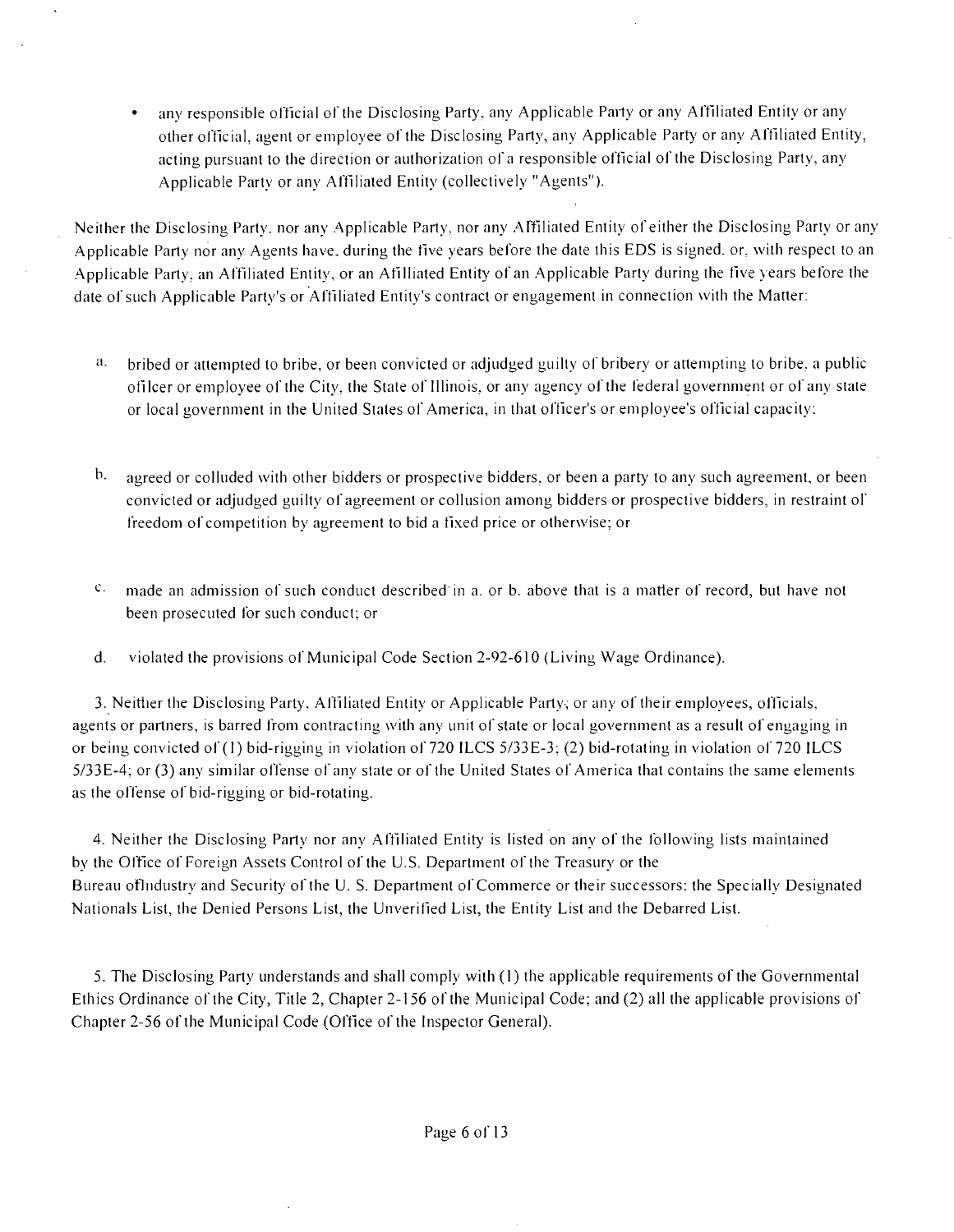- any responsible official of the Disclosing Party, any Applicable Party or any Affiliated Entity or any other official, agent or employee of the Disclosing Party, any Applicable Party or any Affiliated Entity, acting pursuant to the direction or authorization of a responsible official of the Disclosing Party, any Applicable Party or any Affiliated Entity (collectively "Agents").

Neither the Disclosing Party, nor any Applicable Party, nor any Affiliated Entity of either the Disclosing Party or any Applicable Party nor any Agents have, during the five years before the date this EDS is signed, or, with respect to an Applicable Party, an Affiliated Entity, or an Afilliated Entity of an Applicable Party during the five years before the date of such Applicable Party's or Affiliated Entity's contract or engagement in connection with the Matter:

a. bribed or attempted to bribe, or been convicted or adjudged guilty of bribery or attempting to bribe, a public officer or employee of the City, the State of Illinois, or any agency of the federal government or of any state or local government in the United States of America, in that officer's or employee's official capacity;

b. agreed or colluded with other bidders or prospective bidders, or been a party to any such agreement, or been convicted or adjudged guilty of agreement or collusion among bidders or prospective bidders, in restraint of freedom of competition by agreement to bid a fixed price or otherwise; or

c. made an admission of such conduct described in a. or b. above that is a matter of record, but have not been prosecuted for such conduct; or

d. violated the provisions of Municipal Code Section 2-92-610 (Living Wage Ordinance).

3. Neither the Disclosing Party, Affiliated Entity or Applicable Party, or any of their employees, officials, agents or partners, is barred from contracting with any unit of state or local government as a result of engaging in or being convicted of (1) bid-rigging in violation of 720 ILCS 5/33E-3; (2) bid-rotating in violation of 720 ILCS 5/33E-4; or (3) any similar offense of any state or of the United States of America that contains the same elements as the offense of bid-rigging or bid-rotating.

4. Neither the Disclosing Party nor any Affiliated Entity is listed on any of the following lists maintained by the Office of Foreign Assets Control of the U.S. Department of the Treasury or the Bureau of Industry and Security of the U. S. Department of Commerce or their successors: the Specially Designated Nationals List, the Denied Persons List, the Unverified List, the Entity List and the Debarred List.

5. The Disclosing Party understands and shall comply with (1) the applicable requirements of the Governmental Ethics Ordinance of the City, Title 2, Chapter 2-156 of the Municipal Code; and (2) all the applicable provisions of Chapter 2-56 of the Municipal Code (Office of the Inspector General).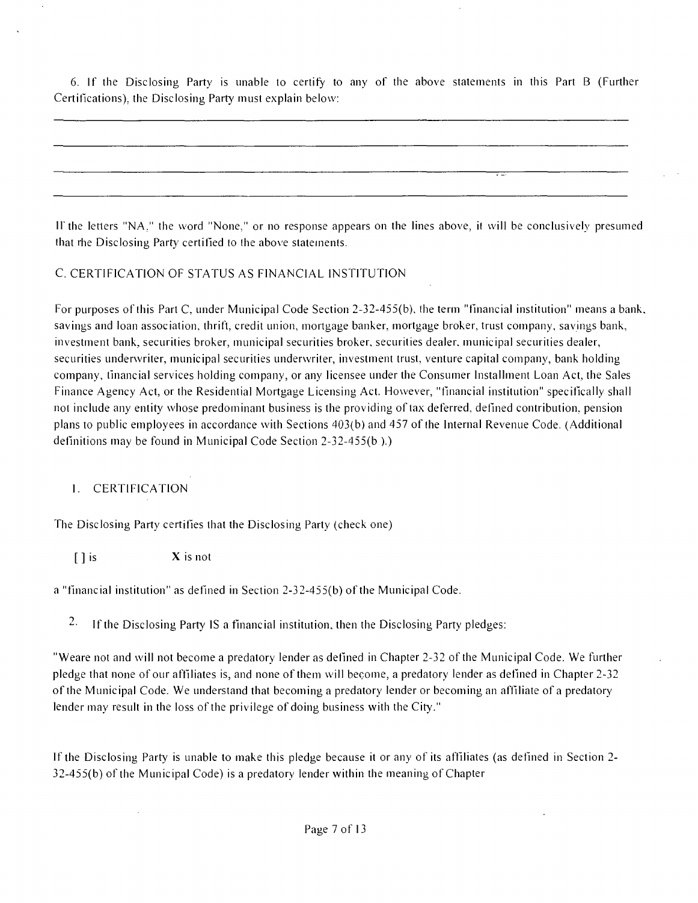6. If the Disclosing Party is unable to certify to any of the above statements in this Part B (Further Certifications), the Disclosing Party must explain below:

______________________________________________________________________________

______________________________________________________________________________

______________________________________________________________________________

______________________________________________________________________________

If the letters "NA," the word "None," or no response appears on the lines above, it will be conclusively presumed that the Disclosing Party certified to the above statements.

C. CERTIFICATION OF STATUS AS FINANCIAL INSTITUTION

For purposes of this Part C, under Municipal Code Section 2-32-455(b), the term "financial institution" means a bank, savings and loan association, thrift, credit union, mortgage banker, mortgage broker, trust company, savings bank, investment bank, securities broker, municipal securities broker, securities dealer, municipal securities dealer, securities underwriter, municipal securities underwriter, investment trust, venture capital company, bank holding company, financial services holding company, or any licensee under the Consumer Installment Loan Act, the Sales Finance Agency Act, or the Residential Mortgage Licensing Act. However, "financial institution" specifically shall not include any entity whose predominant business is the providing of tax deferred, defined contribution, pension plans to public employees in accordance with Sections 403(b) and 457 of the Internal Revenue Code. (Additional definitions may be found in Municipal Code Section 2-32-455(b ).)

1. CERTIFICATION

The Disclosing Party certifies that the Disclosing Party (check one)

[ ] is X is not

a "financial institution" as defined in Section 2-32-455(b) of the Municipal Code.

2. If the Disclosing Party IS a financial institution, then the Disclosing Party pledges:

"Weare not and will not become a predatory lender as defined in Chapter 2-32 of the Municipal Code. We further pledge that none of our affiliates is, and none of them will become, a predatory lender as defined in Chapter 2-32 of the Municipal Code. We understand that becoming a predatory lender or becoming an affiliate of a predatory lender may result in the loss of the privilege of doing business with the City."

If the Disclosing Party is unable to make this pledge because it or any of its affiliates (as defined in Section 2-32-455(b) of the Municipal Code) is a predatory lender within the meaning of Chapter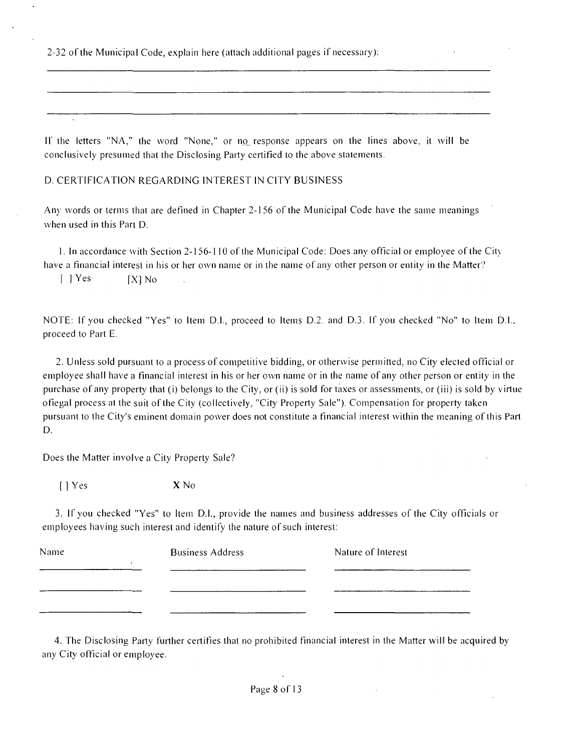2-32 of the Municipal Code, explain here (attach additional pages if necessary):

______________________________________________________________________

______________________________________________________________________

______________________________________________________________________

If the letters "NA," the word "None," or no response appears on the lines above, it will be conclusively presumed that the Disclosing Party certified to the above statements.

D. CERTIFICATION REGARDING INTEREST IN CITY BUSINESS

Any words or terms that are defined in Chapter 2-156 of the Municipal Code have the same meanings when used in this Part D.

1. In accordance with Section 2-156-110 of the Municipal Code: Does any official or employee of the City have a financial interest in his or her own name or in the name of any other person or entity in the Matter?

[ ] Yes [X] No

NOTE: If you checked "Yes" to Item D.1., proceed to Items D.2. and D.3. If you checked "No" to Item D.1., proceed to Part E.

2. Unless sold pursuant to a process of competitive bidding, or otherwise permitted, no City elected official or employee shall have a financial interest in his or her own name or in the name of any other person or entity in the purchase of any property that (i) belongs to the City, or (ii) is sold for taxes or assessments, or (iii) is sold by virtue ofiegal process at the suit of the City (collectively, "City Property Sale"). Compensation for property taken pursuant to the City's eminent domain power does not constitute a financial interest within the meaning of this Part D.

Does the Matter involve a City Property Sale?

[ ] Yes **X** No

3. If you checked "Yes" to Item D.1., provide the names and business addresses of the City officials or employees having such interest and identify the nature of such interest:

| Name | Business Address | Nature of Interest |
|---|---|---|
| | | |
| | | |
| | | |

4. The Disclosing Party further certifies that no prohibited financial interest in the Matter will be acquired by any City official or employee.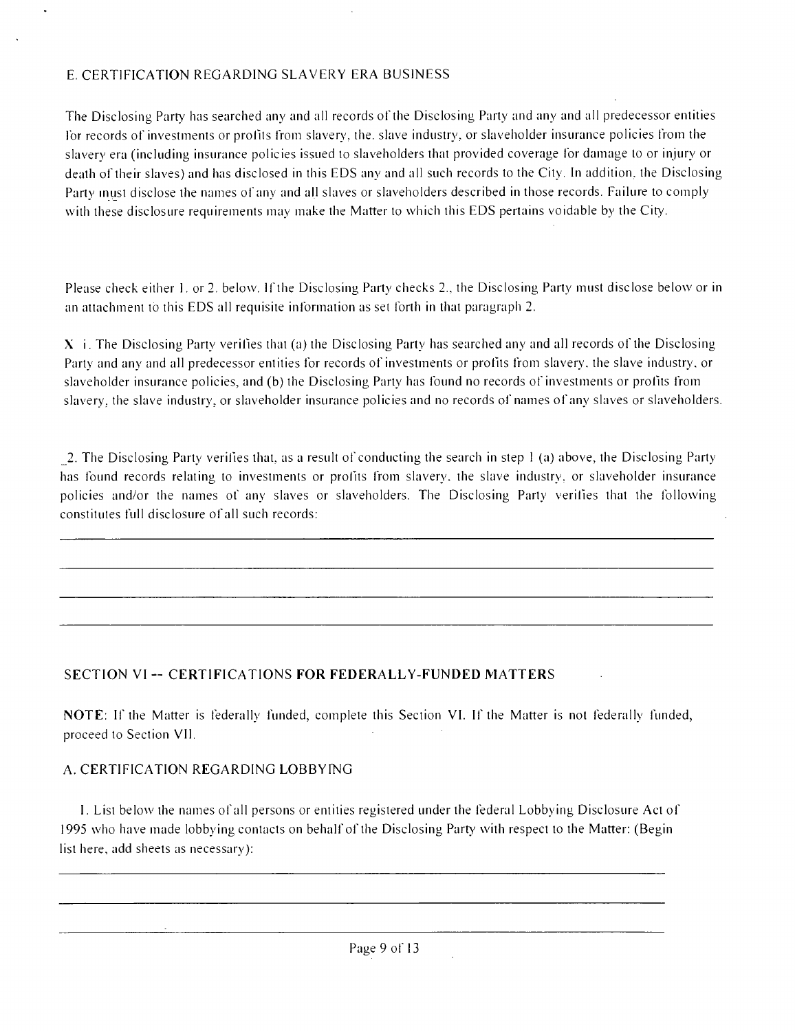E. CERTIFICATION REGARDING SLAVERY ERA BUSINESS

The Disclosing Party has searched any and all records of the Disclosing Party and any and all predecessor entities for records of investments or profits from slavery, the. slave industry, or slaveholder insurance policies from the slavery era (including insurance policies issued to slaveholders that provided coverage for damage to or injury or death of their slaves) and has disclosed in this EDS any and all such records to the City. In addition, the Disclosing Party must disclose the names of any and all slaves or slaveholders described in those records. Failure to comply with these disclosure requirements may make the Matter to which this EDS pertains voidable by the City.

Please check either 1. or 2. below. If the Disclosing Party checks 2., the Disclosing Party must disclose below or in an attachment to this EDS all requisite information as set forth in that paragraph 2.

X i. The Disclosing Party verifies that (a) the Disclosing Party has searched any and all records of the Disclosing Party and any and all predecessor entities for records of investments or profits from slavery, the slave industry, or slaveholder insurance policies, and (b) the Disclosing Party has found no records of investments or profits from slavery, the slave industry, or slaveholder insurance policies and no records of names of any slaves or slaveholders.

_2. The Disclosing Party verifies that, as a result of conducting the search in step 1 (a) above, the Disclosing Party has found records relating to investments or profits from slavery, the slave industry, or slaveholder insurance policies and/or the names of any slaves or slaveholders. The Disclosing Party verifies that the following constitutes full disclosure of all such records:

________________________________________________________________________

________________________________________________________________________

________________________________________________________________________

________________________________________________________________________

## SECTION VI -- CERTIFICATIONS FOR FEDERALLY-FUNDED MATTERS

**NOTE:** If the Matter is federally funded, complete this Section VI. If the Matter is not federally funded, proceed to Section VII.

A. CERTIFICATION REGARDING LOBBYING

1. List below the names of all persons or entities registered under the federal Lobbying Disclosure Act of 1995 who have made lobbying contacts on behalf of the Disclosing Party with respect to the Matter: (Begin list here, add sheets as necessary):

________________________________________________________________________

________________________________________________________________________

________________________________________________________________________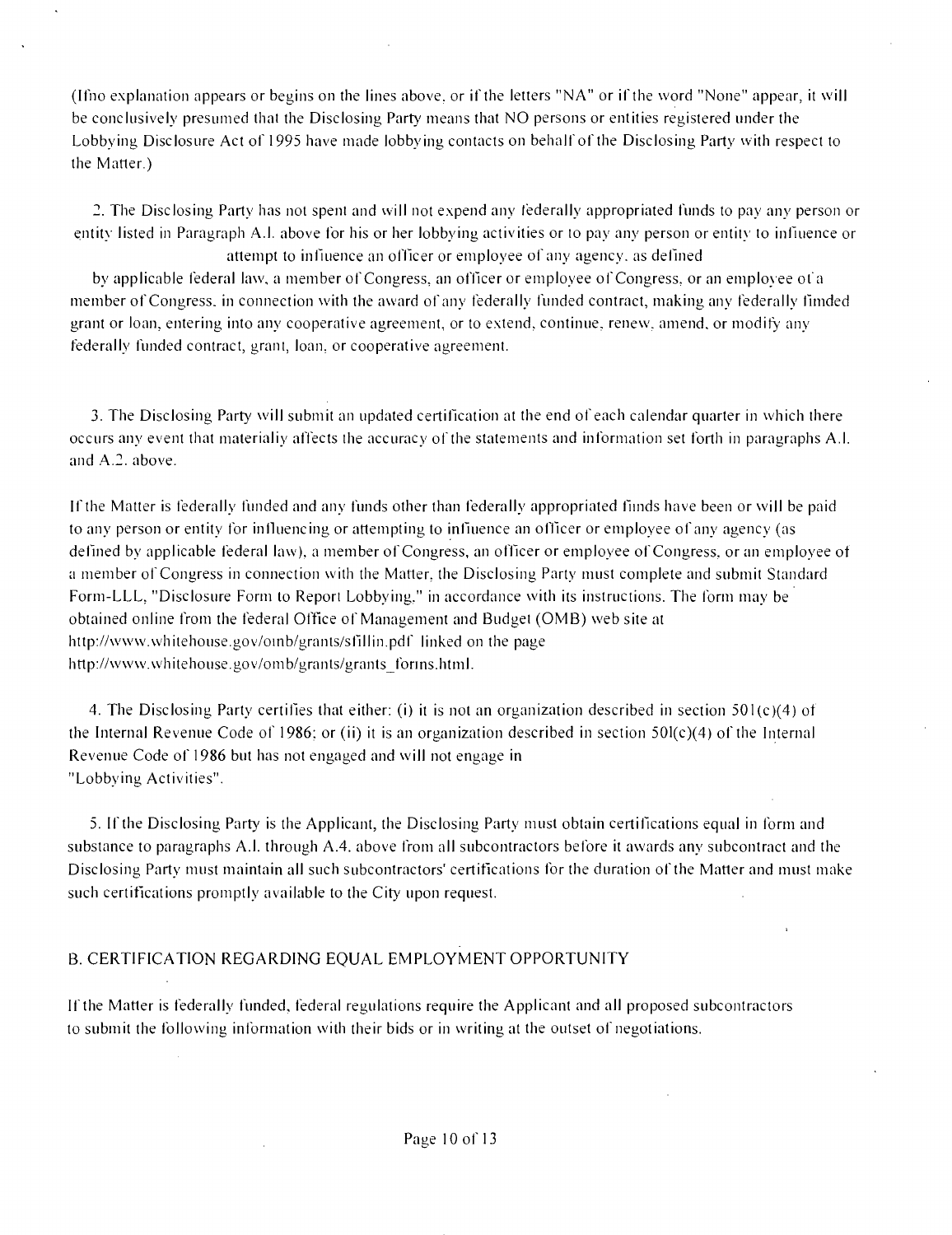(If no explanation appears or begins on the lines above, or if the letters "NA" or if the word "None" appear, it will be conclusively presumed that the Disclosing Party means that NO persons or entities registered under the Lobbying Disclosure Act of 1995 have made lobbying contacts on behalf of the Disclosing Party with respect to the Matter.)

2. The Disclosing Party has not spent and will not expend any federally appropriated funds to pay any person or entity listed in Paragraph A.l. above for his or her lobbying activities or to pay any person or entity to influence or attempt to influence an officer or employee of any agency, as defined by applicable federal law, a member of Congress, an officer or employee of Congress, or an employee of a member of Congress, in connection with the award of any federally funded contract, making any federally fimded grant or loan, entering into any cooperative agreement, or to extend, continue, renew, amend, or modify any federally funded contract, grant, loan, or cooperative agreement.

3. The Disclosing Party will submit an updated certification at the end of each calendar quarter in which there occurs any event that materialiy affects the accuracy of the statements and information set forth in paragraphs A.l. and A.2. above.

If the Matter is federally funded and any funds other than federally appropriated finds have been or will be paid to any person or entity for influencing or attempting to influence an officer or employee of any agency (as defined by applicable federal law), a member of Congress, an officer or employee of Congress, or an employee of a member of Congress in connection with the Matter, the Disclosing Party must complete and submit Standard Form-LLL, "Disclosure Form to Report Lobbying," in accordance with its instructions. The form may be obtained online from the federal Office of Management and Budget (OMB) web site at http://www.whitehouse.gov/omb/grants/sfllin.pdf linked on the page http://www.whitehouse.gov/omb/grants/grants_forms.html.

4. The Disclosing Party certifies that either: (i) it is not an organization described in section 501(c)(4) of the Internal Revenue Code of 1986; or (ii) it is an organization described in section 501(c)(4) of the Internal Revenue Code of 1986 but has not engaged and will not engage in "Lobbying Activities".

5. If the Disclosing Party is the Applicant, the Disclosing Party must obtain certifications equal in form and substance to paragraphs A.l. through A.4. above from all subcontractors before it awards any subcontract and the Disclosing Party must maintain all such subcontractors' certifications for the duration of the Matter and must make such certifications promptly available to the City upon request.

## B. CERTIFICATION REGARDING EQUAL EMPLOYMENT OPPORTUNITY

If the Matter is federally funded, federal regulations require the Applicant and all proposed subcontractors to submit the following information with their bids or in writing at the outset of negotiations.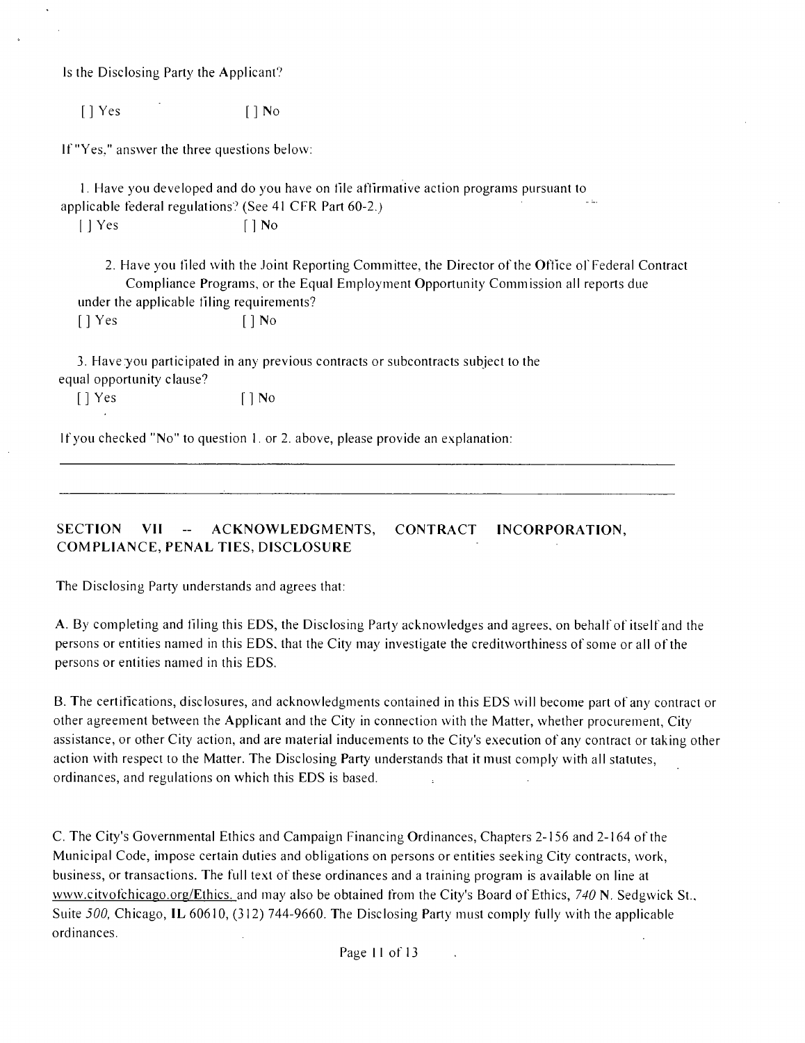Is the Disclosing Party the Applicant?

[ ] Yes [ ] No

If "Yes," answer the three questions below:

1. Have you developed and do you have on file affirmative action programs pursuant to applicable federal regulations? (See 41 CFR Part 60-2.)

[ ] Yes [ ] No

2. Have you filed with the Joint Reporting Committee, the Director of the Office of Federal Contract Compliance Programs, or the Equal Employment Opportunity Commission all reports due under the applicable filing requirements?

[ ] Yes [ ] No

3. Have you participated in any previous contracts or subcontracts subject to the equal opportunity clause?

[ ] Yes [ ] No

If you checked "No" to question 1. or 2. above, please provide an explanation:

______________________________________________________________________________

______________________________________________________________________________

## SECTION VII -- ACKNOWLEDGMENTS, CONTRACT INCORPORATION, COMPLIANCE, PENAL TIES, DISCLOSURE

The Disclosing Party understands and agrees that:

A. By completing and filing this EDS, the Disclosing Party acknowledges and agrees, on behalf of itself and the persons or entities named in this EDS, that the City may investigate the creditworthiness of some or all of the persons or entities named in this EDS.

B. The certifications, disclosures, and acknowledgments contained in this EDS will become part of any contract or other agreement between the Applicant and the City in connection with the Matter, whether procurement, City assistance, or other City action, and are material inducements to the City's execution of any contract or taking other action with respect to the Matter. The Disclosing Party understands that it must comply with all statutes, ordinances, and regulations on which this EDS is based.

C. The City's Governmental Ethics and Campaign Financing Ordinances, Chapters 2-156 and 2-164 of the Municipal Code, impose certain duties and obligations on persons or entities seeking City contracts, work, business, or transactions. The full text of these ordinances and a training program is available on line at www.citvofchicago.org/Ethics. and may also be obtained from the City's Board of Ethics, 740 N. Sedgwick St., Suite 500, Chicago, IL 60610, (312) 744-9660. The Disclosing Party must comply fully with the applicable ordinances.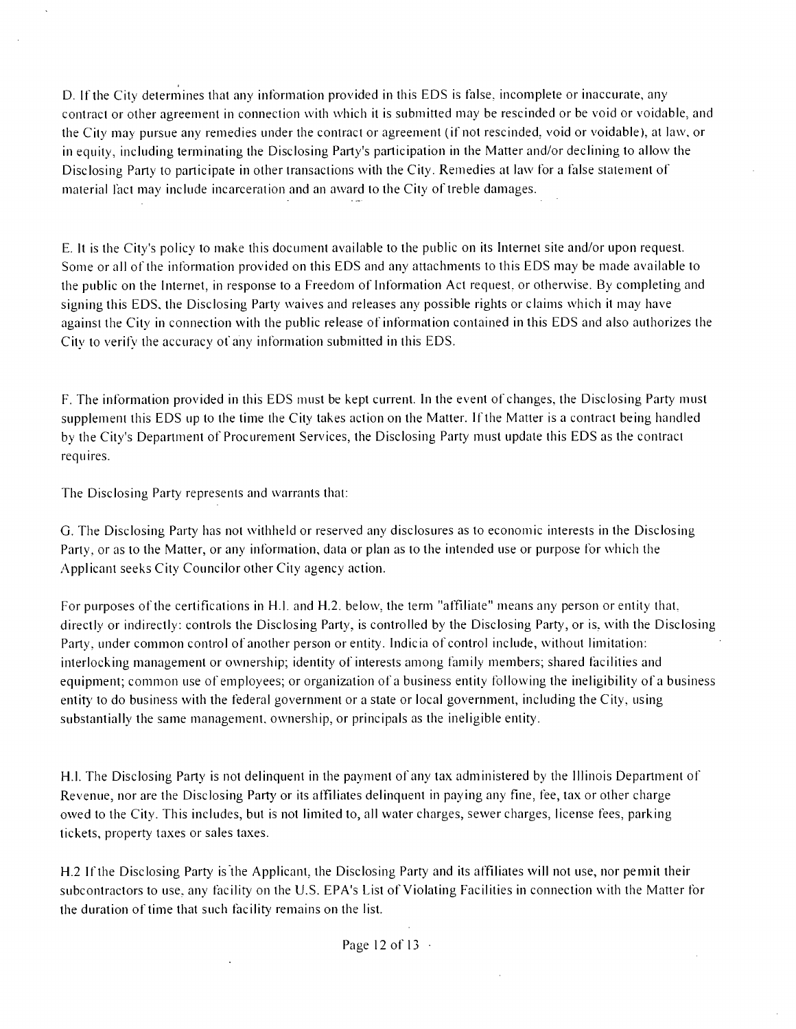D. If the City determines that any information provided in this EDS is false, incomplete or inaccurate, any contract or other agreement in connection with which it is submitted may be rescinded or be void or voidable, and the City may pursue any remedies under the contract or agreement (if not rescinded, void or voidable), at law, or in equity, including terminating the Disclosing Party's participation in the Matter and/or declining to allow the Disclosing Party to participate in other transactions with the City. Remedies at law for a false statement of material fact may include incarceration and an award to the City of treble damages.

E. It is the City's policy to make this document available to the public on its Internet site and/or upon request. Some or all of the information provided on this EDS and any attachments to this EDS may be made available to the public on the Internet, in response to a Freedom of Information Act request, or otherwise. By completing and signing this EDS, the Disclosing Party waives and releases any possible rights or claims which it may have against the City in connection with the public release of information contained in this EDS and also authorizes the City to verify the accuracy of any information submitted in this EDS.

F. The information provided in this EDS must be kept current. In the event of changes, the Disclosing Party must supplement this EDS up to the time the City takes action on the Matter. If the Matter is a contract being handled by the City's Department of Procurement Services, the Disclosing Party must update this EDS as the contract requires.

The Disclosing Party represents and warrants that:

G. The Disclosing Party has not withheld or reserved any disclosures as to economic interests in the Disclosing Party, or as to the Matter, or any information, data or plan as to the intended use or purpose for which the Applicant seeks City Councilor other City agency action.

For purposes of the certifications in H.1. and H.2. below, the term "affiliate" means any person or entity that, directly or indirectly: controls the Disclosing Party, is controlled by the Disclosing Party, or is, with the Disclosing Party, under common control of another person or entity. Indicia of control include, without limitation: interlocking management or ownership; identity of interests among family members; shared facilities and equipment; common use of employees; or organization of a business entity following the ineligibility of a business entity to do business with the federal government or a state or local government, including the City, using substantially the same management, ownership, or principals as the ineligible entity.

H.1. The Disclosing Party is not delinquent in the payment of any tax administered by the Illinois Department of Revenue, nor are the Disclosing Party or its affiliates delinquent in paying any fine, fee, tax or other charge owed to the City. This includes, but is not limited to, all water charges, sewer charges, license fees, parking tickets, property taxes or sales taxes.

H.2 If the Disclosing Party is the Applicant, the Disclosing Party and its affiliates will not use, nor pemit their subcontractors to use, any facility on the U.S. EPA's List of Violating Facilities in connection with the Matter for the duration of time that such facility remains on the list.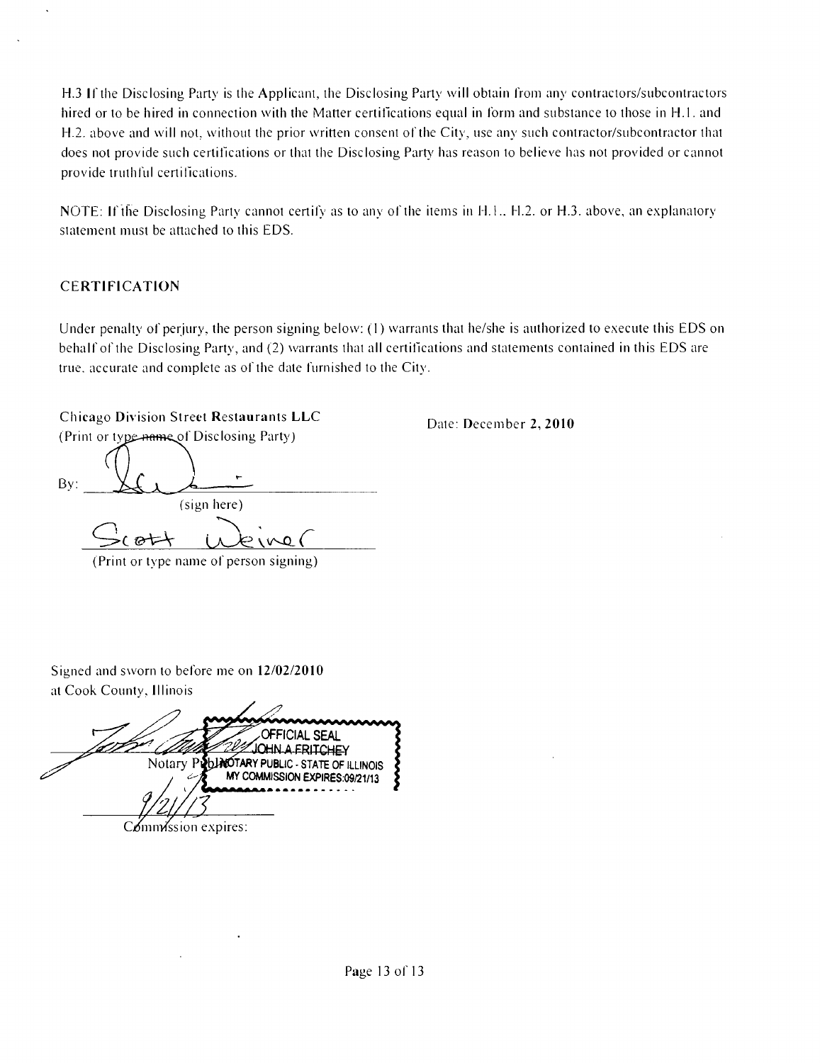H.3 If the Disclosing Party is the Applicant, the Disclosing Party will obtain from any contractors/subcontractors hired or to be hired in connection with the Matter certifications equal in form and substance to those in H.1. and H.2. above and will not, without the prior written consent of the City, use any such contractor/subcontractor that does not provide such certifications or that the Disclosing Party has reason to believe has not provided or cannot provide truthful certifications.

NOTE: If the Disclosing Party cannot certify as to any of the items in H.1., H.2. or H.3. above, an explanatory statement must be attached to this EDS.

## CERTIFICATION

Under penalty of perjury, the person signing below: (1) warrants that he/she is authorized to execute this EDS on behalf of the Disclosing Party, and (2) warrants that all certifications and statements contained in this EDS are true, accurate and complete as of the date furnished to the City.

**Chicago Division Street Restaurants LLC**
(Print or type name of Disclosing Party)

Date: **December 2, 2010**

By: ______________________
(sign here)

Scott Weiner
(Print or type name of person signing)

Signed and sworn to before me on **12/02/2010**
at Cook County, Illinois

______________________
Notary Public

OFFICIAL SEAL
JOHN A FRITCHEY
NOTARY PUBLIC - STATE OF ILLINOIS
MY COMMISSION EXPIRES:09/21/13

9/21/13
Commission expires: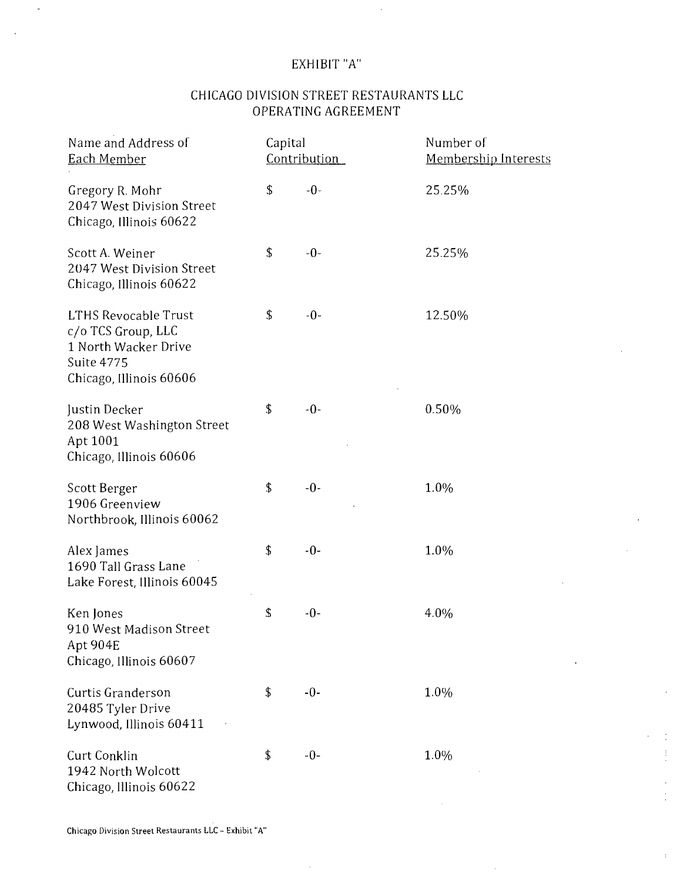# EXHIBIT "A"

## CHICAGO DIVISION STREET RESTAURANTS LLC OPERATING AGREEMENT

| Name and Address of Each Member | Capital Contribution | Number of Membership Interests |
|---|---|---|
| Gregory R. Mohr<br>2047 West Division Street<br>Chicago, Illinois 60622 | $ -0- | 25.25% |
| Scott A. Weiner<br>2047 West Division Street<br>Chicago, Illinois 60622 | $ -0- | 25.25% |
| LTHS Revocable Trust<br>c/o TCS Group, LLC<br>1 North Wacker Drive<br>Suite 4775<br>Chicago, Illinois 60606 | $ -0- | 12.50% |
| Justin Decker<br>208 West Washington Street<br>Apt 1001<br>Chicago, Illinois 60606 | $ -0- | 0.50% |
| Scott Berger<br>1906 Greenview<br>Northbrook, Illinois 60062 | $ -0- | 1.0% |
| Alex James<br>1690 Tall Grass Lane<br>Lake Forest, Illinois 60045 | $ -0- | 1.0% |
| Ken Jones<br>910 West Madison Street<br>Apt 904E<br>Chicago, Illinois 60607 | $ -0- | 4.0% |
| Curtis Granderson<br>20485 Tyler Drive<br>Lynwood, Illinois 60411 | $ -0- | 1.0% |
| Curt Conklin<br>1942 North Wolcott<br>Chicago, Illinois 60622 | $ -0- | 1.0% |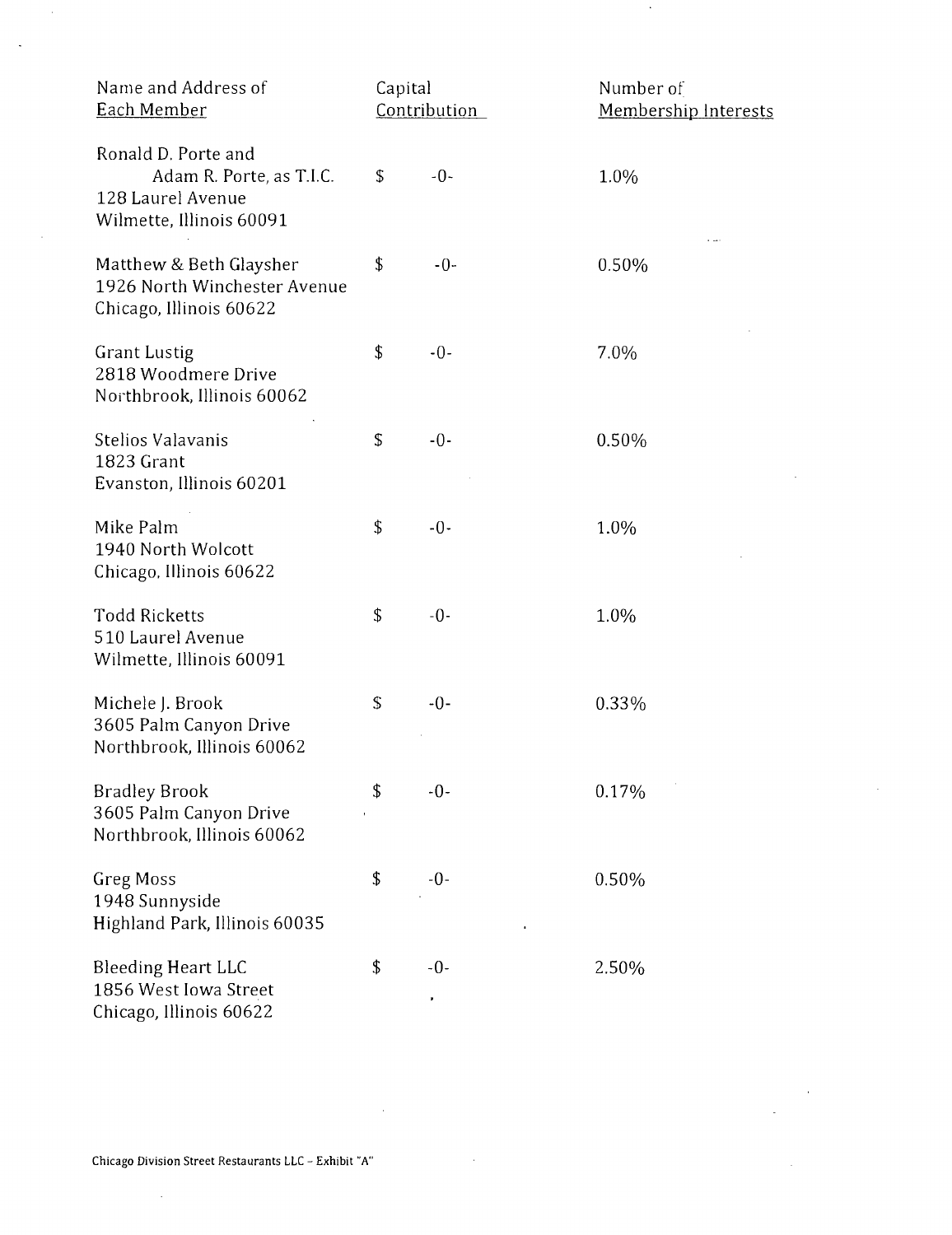| Name and Address of Each Member | Capital Contribution | Number of Membership Interests |
|---|---|---|
| Ronald D. Porte and Adam R. Porte, as T.I.C.<br>128 Laurel Avenue<br>Wilmette, Illinois 60091 | $ -0- | 1.0% |
| Matthew & Beth Glaysher<br>1926 North Winchester Avenue<br>Chicago, Illinois 60622 | $ -0- | 0.50% |
| Grant Lustig<br>2818 Woodmere Drive<br>Northbrook, Illinois 60062 | $ -0- | 7.0% |
| Stelios Valavanis<br>1823 Grant<br>Evanston, Illinois 60201 | $ -0- | 0.50% |
| Mike Palm<br>1940 North Wolcott<br>Chicago, Illinois 60622 | $ -0- | 1.0% |
| Todd Ricketts<br>510 Laurel Avenue<br>Wilmette, Illinois 60091 | $ -0- | 1.0% |
| Michele J. Brook<br>3605 Palm Canyon Drive<br>Northbrook, Illinois 60062 | $ -0- | 0.33% |
| Bradley Brook<br>3605 Palm Canyon Drive<br>Northbrook, Illinois 60062 | $ -0- | 0.17% |
| Greg Moss<br>1948 Sunnyside<br>Highland Park, Illinois 60035 | $ -0- | 0.50% |
| Bleeding Heart LLC<br>1856 West Iowa Street<br>Chicago, Illinois 60622 | $ -0- | 2.50% |

Chicago Division Street Restaurants LLC – Exhibit "A"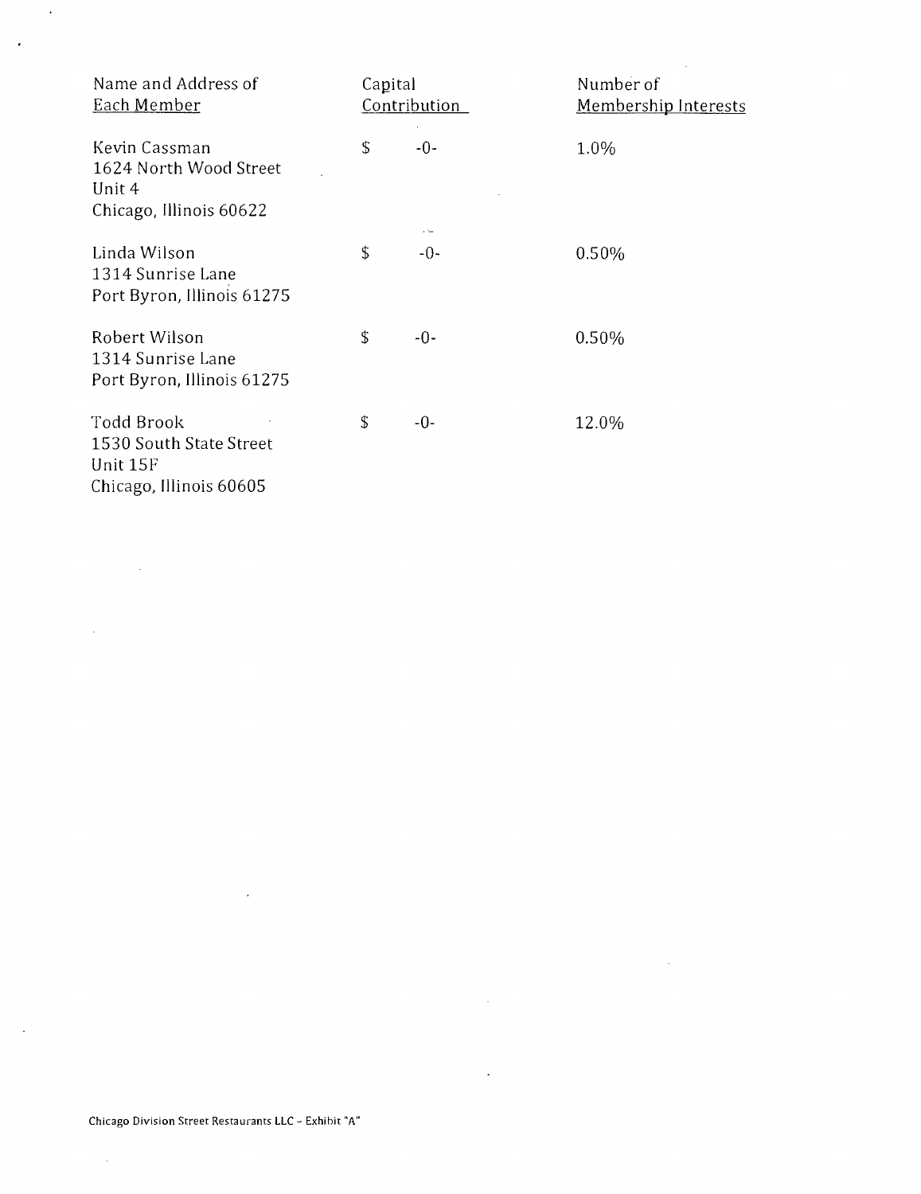| Name and Address of Each Member | Capital Contribution | Number of Membership Interests |
|---|---|---|
| Kevin Cassman<br>1624 North Wood Street<br>Unit 4<br>Chicago, Illinois 60622 | $ -0- | 1.0% |
| Linda Wilson<br>1314 Sunrise Lane<br>Port Byron, Illinois 61275 | $ -0- | 0.50% |
| Robert Wilson<br>1314 Sunrise Lane<br>Port Byron, Illinois 61275 | $ -0- | 0.50% |
| Todd Brook<br>1530 South State Street<br>Unit 15F<br>Chicago, Illinois 60605 | $ -0- | 12.0% |

Chicago Division Street Restaurants LLC - Exhibit "A"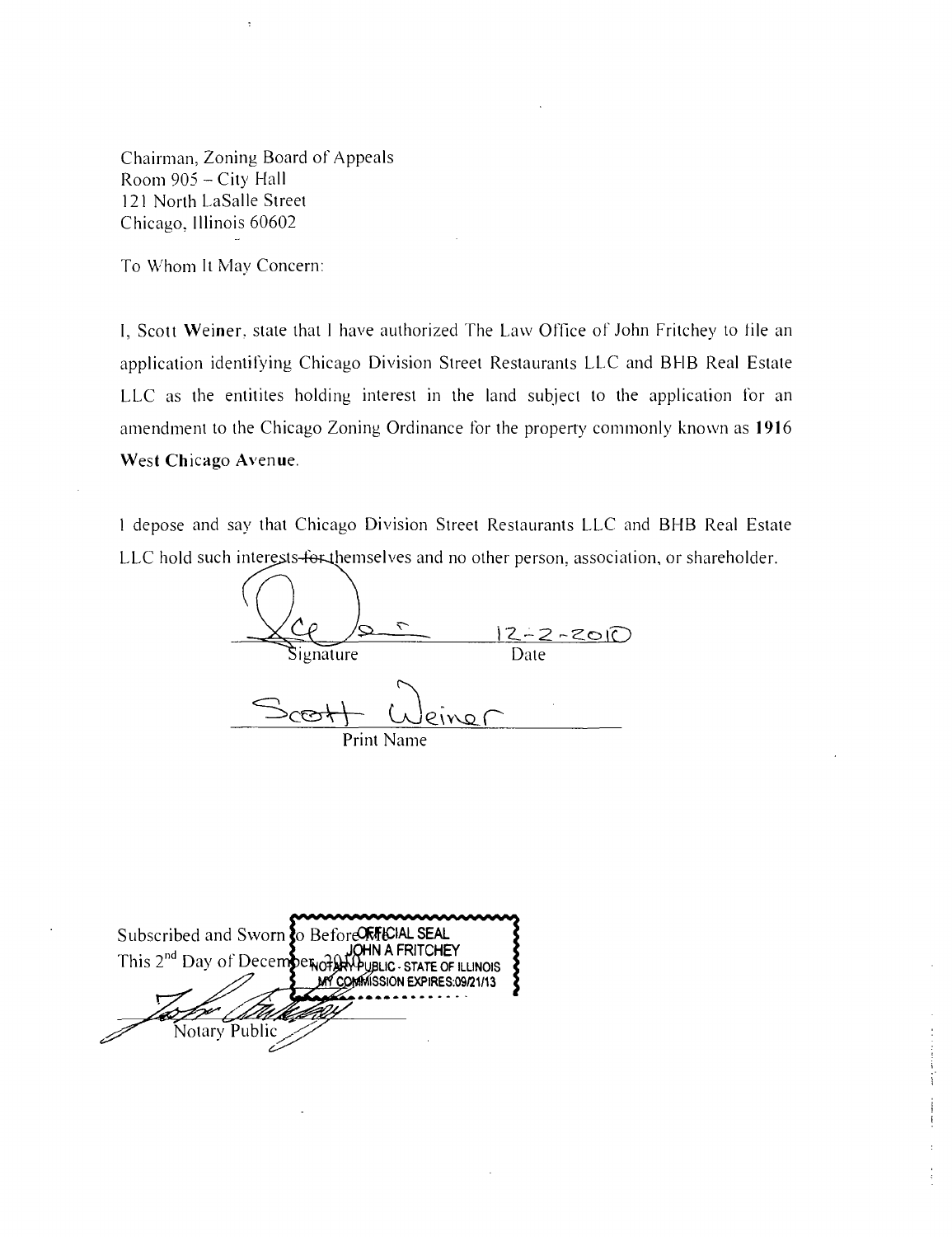Chairman, Zoning Board of Appeals
Room 905 – City Hall
121 North LaSalle Street
Chicago, Illinois 60602

To Whom It May Concern:

I, Scott **Weiner**, state that I have authorized The Law Office of John Fritchey to file an application identifying Chicago Division Street Restaurants LLC and BHB Real Estate LLC as the entitites holding interest in the land subject to the application for an amendment to the Chicago Zoning Ordinance for the property commonly known as **1916 West Chicago Avenue**.

I depose and say that Chicago Division Street Restaurants LLC and BHB Real Estate LLC hold such interests ~~for~~ themselves and no other person, association, or shareholder.

Signature: ______________________ Date: 12-2-2010

Print Name: Scott Weiner

Subscribed and Sworn to Before Me
This 2[nd] Day of December 2010

Notary Public

OFFICIAL SEAL
JOHN A FRITCHEY
NOTARY PUBLIC - STATE OF ILLINOIS
MY COMMISSION EXPIRES:09/21/13